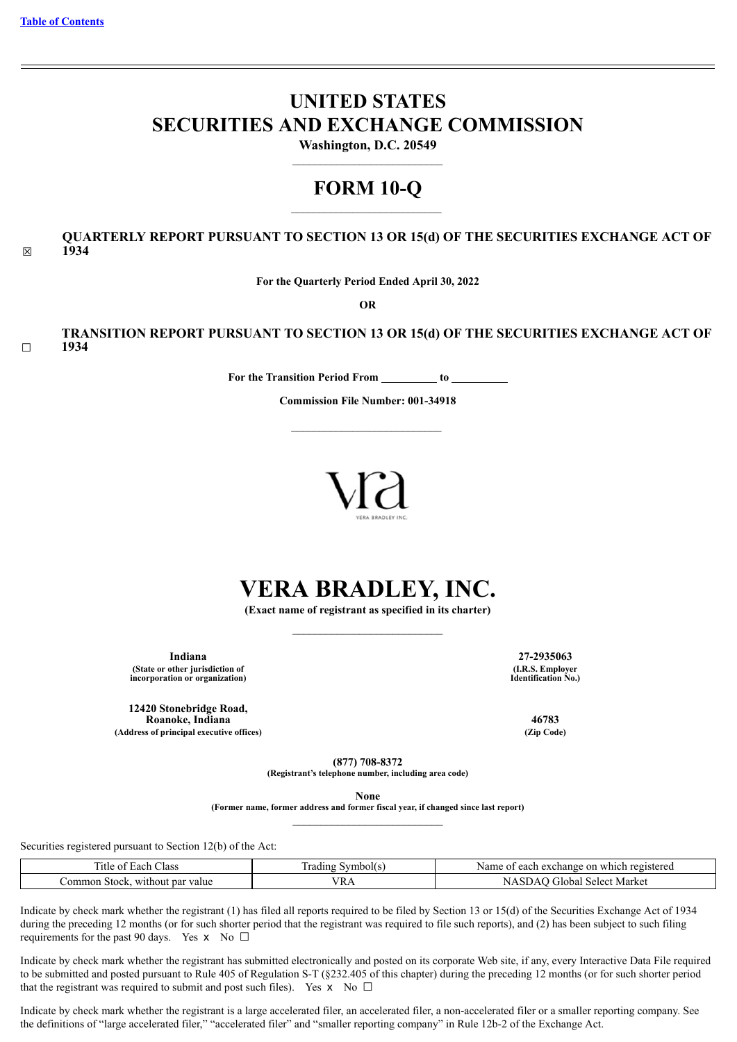Table of Contents

# UNITED STATES
# SECURITIES AND EXCHANGE COMMISSION

**Washington, D.C. 20549**

## FORM 10-Q

☒ **QUARTERLY REPORT PURSUANT TO SECTION 13 OR 15(d) OF THE SECURITIES EXCHANGE ACT OF 1934**

**For the Quarterly Period Ended April 30, 2022**

**OR**

☐ **TRANSITION REPORT PURSUANT TO SECTION 13 OR 15(d) OF THE SECURITIES EXCHANGE ACT OF 1934**

**For the Transition Period From __________ to __________**

**Commission File Number: 001-34918**

# VERA BRADLEY, INC.

**(Exact name of registrant as specified in its charter)**

| | |
|---|---|
| **Indiana**<br>**(State or other jurisdiction of incorporation or organization)** | **27-2935063**<br>**(I.R.S. Employer Identification No.)** |
| **12420 Stonebridge Road, Roanoke, Indiana**<br>**(Address of principal executive offices)** | **46783**<br>**(Zip Code)** |

**(877) 708-8372**
**(Registrant's telephone number, including area code)**

**None**
**(Former name, former address and former fiscal year, if changed since last report)**

Securities registered pursuant to Section 12(b) of the Act:

| Title of Each Class | Trading Symbol(s) | Name of each exchange on which registered |
|---|---|---|
| Common Stock, without par value | VRA | NASDAQ Global Select Market |

Indicate by check mark whether the registrant (1) has filed all reports required to be filed by Section 13 or 15(d) of the Securities Exchange Act of 1934 during the preceding 12 months (or for such shorter period that the registrant was required to file such reports), and (2) has been subject to such filing requirements for the past 90 days. Yes x No ☐

Indicate by check mark whether the registrant has submitted electronically and posted on its corporate Web site, if any, every Interactive Data File required to be submitted and posted pursuant to Rule 405 of Regulation S-T (§232.405 of this chapter) during the preceding 12 months (or for such shorter period that the registrant was required to submit and post such files). Yes x No ☐

Indicate by check mark whether the registrant is a large accelerated filer, an accelerated filer, a non-accelerated filer or a smaller reporting company. See the definitions of "large accelerated filer," "accelerated filer" and "smaller reporting company" in Rule 12b-2 of the Exchange Act.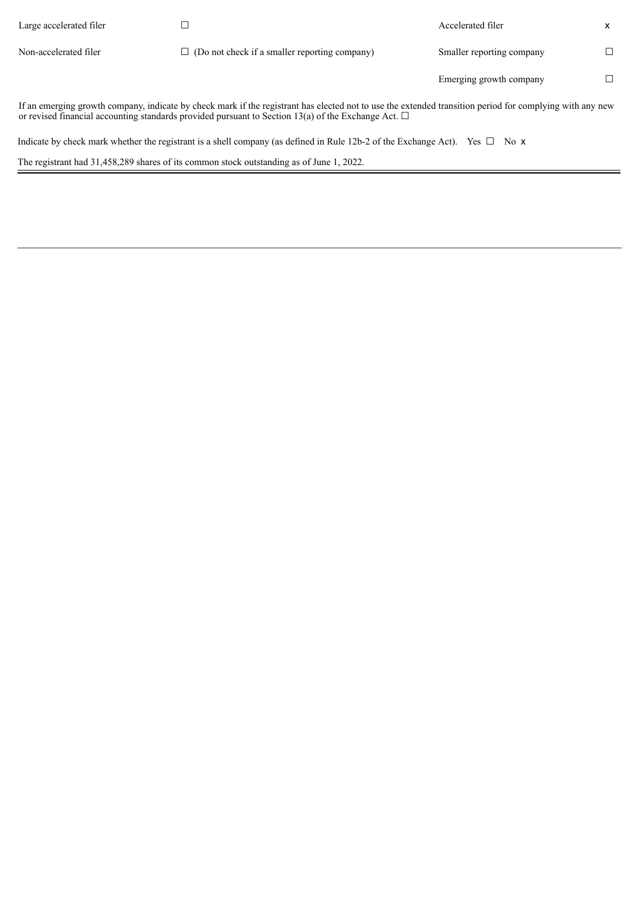| | | | |
|---|---|---|---|
| Large accelerated filer | ☐ | Accelerated filer | x |
| Non-accelerated filer | ☐ (Do not check if a smaller reporting company) | Smaller reporting company | ☐ |
| | | Emerging growth company | ☐ |

If an emerging growth company, indicate by check mark if the registrant has elected not to use the extended transition period for complying with any new or revised financial accounting standards provided pursuant to Section 13(a) of the Exchange Act. ☐

Indicate by check mark whether the registrant is a shell company (as defined in Rule 12b-2 of the Exchange Act). Yes ☐ No x

The registrant had 31,458,289 shares of its common stock outstanding as of June 1, 2022.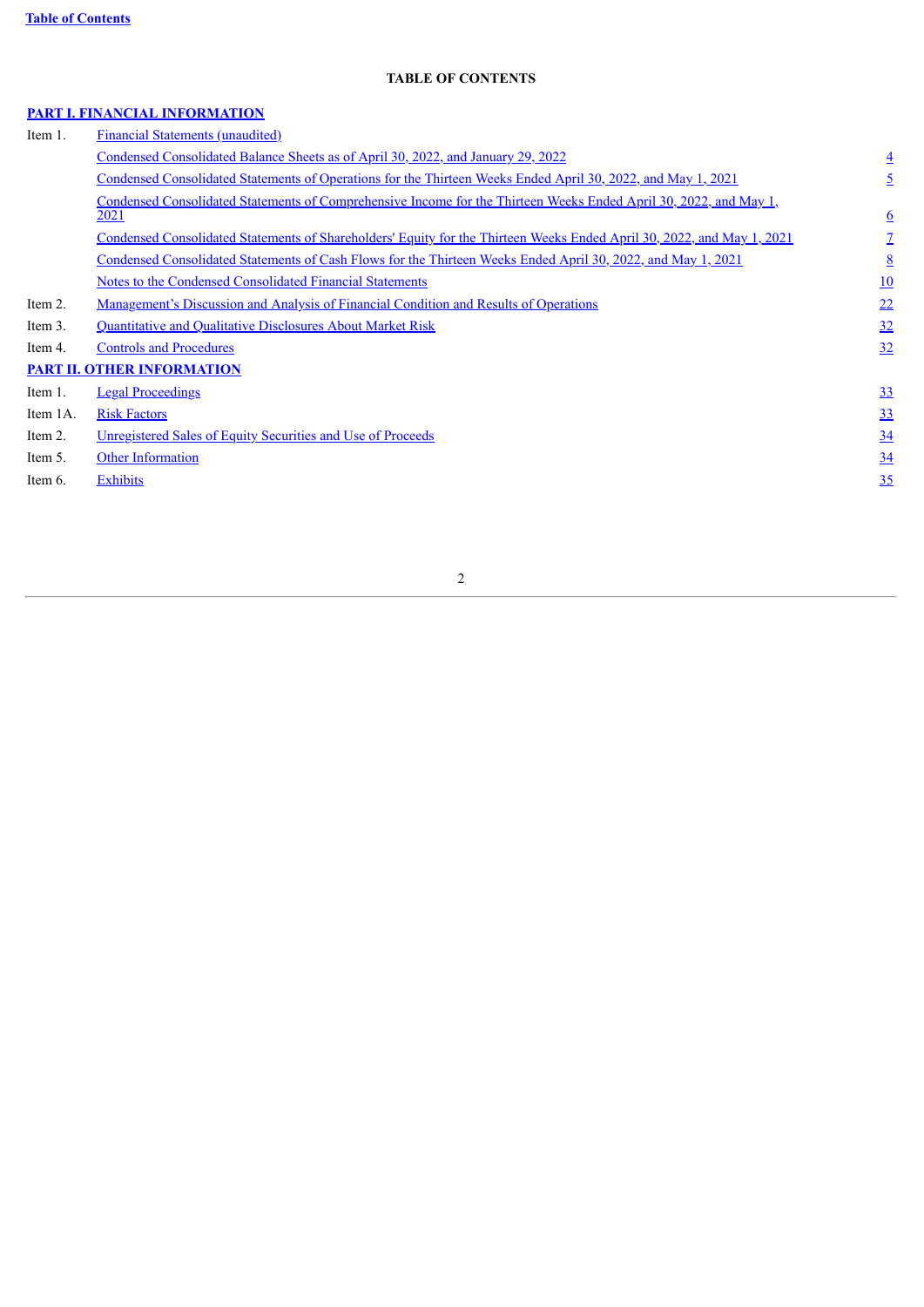Table of Contents

# TABLE OF CONTENTS

**PART I. FINANCIAL INFORMATION**

| | | |
|---|---|---|
| Item 1. | Financial Statements (unaudited) | |
| | Condensed Consolidated Balance Sheets as of April 30, 2022, and January 29, 2022 | 4 |
| | Condensed Consolidated Statements of Operations for the Thirteen Weeks Ended April 30, 2022, and May 1, 2021 | 5 |
| | Condensed Consolidated Statements of Comprehensive Income for the Thirteen Weeks Ended April 30, 2022, and May 1, 2021 | 6 |
| | Condensed Consolidated Statements of Shareholders' Equity for the Thirteen Weeks Ended April 30, 2022, and May 1, 2021 | 7 |
| | Condensed Consolidated Statements of Cash Flows for the Thirteen Weeks Ended April 30, 2022, and May 1, 2021 | 8 |
| | Notes to the Condensed Consolidated Financial Statements | 10 |
| Item 2. | Management's Discussion and Analysis of Financial Condition and Results of Operations | 22 |
| Item 3. | Quantitative and Qualitative Disclosures About Market Risk | 32 |
| Item 4. | Controls and Procedures | 32 |

**PART II. OTHER INFORMATION**

| | | |
|---|---|---|
| Item 1. | Legal Proceedings | 33 |
| Item 1A. | Risk Factors | 33 |
| Item 2. | Unregistered Sales of Equity Securities and Use of Proceeds | 34 |
| Item 5. | Other Information | 34 |
| Item 6. | Exhibits | 35 |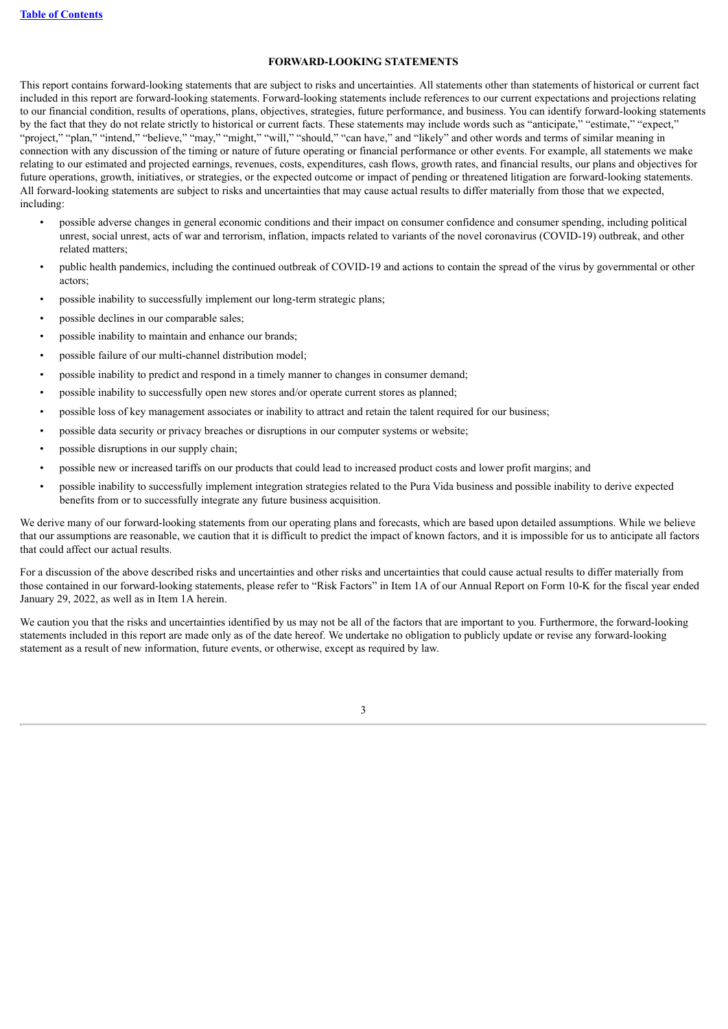## FORWARD-LOOKING STATEMENTS

This report contains forward-looking statements that are subject to risks and uncertainties. All statements other than statements of historical or current fact included in this report are forward-looking statements. Forward-looking statements include references to our current expectations and projections relating to our financial condition, results of operations, plans, objectives, strategies, future performance, and business. You can identify forward-looking statements by the fact that they do not relate strictly to historical or current facts. These statements may include words such as "anticipate," "estimate," "expect," "project," "plan," "intend," "believe," "may," "might," "will," "should," "can have," and "likely" and other words and terms of similar meaning in connection with any discussion of the timing or nature of future operating or financial performance or other events. For example, all statements we make relating to our estimated and projected earnings, revenues, costs, expenditures, cash flows, growth rates, and financial results, our plans and objectives for future operations, growth, initiatives, or strategies, or the expected outcome or impact of pending or threatened litigation are forward-looking statements. All forward-looking statements are subject to risks and uncertainties that may cause actual results to differ materially from those that we expected, including:

- possible adverse changes in general economic conditions and their impact on consumer confidence and consumer spending, including political unrest, social unrest, acts of war and terrorism, inflation, impacts related to variants of the novel coronavirus (COVID-19) outbreak, and other related matters;
- public health pandemics, including the continued outbreak of COVID-19 and actions to contain the spread of the virus by governmental or other actors;
- possible inability to successfully implement our long-term strategic plans;
- possible declines in our comparable sales;
- possible inability to maintain and enhance our brands;
- possible failure of our multi-channel distribution model;
- possible inability to predict and respond in a timely manner to changes in consumer demand;
- possible inability to successfully open new stores and/or operate current stores as planned;
- possible loss of key management associates or inability to attract and retain the talent required for our business;
- possible data security or privacy breaches or disruptions in our computer systems or website;
- possible disruptions in our supply chain;
- possible new or increased tariffs on our products that could lead to increased product costs and lower profit margins; and
- possible inability to successfully implement integration strategies related to the Pura Vida business and possible inability to derive expected benefits from or to successfully integrate any future business acquisition.

We derive many of our forward-looking statements from our operating plans and forecasts, which are based upon detailed assumptions. While we believe that our assumptions are reasonable, we caution that it is difficult to predict the impact of known factors, and it is impossible for us to anticipate all factors that could affect our actual results.

For a discussion of the above described risks and uncertainties and other risks and uncertainties that could cause actual results to differ materially from those contained in our forward-looking statements, please refer to "Risk Factors" in Item 1A of our Annual Report on Form 10-K for the fiscal year ended January 29, 2022, as well as in Item 1A herein.

We caution you that the risks and uncertainties identified by us may not be all of the factors that are important to you. Furthermore, the forward-looking statements included in this report are made only as of the date hereof. We undertake no obligation to publicly update or revise any forward-looking statement as a result of new information, future events, or otherwise, except as required by law.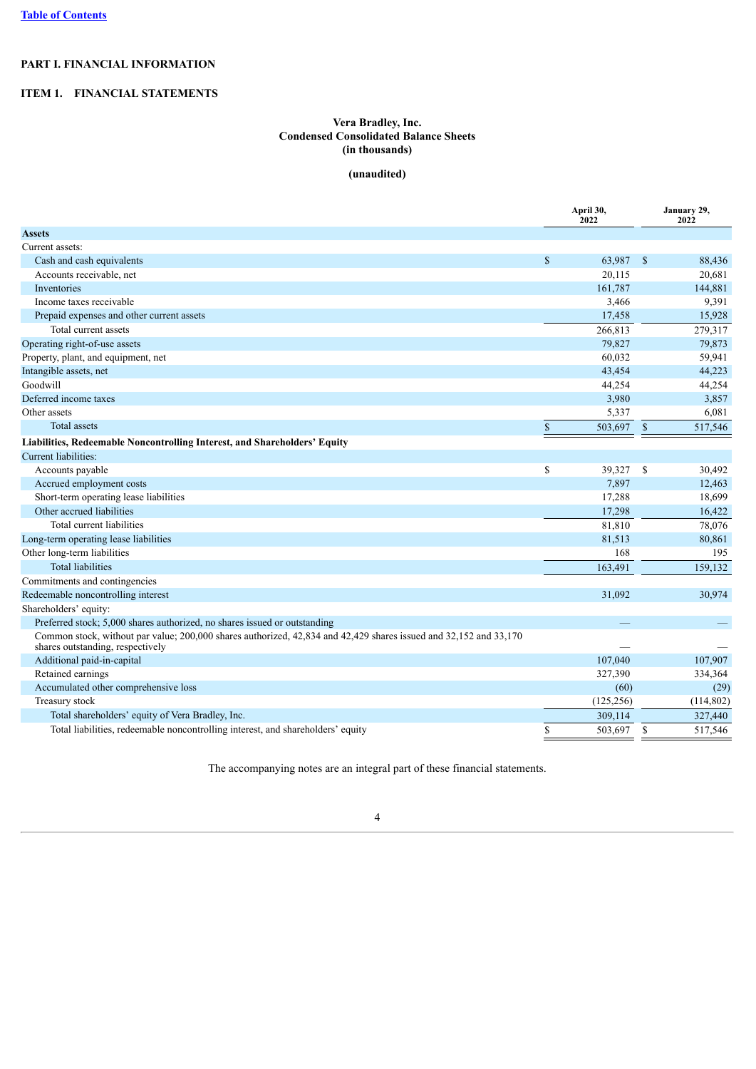[Table of Contents](#)

# PART I. FINANCIAL INFORMATION

## ITEM 1. FINANCIAL STATEMENTS

### Vera Bradley, Inc.
### Condensed Consolidated Balance Sheets
### (in thousands)

**(unaudited)**

| | April 30, 2022 | January 29, 2022 |
|---|---|---|
| **Assets** | | |
| Current assets: | | |
| Cash and cash equivalents | $ 63,987 | $ 88,436 |
| Accounts receivable, net | 20,115 | 20,681 |
| Inventories | 161,787 | 144,881 |
| Income taxes receivable | 3,466 | 9,391 |
| Prepaid expenses and other current assets | 17,458 | 15,928 |
| Total current assets | 266,813 | 279,317 |
| Operating right-of-use assets | 79,827 | 79,873 |
| Property, plant, and equipment, net | 60,032 | 59,941 |
| Intangible assets, net | 43,454 | 44,223 |
| Goodwill | 44,254 | 44,254 |
| Deferred income taxes | 3,980 | 3,857 |
| Other assets | 5,337 | 6,081 |
| Total assets | $ 503,697 | $ 517,546 |
| **Liabilities, Redeemable Noncontrolling Interest, and Shareholders' Equity** | | |
| Current liabilities: | | |
| Accounts payable | $ 39,327 | $ 30,492 |
| Accrued employment costs | 7,897 | 12,463 |
| Short-term operating lease liabilities | 17,288 | 18,699 |
| Other accrued liabilities | 17,298 | 16,422 |
| Total current liabilities | 81,810 | 78,076 |
| Long-term operating lease liabilities | 81,513 | 80,861 |
| Other long-term liabilities | 168 | 195 |
| Total liabilities | 163,491 | 159,132 |
| Commitments and contingencies | | |
| Redeemable noncontrolling interest | 31,092 | 30,974 |
| Shareholders' equity: | | |
| Preferred stock; 5,000 shares authorized, no shares issued or outstanding | — | — |
| Common stock, without par value; 200,000 shares authorized, 42,834 and 42,429 shares issued and 32,152 and 33,170 shares outstanding, respectively | — | — |
| Additional paid-in-capital | 107,040 | 107,907 |
| Retained earnings | 327,390 | 334,364 |
| Accumulated other comprehensive loss | (60) | (29) |
| Treasury stock | (125,256) | (114,802) |
| Total shareholders' equity of Vera Bradley, Inc. | 309,114 | 327,440 |
| Total liabilities, redeemable noncontrolling interest, and shareholders' equity | $ 503,697 | $ 517,546 |

The accompanying notes are an integral part of these financial statements.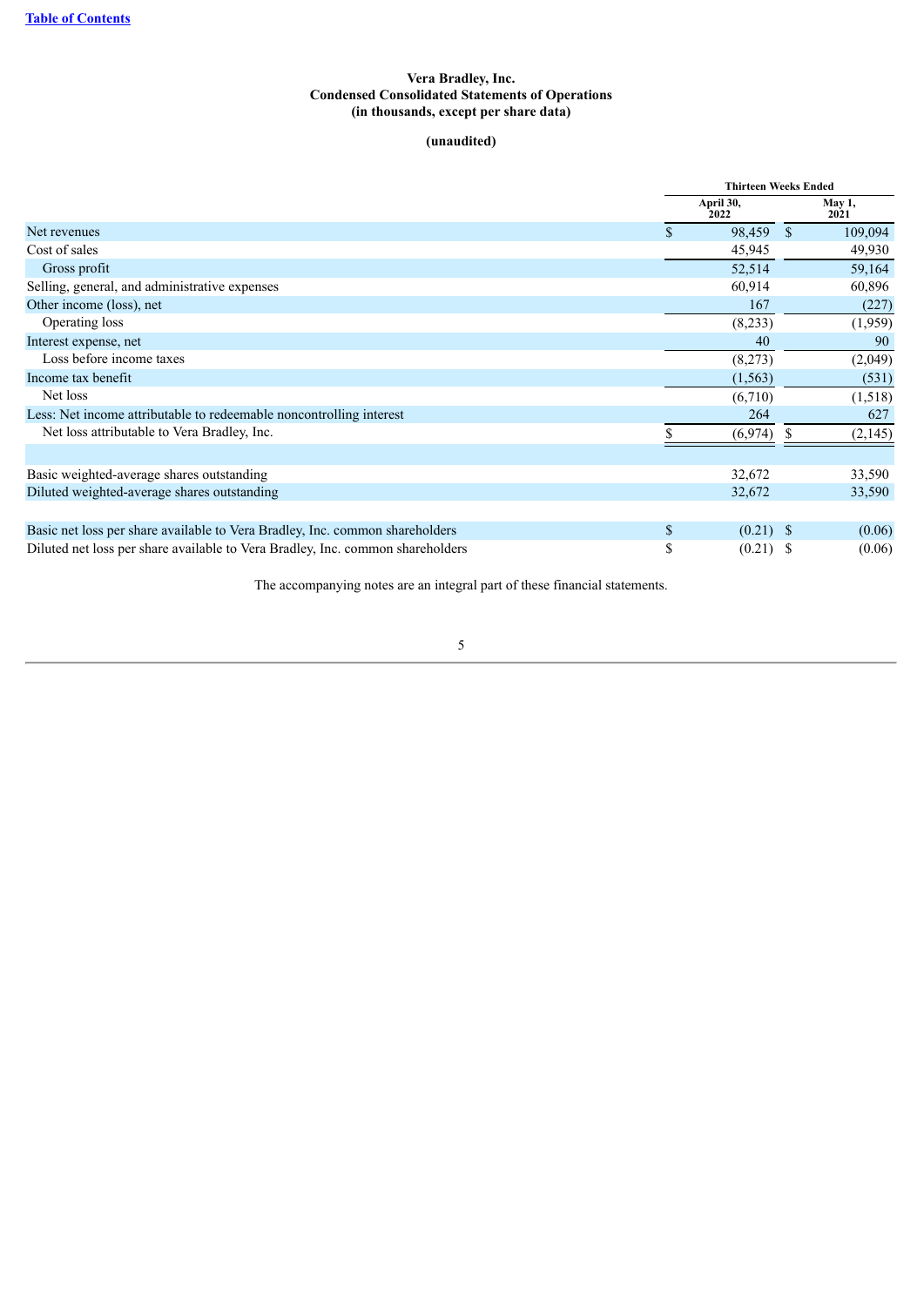**Vera Bradley, Inc.**
**Condensed Consolidated Statements of Operations**
**(in thousands, except per share data)**

**(unaudited)**

| | Thirteen Weeks Ended | |
|---|---|---|
| | April 30, 2022 | May 1, 2021 |
| Net revenues | $ 98,459 | $ 109,094 |
| Cost of sales | 45,945 | 49,930 |
| Gross profit | 52,514 | 59,164 |
| Selling, general, and administrative expenses | 60,914 | 60,896 |
| Other income (loss), net | 167 | (227) |
| Operating loss | (8,233) | (1,959) |
| Interest expense, net | 40 | 90 |
| Loss before income taxes | (8,273) | (2,049) |
| Income tax benefit | (1,563) | (531) |
| Net loss | (6,710) | (1,518) |
| Less: Net income attributable to redeemable noncontrolling interest | 264 | 627 |
| Net loss attributable to Vera Bradley, Inc. | $ (6,974) | $ (2,145) |
| | | |
| Basic weighted-average shares outstanding | 32,672 | 33,590 |
| Diluted weighted-average shares outstanding | 32,672 | 33,590 |
| | | |
| Basic net loss per share available to Vera Bradley, Inc. common shareholders | $ (0.21) | $ (0.06) |
| Diluted net loss per share available to Vera Bradley, Inc. common shareholders | $ (0.21) | $ (0.06) |

The accompanying notes are an integral part of these financial statements.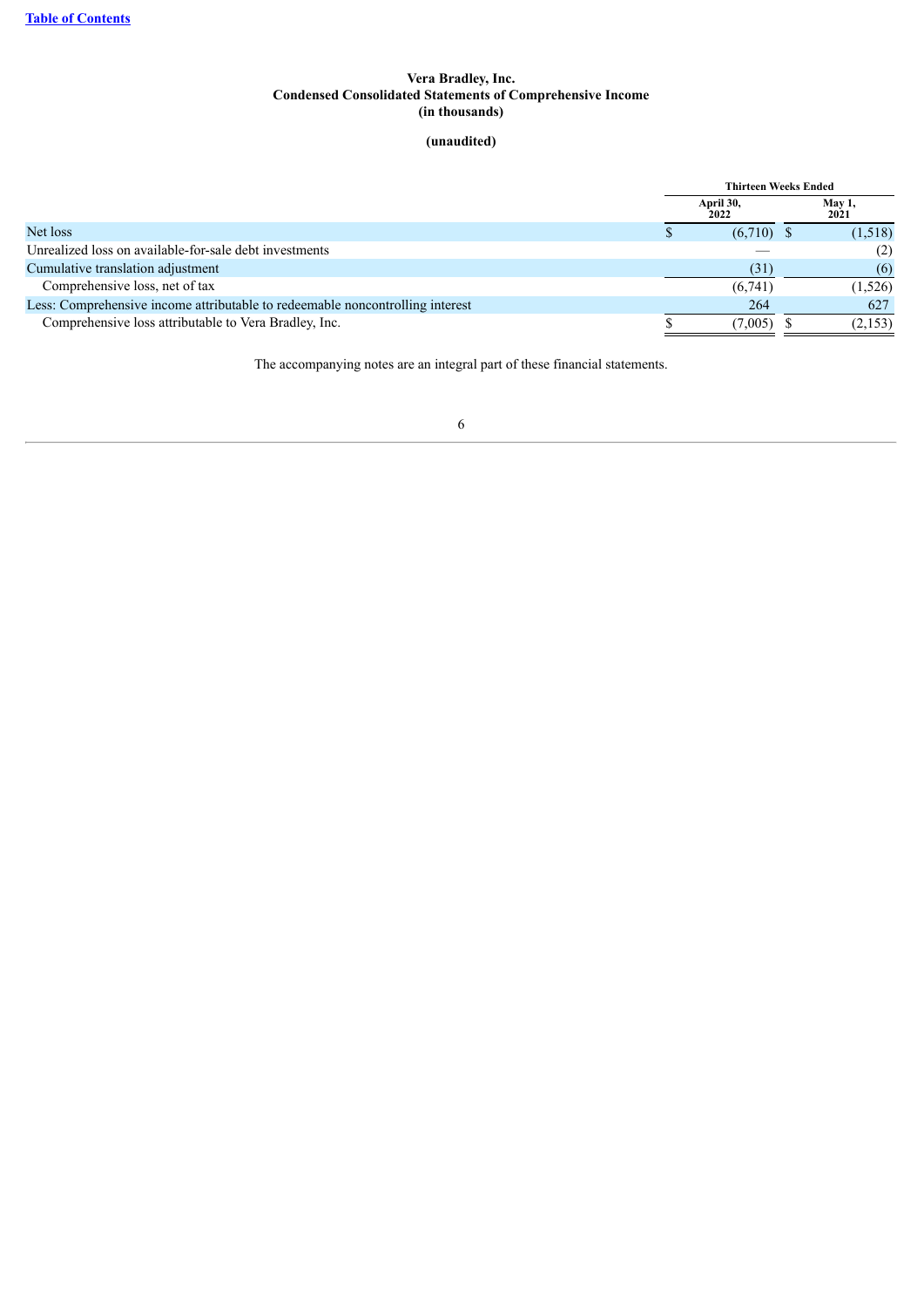**Vera Bradley, Inc.**
**Condensed Consolidated Statements of Comprehensive Income**
**(in thousands)**

**(unaudited)**

| | Thirteen Weeks Ended | |
|---|---|---|
| | April 30, 2022 | May 1, 2021 |
| Net loss | $ (6,710) | $ (1,518) |
| Unrealized loss on available-for-sale debt investments | — | (2) |
| Cumulative translation adjustment | (31) | (6) |
| Comprehensive loss, net of tax | (6,741) | (1,526) |
| Less: Comprehensive income attributable to redeemable noncontrolling interest | 264 | 627 |
| Comprehensive loss attributable to Vera Bradley, Inc. | $ (7,005) | $ (2,153) |

The accompanying notes are an integral part of these financial statements.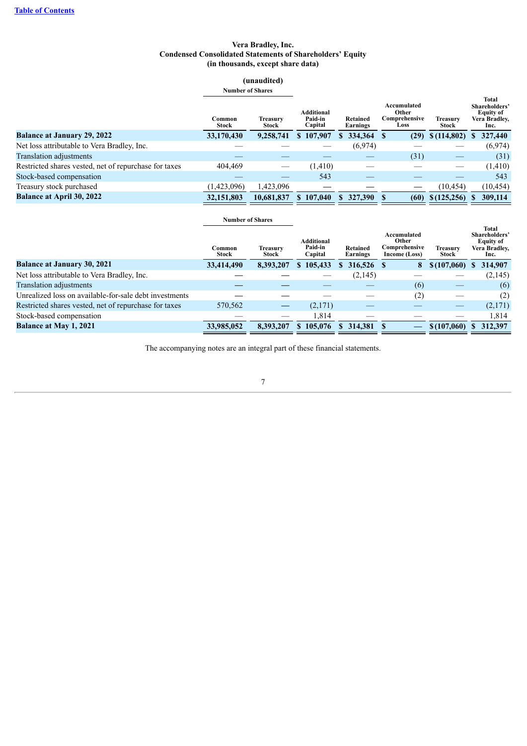**Vera Bradley, Inc.**
**Condensed Consolidated Statements of Shareholders' Equity**
**(in thousands, except share data)**

**(unaudited)**

| | Number of Shares | | | | | | |
|---|---|---|---|---|---|---|---|
| | Common Stock | Treasury Stock | Additional Paid-in Capital | Retained Earnings | Accumulated Other Comprehensive Loss | Treasury Stock | Total Shareholders' Equity of Vera Bradley, Inc. |
| **Balance at January 29, 2022** | **33,170,430** | **9,258,741** | **$ 107,907** | **$ 334,364** | **$ (29)** | **$ (114,802)** | **$ 327,440** |
| Net loss attributable to Vera Bradley, Inc. | — | — | — | (6,974) | — | — | (6,974) |
| Translation adjustments | — | — | — | — | (31) | — | (31) |
| Restricted shares vested, net of repurchase for taxes | 404,469 | — | (1,410) | — | — | — | (1,410) |
| Stock-based compensation | — | — | 543 | — | — | — | 543 |
| Treasury stock purchased | (1,423,096) | 1,423,096 | — | — | — | (10,454) | (10,454) |
| **Balance at April 30, 2022** | **32,151,803** | **10,681,837** | **$ 107,040** | **$ 327,390** | **$ (60)** | **$ (125,256)** | **$ 309,114** |

| | Number of Shares | | | | | | |
|---|---|---|---|---|---|---|---|
| | Common Stock | Treasury Stock | Additional Paid-in Capital | Retained Earnings | Accumulated Other Comprehensive Income (Loss) | Treasury Stock | Total Shareholders' Equity of Vera Bradley, Inc. |
| **Balance at January 30, 2021** | **33,414,490** | **8,393,207** | **$ 105,433** | **$ 316,526** | **$ 8** | **$ (107,060)** | **$ 314,907** |
| Net loss attributable to Vera Bradley, Inc. | — | — | — | (2,145) | — | — | (2,145) |
| Translation adjustments | — | — | — | — | (6) | — | (6) |
| Unrealized loss on available-for-sale debt investments | — | — | — | — | (2) | — | (2) |
| Restricted shares vested, net of repurchase for taxes | 570,562 | — | (2,171) | — | — | — | (2,171) |
| Stock-based compensation | — | — | 1,814 | — | — | — | 1,814 |
| **Balance at May 1, 2021** | **33,985,052** | **8,393,207** | **$ 105,076** | **$ 314,381** | **$ —** | **$ (107,060)** | **$ 312,397** |

The accompanying notes are an integral part of these financial statements.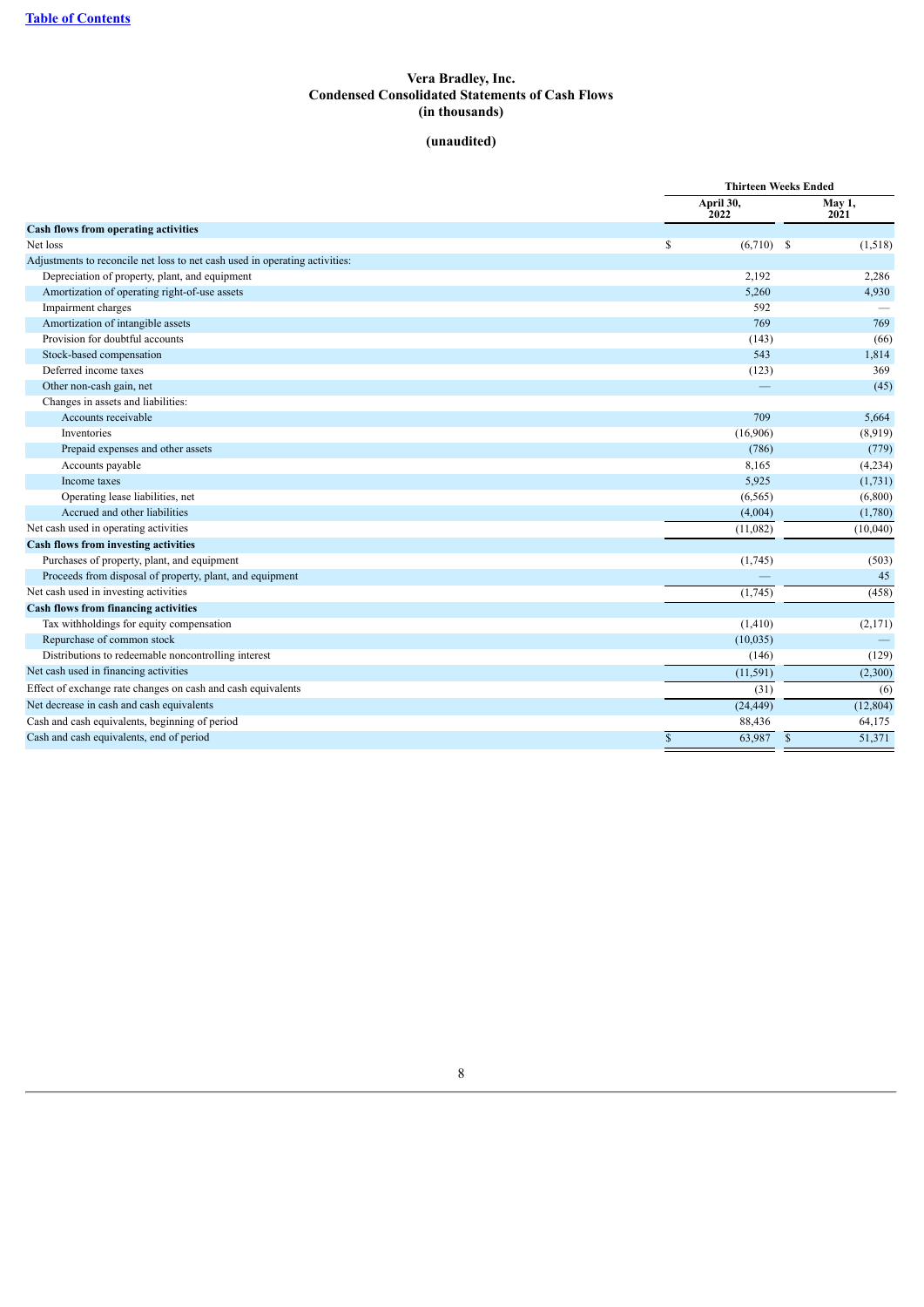# Vera Bradley, Inc.
## Condensed Consolidated Statements of Cash Flows
### (in thousands)

**(unaudited)**

| | Thirteen Weeks Ended | |
|---|---|---|
| | April 30, 2022 | May 1, 2021 |
| **Cash flows from operating activities** | | |
| Net loss | $ (6,710) | $ (1,518) |
| Adjustments to reconcile net loss to net cash used in operating activities: | | |
| Depreciation of property, plant, and equipment | 2,192 | 2,286 |
| Amortization of operating right-of-use assets | 5,260 | 4,930 |
| Impairment charges | 592 | — |
| Amortization of intangible assets | 769 | 769 |
| Provision for doubtful accounts | (143) | (66) |
| Stock-based compensation | 543 | 1,814 |
| Deferred income taxes | (123) | 369 |
| Other non-cash gain, net | — | (45) |
| Changes in assets and liabilities: | | |
| Accounts receivable | 709 | 5,664 |
| Inventories | (16,906) | (8,919) |
| Prepaid expenses and other assets | (786) | (779) |
| Accounts payable | 8,165 | (4,234) |
| Income taxes | 5,925 | (1,731) |
| Operating lease liabilities, net | (6,565) | (6,800) |
| Accrued and other liabilities | (4,004) | (1,780) |
| Net cash used in operating activities | (11,082) | (10,040) |
| **Cash flows from investing activities** | | |
| Purchases of property, plant, and equipment | (1,745) | (503) |
| Proceeds from disposal of property, plant, and equipment | — | 45 |
| Net cash used in investing activities | (1,745) | (458) |
| **Cash flows from financing activities** | | |
| Tax withholdings for equity compensation | (1,410) | (2,171) |
| Repurchase of common stock | (10,035) | — |
| Distributions to redeemable noncontrolling interest | (146) | (129) |
| Net cash used in financing activities | (11,591) | (2,300) |
| Effect of exchange rate changes on cash and cash equivalents | (31) | (6) |
| Net decrease in cash and cash equivalents | (24,449) | (12,804) |
| Cash and cash equivalents, beginning of period | 88,436 | 64,175 |
| Cash and cash equivalents, end of period | $ 63,987 | $ 51,371 |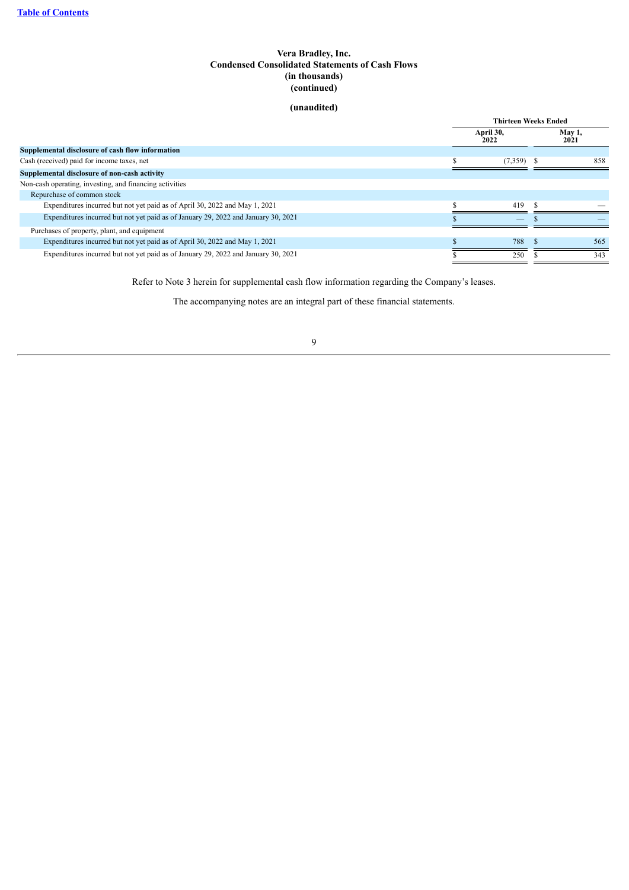**Vera Bradley, Inc.**
**Condensed Consolidated Statements of Cash Flows**
**(in thousands)**
**(continued)**

**(unaudited)**

| | Thirteen Weeks Ended | |
|---|---|---|
| | April 30, 2022 | May 1, 2021 |
| **Supplemental disclosure of cash flow information** | | |
| Cash (received) paid for income taxes, net | $ (7,359) | $ 858 |
| **Supplemental disclosure of non-cash activity** | | |
| Non-cash operating, investing, and financing activities | | |
| Repurchase of common stock | | |
| Expenditures incurred but not yet paid as of April 30, 2022 and May 1, 2021 | $ 419 | $ — |
| Expenditures incurred but not yet paid as of January 29, 2022 and January 30, 2021 | $ — | $ — |
| Purchases of property, plant, and equipment | | |
| Expenditures incurred but not yet paid as of April 30, 2022 and May 1, 2021 | $ 788 | $ 565 |
| Expenditures incurred but not yet paid as of January 29, 2022 and January 30, 2021 | $ 250 | $ 343 |

Refer to Note 3 herein for supplemental cash flow information regarding the Company's leases.

The accompanying notes are an integral part of these financial statements.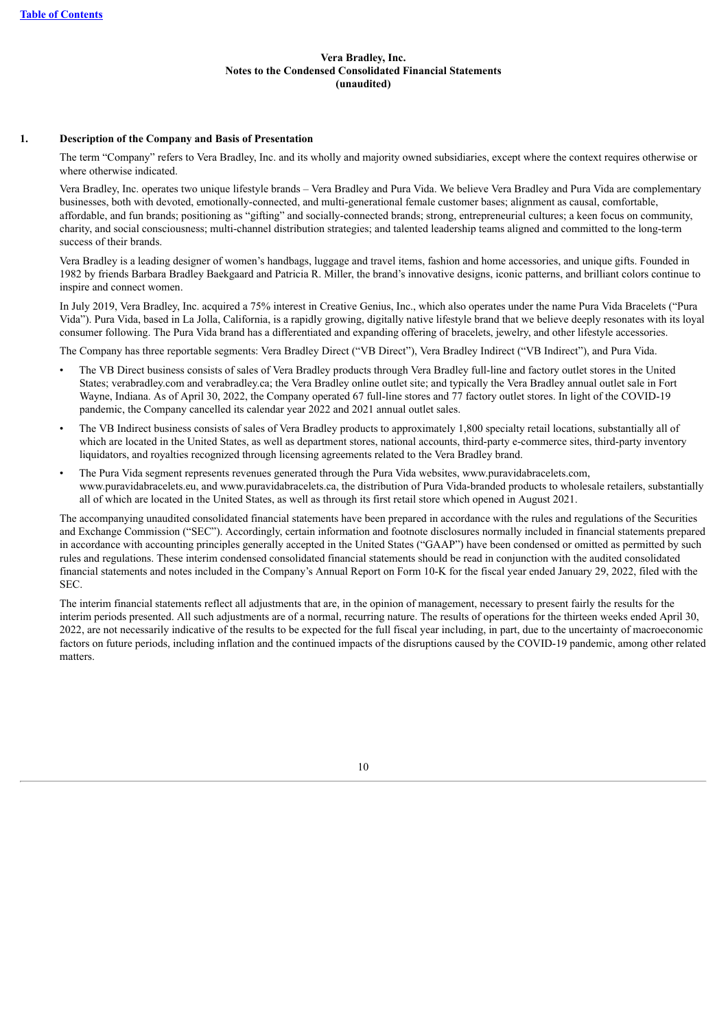**Vera Bradley, Inc.**
**Notes to the Condensed Consolidated Financial Statements**
**(unaudited)**

## 1. Description of the Company and Basis of Presentation

The term "Company" refers to Vera Bradley, Inc. and its wholly and majority owned subsidiaries, except where the context requires otherwise or where otherwise indicated.

Vera Bradley, Inc. operates two unique lifestyle brands – Vera Bradley and Pura Vida. We believe Vera Bradley and Pura Vida are complementary businesses, both with devoted, emotionally-connected, and multi-generational female customer bases; alignment as causal, comfortable, affordable, and fun brands; positioning as "gifting" and socially-connected brands; strong, entrepreneurial cultures; a keen focus on community, charity, and social consciousness; multi-channel distribution strategies; and talented leadership teams aligned and committed to the long-term success of their brands.

Vera Bradley is a leading designer of women's handbags, luggage and travel items, fashion and home accessories, and unique gifts. Founded in 1982 by friends Barbara Bradley Baekgaard and Patricia R. Miller, the brand's innovative designs, iconic patterns, and brilliant colors continue to inspire and connect women.

In July 2019, Vera Bradley, Inc. acquired a 75% interest in Creative Genius, Inc., which also operates under the name Pura Vida Bracelets ("Pura Vida"). Pura Vida, based in La Jolla, California, is a rapidly growing, digitally native lifestyle brand that we believe deeply resonates with its loyal consumer following. The Pura Vida brand has a differentiated and expanding offering of bracelets, jewelry, and other lifestyle accessories.

The Company has three reportable segments: Vera Bradley Direct ("VB Direct"), Vera Bradley Indirect ("VB Indirect"), and Pura Vida.

- The VB Direct business consists of sales of Vera Bradley products through Vera Bradley full-line and factory outlet stores in the United States; verabradley.com and verabradley.ca; the Vera Bradley online outlet site; and typically the Vera Bradley annual outlet sale in Fort Wayne, Indiana. As of April 30, 2022, the Company operated 67 full-line stores and 77 factory outlet stores. In light of the COVID-19 pandemic, the Company cancelled its calendar year 2022 and 2021 annual outlet sales.
- The VB Indirect business consists of sales of Vera Bradley products to approximately 1,800 specialty retail locations, substantially all of which are located in the United States, as well as department stores, national accounts, third-party e-commerce sites, third-party inventory liquidators, and royalties recognized through licensing agreements related to the Vera Bradley brand.
- The Pura Vida segment represents revenues generated through the Pura Vida websites, www.puravidabracelets.com, www.puravidabracelets.eu, and www.puravidabracelets.ca, the distribution of Pura Vida-branded products to wholesale retailers, substantially all of which are located in the United States, as well as through its first retail store which opened in August 2021.

The accompanying unaudited consolidated financial statements have been prepared in accordance with the rules and regulations of the Securities and Exchange Commission ("SEC"). Accordingly, certain information and footnote disclosures normally included in financial statements prepared in accordance with accounting principles generally accepted in the United States ("GAAP") have been condensed or omitted as permitted by such rules and regulations. These interim condensed consolidated financial statements should be read in conjunction with the audited consolidated financial statements and notes included in the Company's Annual Report on Form 10-K for the fiscal year ended January 29, 2022, filed with the SEC.

The interim financial statements reflect all adjustments that are, in the opinion of management, necessary to present fairly the results for the interim periods presented. All such adjustments are of a normal, recurring nature. The results of operations for the thirteen weeks ended April 30, 2022, are not necessarily indicative of the results to be expected for the full fiscal year including, in part, due to the uncertainty of macroeconomic factors on future periods, including inflation and the continued impacts of the disruptions caused by the COVID-19 pandemic, among other related matters.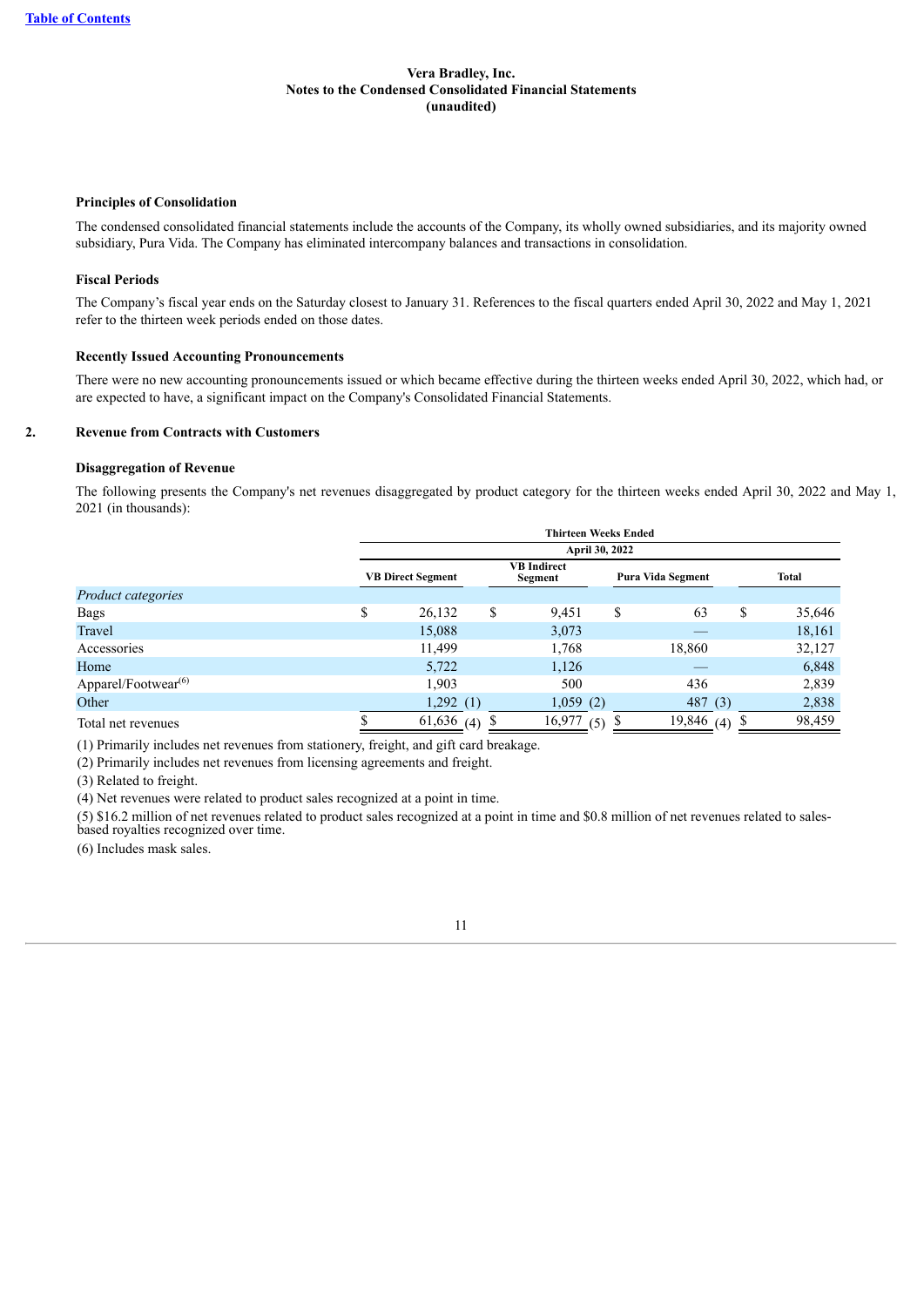Vera Bradley, Inc.
Notes to the Condensed Consolidated Financial Statements
(unaudited)

### Principles of Consolidation

The condensed consolidated financial statements include the accounts of the Company, its wholly owned subsidiaries, and its majority owned subsidiary, Pura Vida. The Company has eliminated intercompany balances and transactions in consolidation.

### Fiscal Periods

The Company's fiscal year ends on the Saturday closest to January 31. References to the fiscal quarters ended April 30, 2022 and May 1, 2021 refer to the thirteen week periods ended on those dates.

### Recently Issued Accounting Pronouncements

There were no new accounting pronouncements issued or which became effective during the thirteen weeks ended April 30, 2022, which had, or are expected to have, a significant impact on the Company's Consolidated Financial Statements.

## 2. Revenue from Contracts with Customers

### Disaggregation of Revenue

The following presents the Company's net revenues disaggregated by product category for the thirteen weeks ended April 30, 2022 and May 1, 2021 (in thousands):

| | Thirteen Weeks Ended April 30, 2022 | | | |
|---|---|---|---|---|
| | VB Direct Segment | VB Indirect Segment | Pura Vida Segment | Total |
| *Product categories* | | | | |
| Bags | $ 26,132 | $ 9,451 | $ 63 | $ 35,646 |
| Travel | 15,088 | 3,073 | — | 18,161 |
| Accessories | 11,499 | 1,768 | 18,860 | 32,127 |
| Home | 5,722 | 1,126 | — | 6,848 |
| Apparel/Footwear[6] | 1,903 | 500 | 436 | 2,839 |
| Other | 1,292 (1) | 1,059 (2) | 487 (3) | 2,838 |
| Total net revenues | $ 61,636 (4) | $ 16,977 (5) | $ 19,846 (4) | $ 98,459 |

(1) Primarily includes net revenues from stationery, freight, and gift card breakage.

(2) Primarily includes net revenues from licensing agreements and freight.

(3) Related to freight.

(4) Net revenues were related to product sales recognized at a point in time.

(5) $16.2 million of net revenues related to product sales recognized at a point in time and $0.8 million of net revenues related to sales-based royalties recognized over time.

(6) Includes mask sales.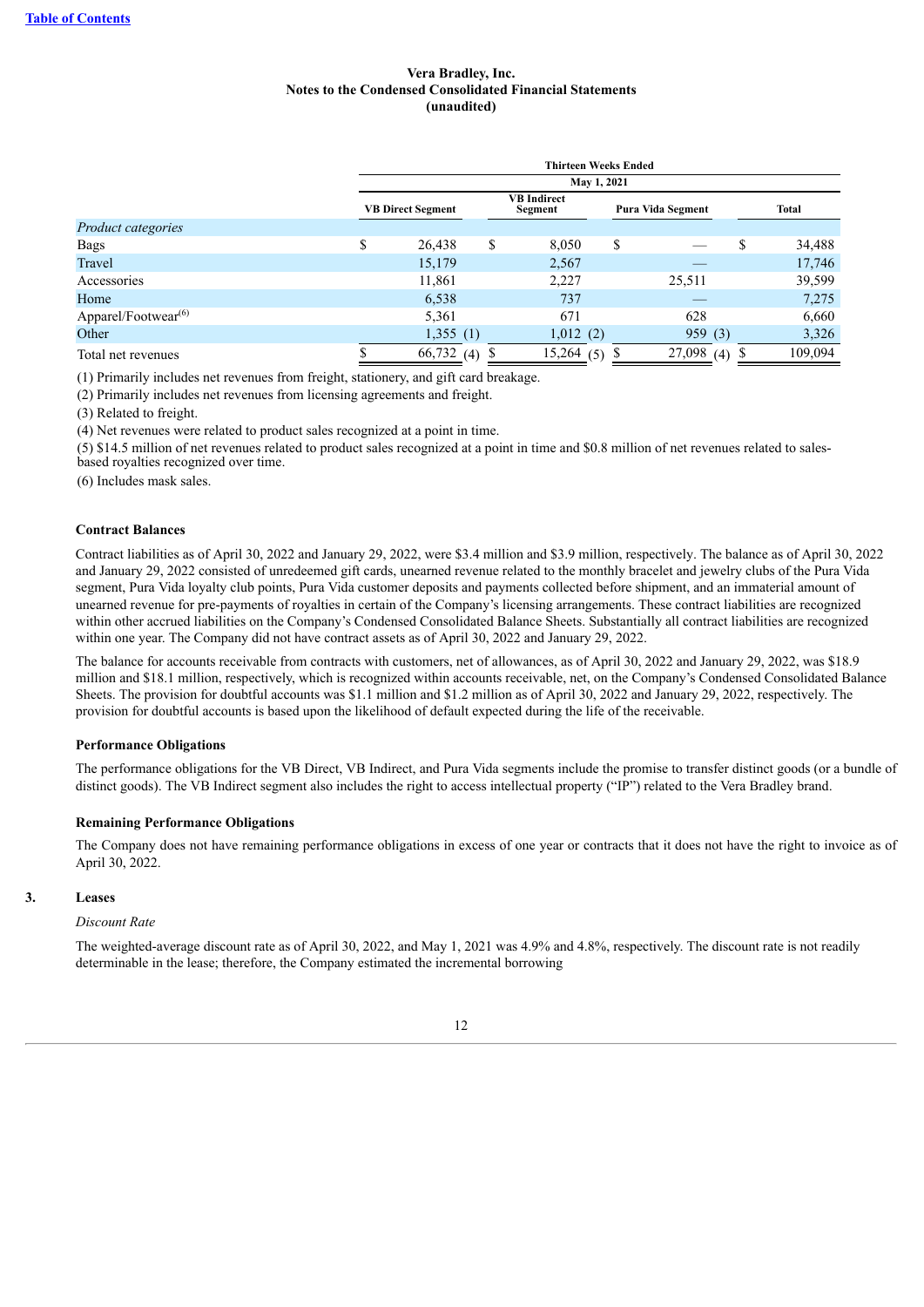**Vera Bradley, Inc.**
**Notes to the Condensed Consolidated Financial Statements**
**(unaudited)**

| | Thirteen Weeks Ended | | | |
|---|---|---|---|---|
| | May 1, 2021 | | | |
| | VB Direct Segment | VB Indirect Segment | Pura Vida Segment | Total |
| *Product categories* | | | | |
| Bags | $ 26,438 | $ 8,050 | $ — | $ 34,488 |
| Travel | 15,179 | 2,567 | — | 17,746 |
| Accessories | 11,861 | 2,227 | 25,511 | 39,599 |
| Home | 6,538 | 737 | — | 7,275 |
| Apparel/Footwear(6) | 5,361 | 671 | 628 | 6,660 |
| Other | 1,355 (1) | 1,012 (2) | 959 (3) | 3,326 |
| Total net revenues | $ 66,732 (4) | $ 15,264 (5) | $ 27,098 (4) | $ 109,094 |

(1) Primarily includes net revenues from freight, stationery, and gift card breakage.

(2) Primarily includes net revenues from licensing agreements and freight.

(3) Related to freight.

(4) Net revenues were related to product sales recognized at a point in time.

(5) $14.5 million of net revenues related to product sales recognized at a point in time and $0.8 million of net revenues related to sales-based royalties recognized over time.

(6) Includes mask sales.

#### Contract Balances

Contract liabilities as of April 30, 2022 and January 29, 2022, were $3.4 million and $3.9 million, respectively. The balance as of April 30, 2022 and January 29, 2022 consisted of unredeemed gift cards, unearned revenue related to the monthly bracelet and jewelry clubs of the Pura Vida segment, Pura Vida loyalty club points, Pura Vida customer deposits and payments collected before shipment, and an immaterial amount of unearned revenue for pre-payments of royalties in certain of the Company's licensing arrangements. These contract liabilities are recognized within other accrued liabilities on the Company's Condensed Consolidated Balance Sheets. Substantially all contract liabilities are recognized within one year. The Company did not have contract assets as of April 30, 2022 and January 29, 2022.

The balance for accounts receivable from contracts with customers, net of allowances, as of April 30, 2022 and January 29, 2022, was $18.9 million and $18.1 million, respectively, which is recognized within accounts receivable, net, on the Company's Condensed Consolidated Balance Sheets. The provision for doubtful accounts was $1.1 million and $1.2 million as of April 30, 2022 and January 29, 2022, respectively. The provision for doubtful accounts is based upon the likelihood of default expected during the life of the receivable.

#### Performance Obligations

The performance obligations for the VB Direct, VB Indirect, and Pura Vida segments include the promise to transfer distinct goods (or a bundle of distinct goods). The VB Indirect segment also includes the right to access intellectual property ("IP") related to the Vera Bradley brand.

#### Remaining Performance Obligations

The Company does not have remaining performance obligations in excess of one year or contracts that it does not have the right to invoice as of April 30, 2022.

## 3. Leases

*Discount Rate*

The weighted-average discount rate as of April 30, 2022, and May 1, 2021 was 4.9% and 4.8%, respectively. The discount rate is not readily determinable in the lease; therefore, the Company estimated the incremental borrowing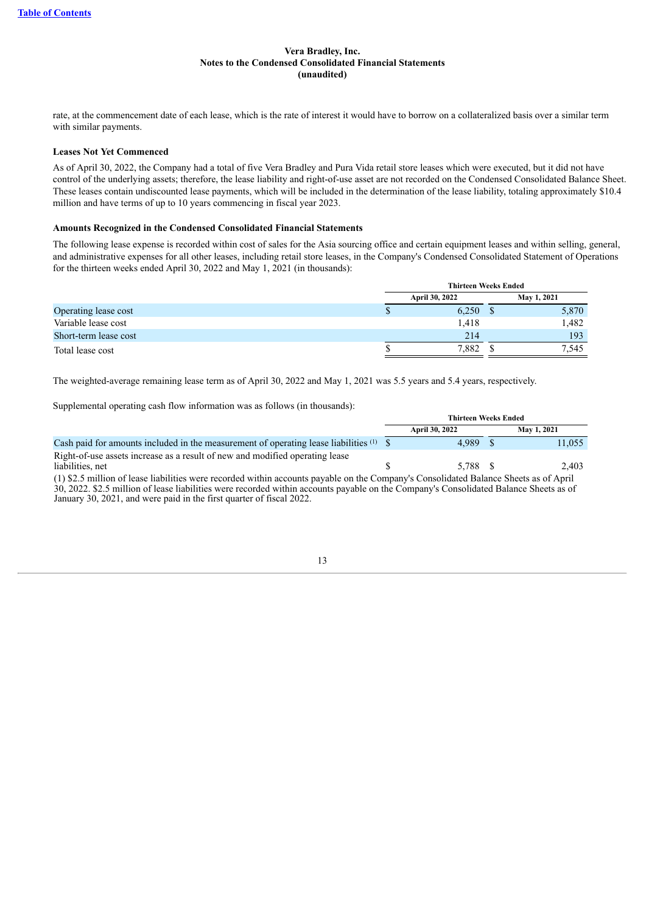rate, at the commencement date of each lease, which is the rate of interest it would have to borrow on a collateralized basis over a similar term with similar payments.

### Leases Not Yet Commenced

As of April 30, 2022, the Company had a total of five Vera Bradley and Pura Vida retail store leases which were executed, but it did not have control of the underlying assets; therefore, the lease liability and right-of-use asset are not recorded on the Condensed Consolidated Balance Sheet. These leases contain undiscounted lease payments, which will be included in the determination of the lease liability, totaling approximately $10.4 million and have terms of up to 10 years commencing in fiscal year 2023.

### Amounts Recognized in the Condensed Consolidated Financial Statements

The following lease expense is recorded within cost of sales for the Asia sourcing office and certain equipment leases and within selling, general, and administrative expenses for all other leases, including retail store leases, in the Company's Condensed Consolidated Statement of Operations for the thirteen weeks ended April 30, 2022 and May 1, 2021 (in thousands):

| | Thirteen Weeks Ended | |
|---|---|---|
| | April 30, 2022 | May 1, 2021 |
| Operating lease cost | $ 6,250 | $ 5,870 |
| Variable lease cost | 1,418 | 1,482 |
| Short-term lease cost | 214 | 193 |
| Total lease cost | $ 7,882 | $ 7,545 |

The weighted-average remaining lease term as of April 30, 2022 and May 1, 2021 was 5.5 years and 5.4 years, respectively.

Supplemental operating cash flow information was as follows (in thousands):

| | Thirteen Weeks Ended | |
|---|---|---|
| | April 30, 2022 | May 1, 2021 |
| Cash paid for amounts included in the measurement of operating lease liabilities [(1)] | $ 4,989 | $ 11,055 |
| Right-of-use assets increase as a result of new and modified operating lease liabilities, net | $ 5,788 | $ 2,403 |

(1) $2.5 million of lease liabilities were recorded within accounts payable on the Company's Consolidated Balance Sheets as of April 30, 2022. $2.5 million of lease liabilities were recorded within accounts payable on the Company's Consolidated Balance Sheets as of January 30, 2021, and were paid in the first quarter of fiscal 2022.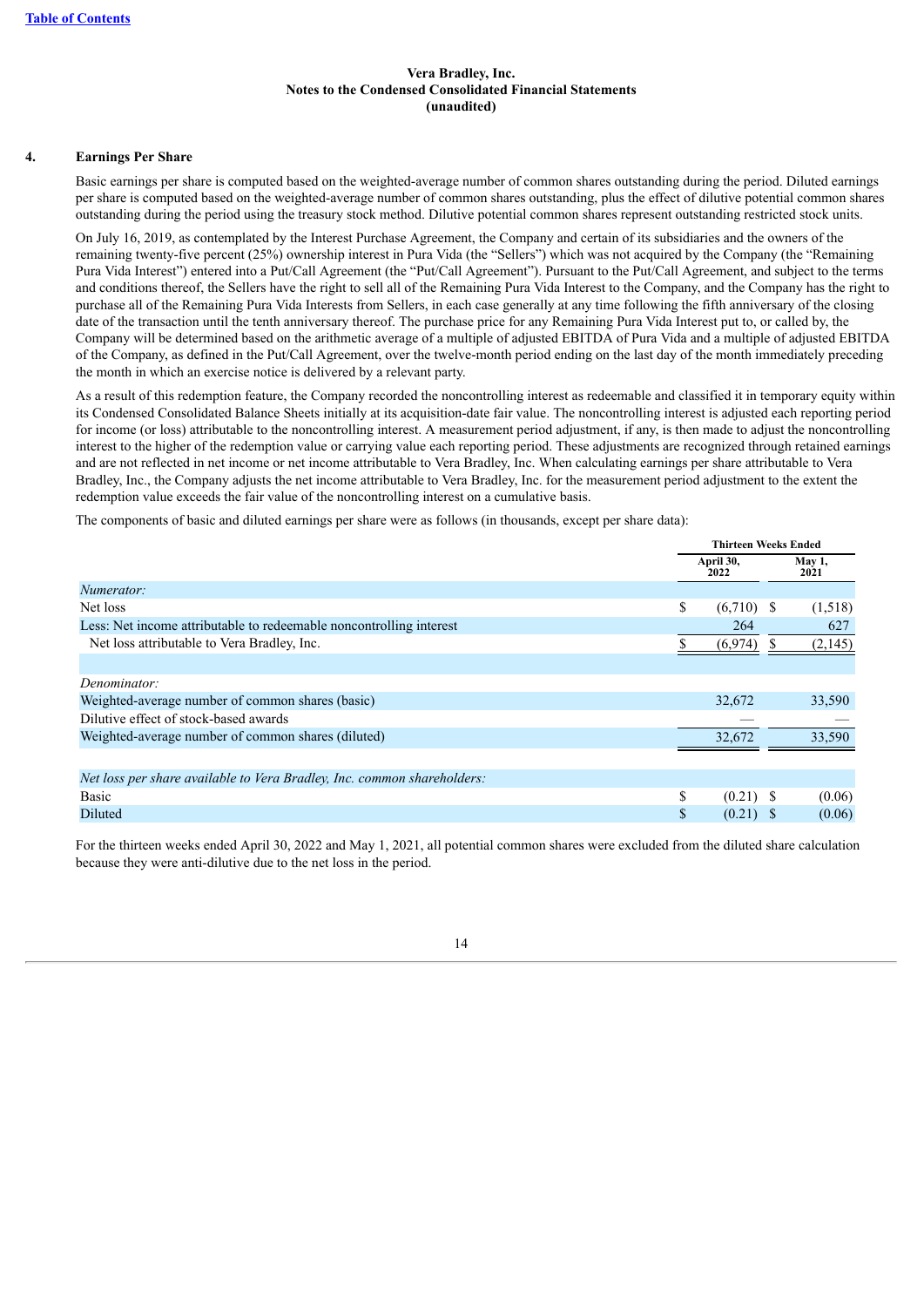Vera Bradley, Inc.
Notes to the Condensed Consolidated Financial Statements
(unaudited)

## 4. Earnings Per Share

Basic earnings per share is computed based on the weighted-average number of common shares outstanding during the period. Diluted earnings per share is computed based on the weighted-average number of common shares outstanding, plus the effect of dilutive potential common shares outstanding during the period using the treasury stock method. Dilutive potential common shares represent outstanding restricted stock units.

On July 16, 2019, as contemplated by the Interest Purchase Agreement, the Company and certain of its subsidiaries and the owners of the remaining twenty-five percent (25%) ownership interest in Pura Vida (the "Sellers") which was not acquired by the Company (the "Remaining Pura Vida Interest") entered into a Put/Call Agreement (the "Put/Call Agreement"). Pursuant to the Put/Call Agreement, and subject to the terms and conditions thereof, the Sellers have the right to sell all of the Remaining Pura Vida Interest to the Company, and the Company has the right to purchase all of the Remaining Pura Vida Interests from Sellers, in each case generally at any time following the fifth anniversary of the closing date of the transaction until the tenth anniversary thereof. The purchase price for any Remaining Pura Vida Interest put to, or called by, the Company will be determined based on the arithmetic average of a multiple of adjusted EBITDA of Pura Vida and a multiple of adjusted EBITDA of the Company, as defined in the Put/Call Agreement, over the twelve-month period ending on the last day of the month immediately preceding the month in which an exercise notice is delivered by a relevant party.

As a result of this redemption feature, the Company recorded the noncontrolling interest as redeemable and classified it in temporary equity within its Condensed Consolidated Balance Sheets initially at its acquisition-date fair value. The noncontrolling interest is adjusted each reporting period for income (or loss) attributable to the noncontrolling interest. A measurement period adjustment, if any, is then made to adjust the noncontrolling interest to the higher of the redemption value or carrying value each reporting period. These adjustments are recognized through retained earnings and are not reflected in net income or net income attributable to Vera Bradley, Inc. When calculating earnings per share attributable to Vera Bradley, Inc., the Company adjusts the net income attributable to Vera Bradley, Inc. for the measurement period adjustment to the extent the redemption value exceeds the fair value of the noncontrolling interest on a cumulative basis.

The components of basic and diluted earnings per share were as follows (in thousands, except per share data):

| | Thirteen Weeks Ended | |
|---|---|---|
| | April 30, 2022 | May 1, 2021 |
| *Numerator:* | | |
| Net loss | $ (6,710) | $ (1,518) |
| Less: Net income attributable to redeemable noncontrolling interest | 264 | 627 |
| Net loss attributable to Vera Bradley, Inc. | $ (6,974) | $ (2,145) |
| | | |
| *Denominator:* | | |
| Weighted-average number of common shares (basic) | 32,672 | 33,590 |
| Dilutive effect of stock-based awards | — | — |
| Weighted-average number of common shares (diluted) | 32,672 | 33,590 |
| | | |
| *Net loss per share available to Vera Bradley, Inc. common shareholders:* | | |
| Basic | $ (0.21) | $ (0.06) |
| Diluted | $ (0.21) | $ (0.06) |

For the thirteen weeks ended April 30, 2022 and May 1, 2021, all potential common shares were excluded from the diluted share calculation because they were anti-dilutive due to the net loss in the period.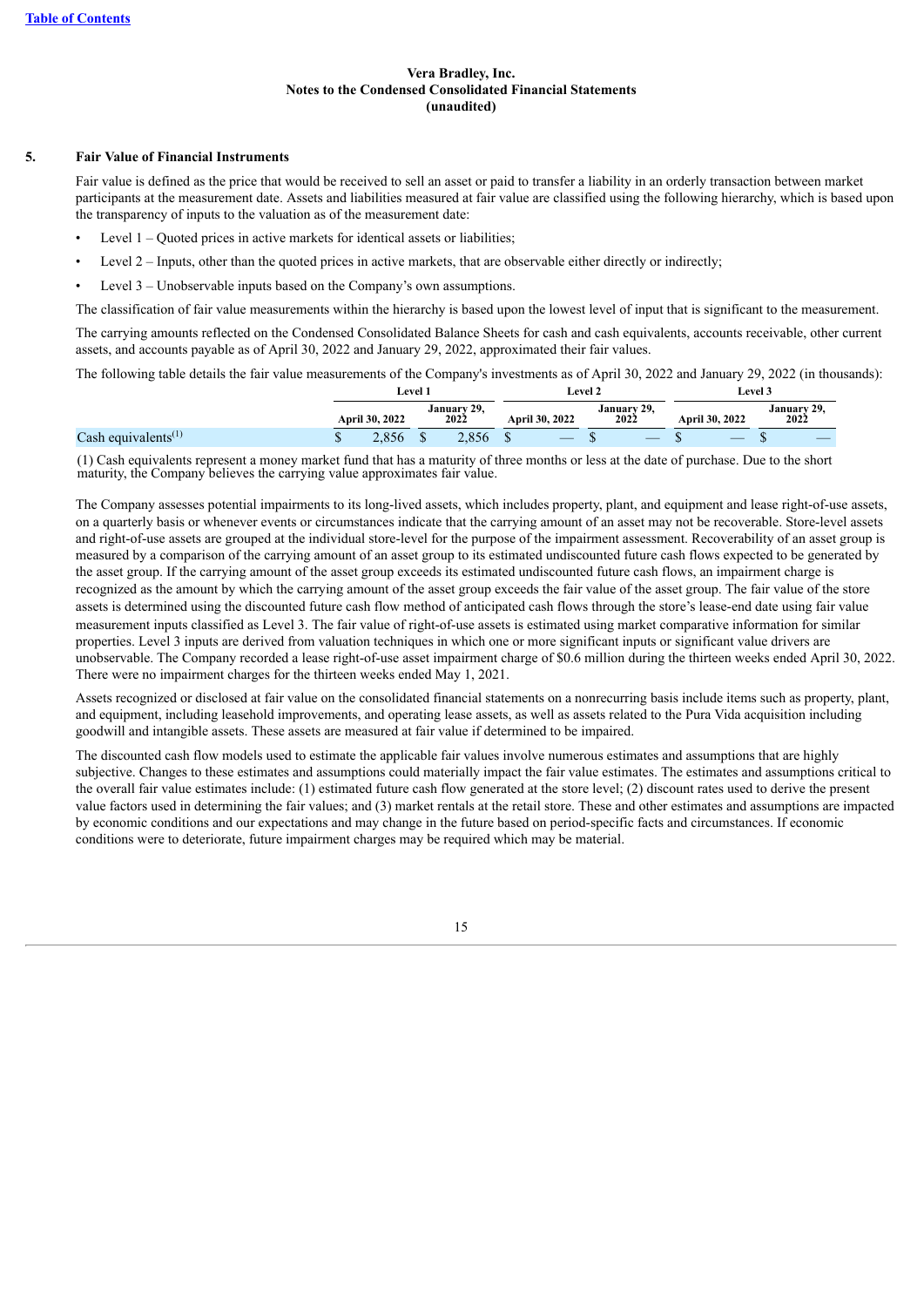Vera Bradley, Inc.
Notes to the Condensed Consolidated Financial Statements
(unaudited)

## 5. Fair Value of Financial Instruments

Fair value is defined as the price that would be received to sell an asset or paid to transfer a liability in an orderly transaction between market participants at the measurement date. Assets and liabilities measured at fair value are classified using the following hierarchy, which is based upon the transparency of inputs to the valuation as of the measurement date:

- Level 1 – Quoted prices in active markets for identical assets or liabilities;
- Level 2 – Inputs, other than the quoted prices in active markets, that are observable either directly or indirectly;
- Level 3 – Unobservable inputs based on the Company's own assumptions.

The classification of fair value measurements within the hierarchy is based upon the lowest level of input that is significant to the measurement.

The carrying amounts reflected on the Condensed Consolidated Balance Sheets for cash and cash equivalents, accounts receivable, other current assets, and accounts payable as of April 30, 2022 and January 29, 2022, approximated their fair values.

The following table details the fair value measurements of the Company's investments as of April 30, 2022 and January 29, 2022 (in thousands):

| | Level 1 | | Level 2 | | Level 3 | |
|---|---|---|---|---|---|---|
| | April 30, 2022 | January 29, 2022 | April 30, 2022 | January 29, 2022 | April 30, 2022 | January 29, 2022 |
| Cash equivalents[1] | $ 2,856 | $ 2,856 | $ — | $ — | $ — | $ — |

(1) Cash equivalents represent a money market fund that has a maturity of three months or less at the date of purchase. Due to the short maturity, the Company believes the carrying value approximates fair value.

The Company assesses potential impairments to its long-lived assets, which includes property, plant, and equipment and lease right-of-use assets, on a quarterly basis or whenever events or circumstances indicate that the carrying amount of an asset may not be recoverable. Store-level assets and right-of-use assets are grouped at the individual store-level for the purpose of the impairment assessment. Recoverability of an asset group is measured by a comparison of the carrying amount of an asset group to its estimated undiscounted future cash flows expected to be generated by the asset group. If the carrying amount of the asset group exceeds its estimated undiscounted future cash flows, an impairment charge is recognized as the amount by which the carrying amount of the asset group exceeds the fair value of the asset group. The fair value of the store assets is determined using the discounted future cash flow method of anticipated cash flows through the store's lease-end date using fair value measurement inputs classified as Level 3. The fair value of right-of-use assets is estimated using market comparative information for similar properties. Level 3 inputs are derived from valuation techniques in which one or more significant inputs or significant value drivers are unobservable. The Company recorded a lease right-of-use asset impairment charge of $0.6 million during the thirteen weeks ended April 30, 2022. There were no impairment charges for the thirteen weeks ended May 1, 2021.

Assets recognized or disclosed at fair value on the consolidated financial statements on a nonrecurring basis include items such as property, plant, and equipment, including leasehold improvements, and operating lease assets, as well as assets related to the Pura Vida acquisition including goodwill and intangible assets. These assets are measured at fair value if determined to be impaired.

The discounted cash flow models used to estimate the applicable fair values involve numerous estimates and assumptions that are highly subjective. Changes to these estimates and assumptions could materially impact the fair value estimates. The estimates and assumptions critical to the overall fair value estimates include: (1) estimated future cash flow generated at the store level; (2) discount rates used to derive the present value factors used in determining the fair values; and (3) market rentals at the retail store. These and other estimates and assumptions are impacted by economic conditions and our expectations and may change in the future based on period-specific facts and circumstances. If economic conditions were to deteriorate, future impairment charges may be required which may be material.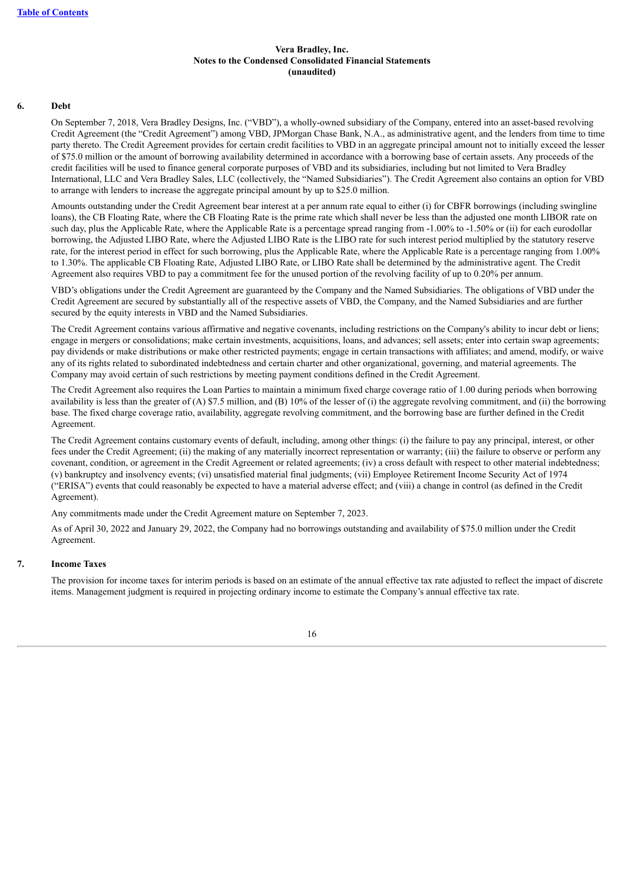**Vera Bradley, Inc.**
**Notes to the Condensed Consolidated Financial Statements**
**(unaudited)**

## 6. Debt

On September 7, 2018, Vera Bradley Designs, Inc. ("VBD"), a wholly-owned subsidiary of the Company, entered into an asset-based revolving Credit Agreement (the "Credit Agreement") among VBD, JPMorgan Chase Bank, N.A., as administrative agent, and the lenders from time to time party thereto. The Credit Agreement provides for certain credit facilities to VBD in an aggregate principal amount not to initially exceed the lesser of $75.0 million or the amount of borrowing availability determined in accordance with a borrowing base of certain assets. Any proceeds of the credit facilities will be used to finance general corporate purposes of VBD and its subsidiaries, including but not limited to Vera Bradley International, LLC and Vera Bradley Sales, LLC (collectively, the "Named Subsidiaries"). The Credit Agreement also contains an option for VBD to arrange with lenders to increase the aggregate principal amount by up to $25.0 million.

Amounts outstanding under the Credit Agreement bear interest at a per annum rate equal to either (i) for CBFR borrowings (including swingline loans), the CB Floating Rate, where the CB Floating Rate is the prime rate which shall never be less than the adjusted one month LIBOR rate on such day, plus the Applicable Rate, where the Applicable Rate is a percentage spread ranging from -1.00% to -1.50% or (ii) for each eurodollar borrowing, the Adjusted LIBO Rate, where the Adjusted LIBO Rate is the LIBO rate for such interest period multiplied by the statutory reserve rate, for the interest period in effect for such borrowing, plus the Applicable Rate, where the Applicable Rate is a percentage ranging from 1.00% to 1.30%. The applicable CB Floating Rate, Adjusted LIBO Rate, or LIBO Rate shall be determined by the administrative agent. The Credit Agreement also requires VBD to pay a commitment fee for the unused portion of the revolving facility of up to 0.20% per annum.

VBD's obligations under the Credit Agreement are guaranteed by the Company and the Named Subsidiaries. The obligations of VBD under the Credit Agreement are secured by substantially all of the respective assets of VBD, the Company, and the Named Subsidiaries and are further secured by the equity interests in VBD and the Named Subsidiaries.

The Credit Agreement contains various affirmative and negative covenants, including restrictions on the Company's ability to incur debt or liens; engage in mergers or consolidations; make certain investments, acquisitions, loans, and advances; sell assets; enter into certain swap agreements; pay dividends or make distributions or make other restricted payments; engage in certain transactions with affiliates; and amend, modify, or waive any of its rights related to subordinated indebtedness and certain charter and other organizational, governing, and material agreements. The Company may avoid certain of such restrictions by meeting payment conditions defined in the Credit Agreement.

The Credit Agreement also requires the Loan Parties to maintain a minimum fixed charge coverage ratio of 1.00 during periods when borrowing availability is less than the greater of (A) $7.5 million, and (B) 10% of the lesser of (i) the aggregate revolving commitment, and (ii) the borrowing base. The fixed charge coverage ratio, availability, aggregate revolving commitment, and the borrowing base are further defined in the Credit Agreement.

The Credit Agreement contains customary events of default, including, among other things: (i) the failure to pay any principal, interest, or other fees under the Credit Agreement; (ii) the making of any materially incorrect representation or warranty; (iii) the failure to observe or perform any covenant, condition, or agreement in the Credit Agreement or related agreements; (iv) a cross default with respect to other material indebtedness; (v) bankruptcy and insolvency events; (vi) unsatisfied material final judgments; (vii) Employee Retirement Income Security Act of 1974 ("ERISA") events that could reasonably be expected to have a material adverse effect; and (viii) a change in control (as defined in the Credit Agreement).

Any commitments made under the Credit Agreement mature on September 7, 2023.

As of April 30, 2022 and January 29, 2022, the Company had no borrowings outstanding and availability of $75.0 million under the Credit Agreement.

## 7. Income Taxes

The provision for income taxes for interim periods is based on an estimate of the annual effective tax rate adjusted to reflect the impact of discrete items. Management judgment is required in projecting ordinary income to estimate the Company's annual effective tax rate.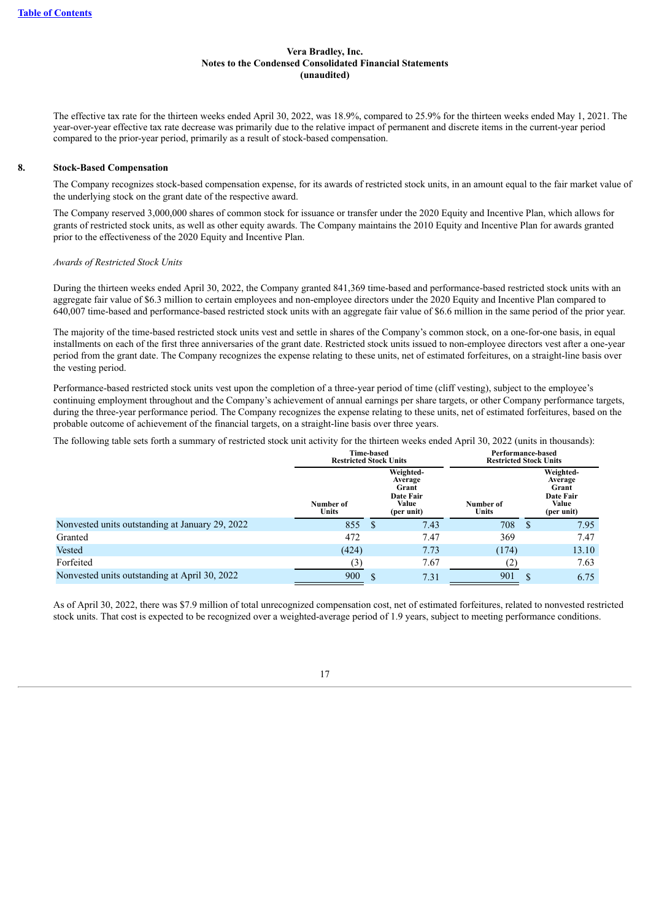The effective tax rate for the thirteen weeks ended April 30, 2022, was 18.9%, compared to 25.9% for the thirteen weeks ended May 1, 2021. The year-over-year effective tax rate decrease was primarily due to the relative impact of permanent and discrete items in the current-year period compared to the prior-year period, primarily as a result of stock-based compensation.

## 8. Stock-Based Compensation

The Company recognizes stock-based compensation expense, for its awards of restricted stock units, in an amount equal to the fair market value of the underlying stock on the grant date of the respective award.

The Company reserved 3,000,000 shares of common stock for issuance or transfer under the 2020 Equity and Incentive Plan, which allows for grants of restricted stock units, as well as other equity awards. The Company maintains the 2010 Equity and Incentive Plan for awards granted prior to the effectiveness of the 2020 Equity and Incentive Plan.

*Awards of Restricted Stock Units*

During the thirteen weeks ended April 30, 2022, the Company granted 841,369 time-based and performance-based restricted stock units with an aggregate fair value of $6.3 million to certain employees and non-employee directors under the 2020 Equity and Incentive Plan compared to 640,007 time-based and performance-based restricted stock units with an aggregate fair value of $6.6 million in the same period of the prior year.

The majority of the time-based restricted stock units vest and settle in shares of the Company's common stock, on a one-for-one basis, in equal installments on each of the first three anniversaries of the grant date. Restricted stock units issued to non-employee directors vest after a one-year period from the grant date. The Company recognizes the expense relating to these units, net of estimated forfeitures, on a straight-line basis over the vesting period.

Performance-based restricted stock units vest upon the completion of a three-year period of time (cliff vesting), subject to the employee's continuing employment throughout and the Company's achievement of annual earnings per share targets, or other Company performance targets, during the three-year performance period. The Company recognizes the expense relating to these units, net of estimated forfeitures, based on the probable outcome of achievement of the financial targets, on a straight-line basis over three years.

The following table sets forth a summary of restricted stock unit activity for the thirteen weeks ended April 30, 2022 (units in thousands):

| | Time-based Restricted Stock Units | | Performance-based Restricted Stock Units | |
|---|---|---|---|---|
| | Number of Units | Weighted-Average Grant Date Fair Value (per unit) | Number of Units | Weighted-Average Grant Date Fair Value (per unit) |
| Nonvested units outstanding at January 29, 2022 | 855 | $ 7.43 | 708 | $ 7.95 |
| Granted | 472 | 7.47 | 369 | 7.47 |
| Vested | (424) | 7.73 | (174) | 13.10 |
| Forfeited | (3) | 7.67 | (2) | 7.63 |
| Nonvested units outstanding at April 30, 2022 | 900 | $ 7.31 | 901 | $ 6.75 |

As of April 30, 2022, there was $7.9 million of total unrecognized compensation cost, net of estimated forfeitures, related to nonvested restricted stock units. That cost is expected to be recognized over a weighted-average period of 1.9 years, subject to meeting performance conditions.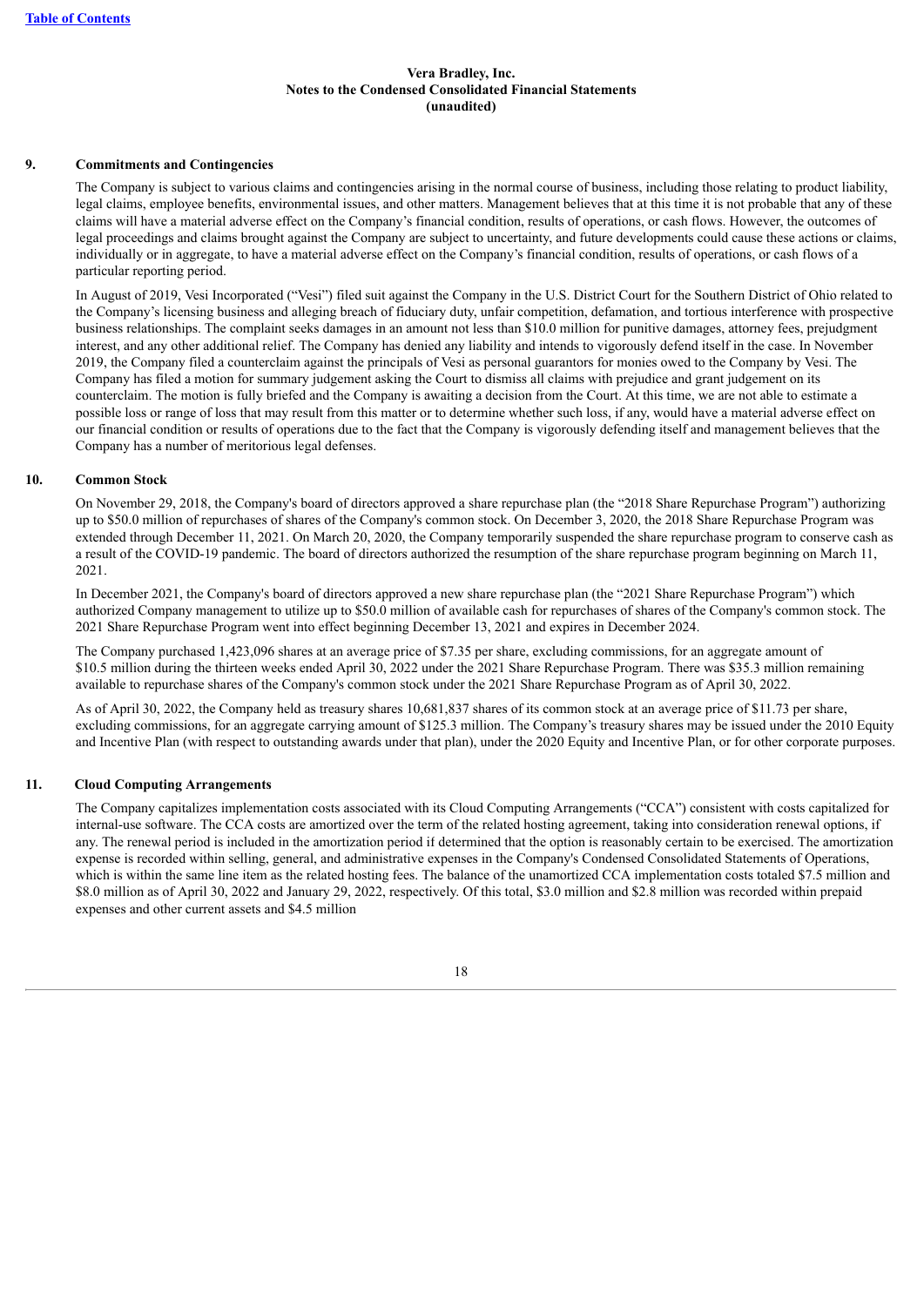**Vera Bradley, Inc.**
**Notes to the Condensed Consolidated Financial Statements**
**(unaudited)**

## 9. Commitments and Contingencies

The Company is subject to various claims and contingencies arising in the normal course of business, including those relating to product liability, legal claims, employee benefits, environmental issues, and other matters. Management believes that at this time it is not probable that any of these claims will have a material adverse effect on the Company's financial condition, results of operations, or cash flows. However, the outcomes of legal proceedings and claims brought against the Company are subject to uncertainty, and future developments could cause these actions or claims, individually or in aggregate, to have a material adverse effect on the Company's financial condition, results of operations, or cash flows of a particular reporting period.

In August of 2019, Vesi Incorporated ("Vesi") filed suit against the Company in the U.S. District Court for the Southern District of Ohio related to the Company's licensing business and alleging breach of fiduciary duty, unfair competition, defamation, and tortious interference with prospective business relationships. The complaint seeks damages in an amount not less than $10.0 million for punitive damages, attorney fees, prejudgment interest, and any other additional relief. The Company has denied any liability and intends to vigorously defend itself in the case. In November 2019, the Company filed a counterclaim against the principals of Vesi as personal guarantors for monies owed to the Company by Vesi. The Company has filed a motion for summary judgement asking the Court to dismiss all claims with prejudice and grant judgement on its counterclaim. The motion is fully briefed and the Company is awaiting a decision from the Court. At this time, we are not able to estimate a possible loss or range of loss that may result from this matter or to determine whether such loss, if any, would have a material adverse effect on our financial condition or results of operations due to the fact that the Company is vigorously defending itself and management believes that the Company has a number of meritorious legal defenses.

## 10. Common Stock

On November 29, 2018, the Company's board of directors approved a share repurchase plan (the "2018 Share Repurchase Program") authorizing up to $50.0 million of repurchases of shares of the Company's common stock. On December 3, 2020, the 2018 Share Repurchase Program was extended through December 11, 2021. On March 20, 2020, the Company temporarily suspended the share repurchase program to conserve cash as a result of the COVID-19 pandemic. The board of directors authorized the resumption of the share repurchase program beginning on March 11, 2021.

In December 2021, the Company's board of directors approved a new share repurchase plan (the "2021 Share Repurchase Program") which authorized Company management to utilize up to $50.0 million of available cash for repurchases of shares of the Company's common stock. The 2021 Share Repurchase Program went into effect beginning December 13, 2021 and expires in December 2024.

The Company purchased 1,423,096 shares at an average price of $7.35 per share, excluding commissions, for an aggregate amount of $10.5 million during the thirteen weeks ended April 30, 2022 under the 2021 Share Repurchase Program. There was $35.3 million remaining available to repurchase shares of the Company's common stock under the 2021 Share Repurchase Program as of April 30, 2022.

As of April 30, 2022, the Company held as treasury shares 10,681,837 shares of its common stock at an average price of $11.73 per share, excluding commissions, for an aggregate carrying amount of $125.3 million. The Company's treasury shares may be issued under the 2010 Equity and Incentive Plan (with respect to outstanding awards under that plan), under the 2020 Equity and Incentive Plan, or for other corporate purposes.

## 11. Cloud Computing Arrangements

The Company capitalizes implementation costs associated with its Cloud Computing Arrangements ("CCA") consistent with costs capitalized for internal-use software. The CCA costs are amortized over the term of the related hosting agreement, taking into consideration renewal options, if any. The renewal period is included in the amortization period if determined that the option is reasonably certain to be exercised. The amortization expense is recorded within selling, general, and administrative expenses in the Company's Condensed Consolidated Statements of Operations, which is within the same line item as the related hosting fees. The balance of the unamortized CCA implementation costs totaled $7.5 million and $8.0 million as of April 30, 2022 and January 29, 2022, respectively. Of this total, $3.0 million and $2.8 million was recorded within prepaid expenses and other current assets and $4.5 million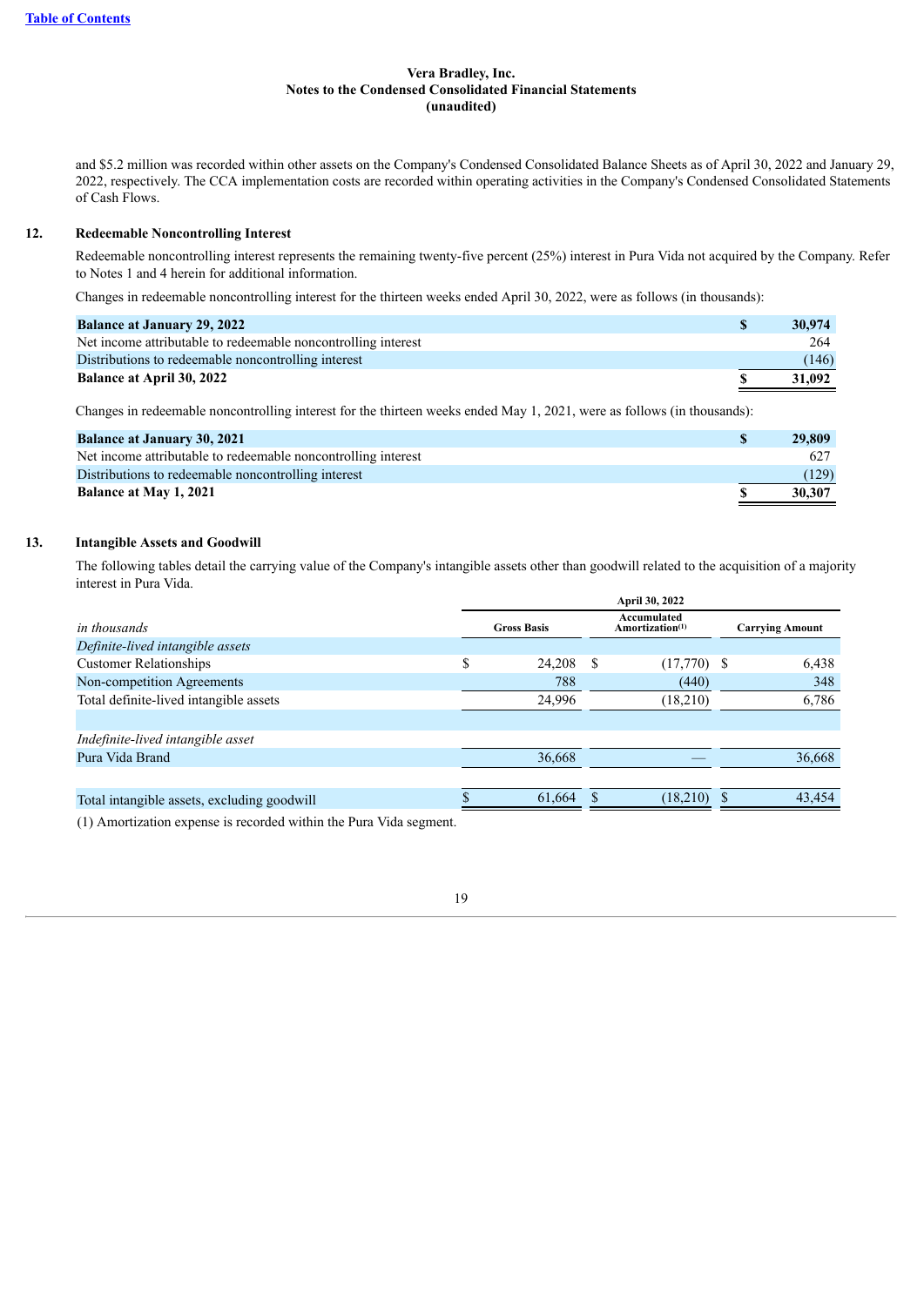and $5.2 million was recorded within other assets on the Company's Condensed Consolidated Balance Sheets as of April 30, 2022 and January 29, 2022, respectively. The CCA implementation costs are recorded within operating activities in the Company's Condensed Consolidated Statements of Cash Flows.

## 12. Redeemable Noncontrolling Interest

Redeemable noncontrolling interest represents the remaining twenty-five percent (25%) interest in Pura Vida not acquired by the Company. Refer to Notes 1 and 4 herein for additional information.

Changes in redeemable noncontrolling interest for the thirteen weeks ended April 30, 2022, were as follows (in thousands):

| | |
|---|---|
| **Balance at January 29, 2022** | **$ 30,974** |
| Net income attributable to redeemable noncontrolling interest | 264 |
| Distributions to redeemable noncontrolling interest | (146) |
| **Balance at April 30, 2022** | **$ 31,092** |

Changes in redeemable noncontrolling interest for the thirteen weeks ended May 1, 2021, were as follows (in thousands):

| | |
|---|---|
| **Balance at January 30, 2021** | **$ 29,809** |
| Net income attributable to redeemable noncontrolling interest | 627 |
| Distributions to redeemable noncontrolling interest | (129) |
| **Balance at May 1, 2021** | **$ 30,307** |

## 13. Intangible Assets and Goodwill

The following tables detail the carrying value of the Company's intangible assets other than goodwill related to the acquisition of a majority interest in Pura Vida.

| | April 30, 2022 | | |
|---|---|---|---|
| *in thousands* | Gross Basis | Accumulated Amortization[1] | Carrying Amount |
| *Definite-lived intangible assets* | | | |
| Customer Relationships | $ 24,208 | $ (17,770) | $ 6,438 |
| Non-competition Agreements | 788 | (440) | 348 |
| Total definite-lived intangible assets | 24,996 | (18,210) | 6,786 |
| | | | |
| *Indefinite-lived intangible asset* | | | |
| Pura Vida Brand | 36,668 | — | 36,668 |
| | | | |
| Total intangible assets, excluding goodwill | $ 61,664 | $ (18,210) | $ 43,454 |

(1) Amortization expense is recorded within the Pura Vida segment.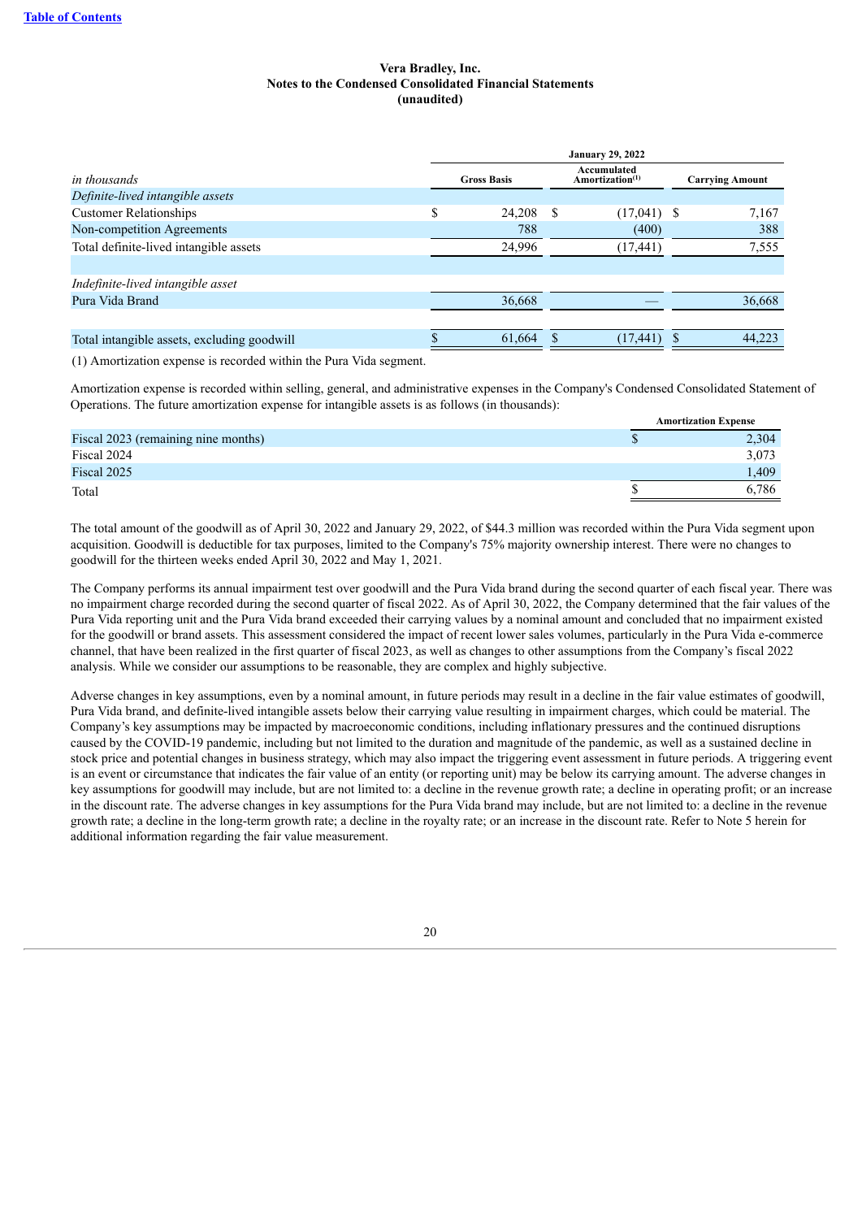**Vera Bradley, Inc.**
**Notes to the Condensed Consolidated Financial Statements**
**(unaudited)**

| | January 29, 2022 | | |
|---|---|---|---|
| *in thousands* | Gross Basis | Accumulated Amortization[(1)] | Carrying Amount |
| *Definite-lived intangible assets* | | | |
| Customer Relationships | $ 24,208 | $ (17,041) | $ 7,167 |
| Non-competition Agreements | 788 | (400) | 388 |
| Total definite-lived intangible assets | 24,996 | (17,441) | 7,555 |
| | | | |
| *Indefinite-lived intangible asset* | | | |
| Pura Vida Brand | 36,668 | — | 36,668 |
| | | | |
| Total intangible assets, excluding goodwill | $ 61,664 | $ (17,441) | $ 44,223 |

(1) Amortization expense is recorded within the Pura Vida segment.

Amortization expense is recorded within selling, general, and administrative expenses in the Company's Condensed Consolidated Statement of Operations. The future amortization expense for intangible assets is as follows (in thousands):

| | Amortization Expense |
|---|---|
| Fiscal 2023 (remaining nine months) | $ 2,304 |
| Fiscal 2024 | 3,073 |
| Fiscal 2025 | 1,409 |
| Total | $ 6,786 |

The total amount of the goodwill as of April 30, 2022 and January 29, 2022, of $44.3 million was recorded within the Pura Vida segment upon acquisition. Goodwill is deductible for tax purposes, limited to the Company's 75% majority ownership interest. There were no changes to goodwill for the thirteen weeks ended April 30, 2022 and May 1, 2021.

The Company performs its annual impairment test over goodwill and the Pura Vida brand during the second quarter of each fiscal year. There was no impairment charge recorded during the second quarter of fiscal 2022. As of April 30, 2022, the Company determined that the fair values of the Pura Vida reporting unit and the Pura Vida brand exceeded their carrying values by a nominal amount and concluded that no impairment existed for the goodwill or brand assets. This assessment considered the impact of recent lower sales volumes, particularly in the Pura Vida e-commerce channel, that have been realized in the first quarter of fiscal 2023, as well as changes to other assumptions from the Company's fiscal 2022 analysis. While we consider our assumptions to be reasonable, they are complex and highly subjective.

Adverse changes in key assumptions, even by a nominal amount, in future periods may result in a decline in the fair value estimates of goodwill, Pura Vida brand, and definite-lived intangible assets below their carrying value resulting in impairment charges, which could be material. The Company's key assumptions may be impacted by macroeconomic conditions, including inflationary pressures and the continued disruptions caused by the COVID-19 pandemic, including but not limited to the duration and magnitude of the pandemic, as well as a sustained decline in stock price and potential changes in business strategy, which may also impact the triggering event assessment in future periods. A triggering event is an event or circumstance that indicates the fair value of an entity (or reporting unit) may be below its carrying amount. The adverse changes in key assumptions for goodwill may include, but are not limited to: a decline in the revenue growth rate; a decline in operating profit; or an increase in the discount rate. The adverse changes in key assumptions for the Pura Vida brand may include, but are not limited to: a decline in the revenue growth rate; a decline in the long-term growth rate; a decline in the royalty rate; or an increase in the discount rate. Refer to Note 5 herein for additional information regarding the fair value measurement.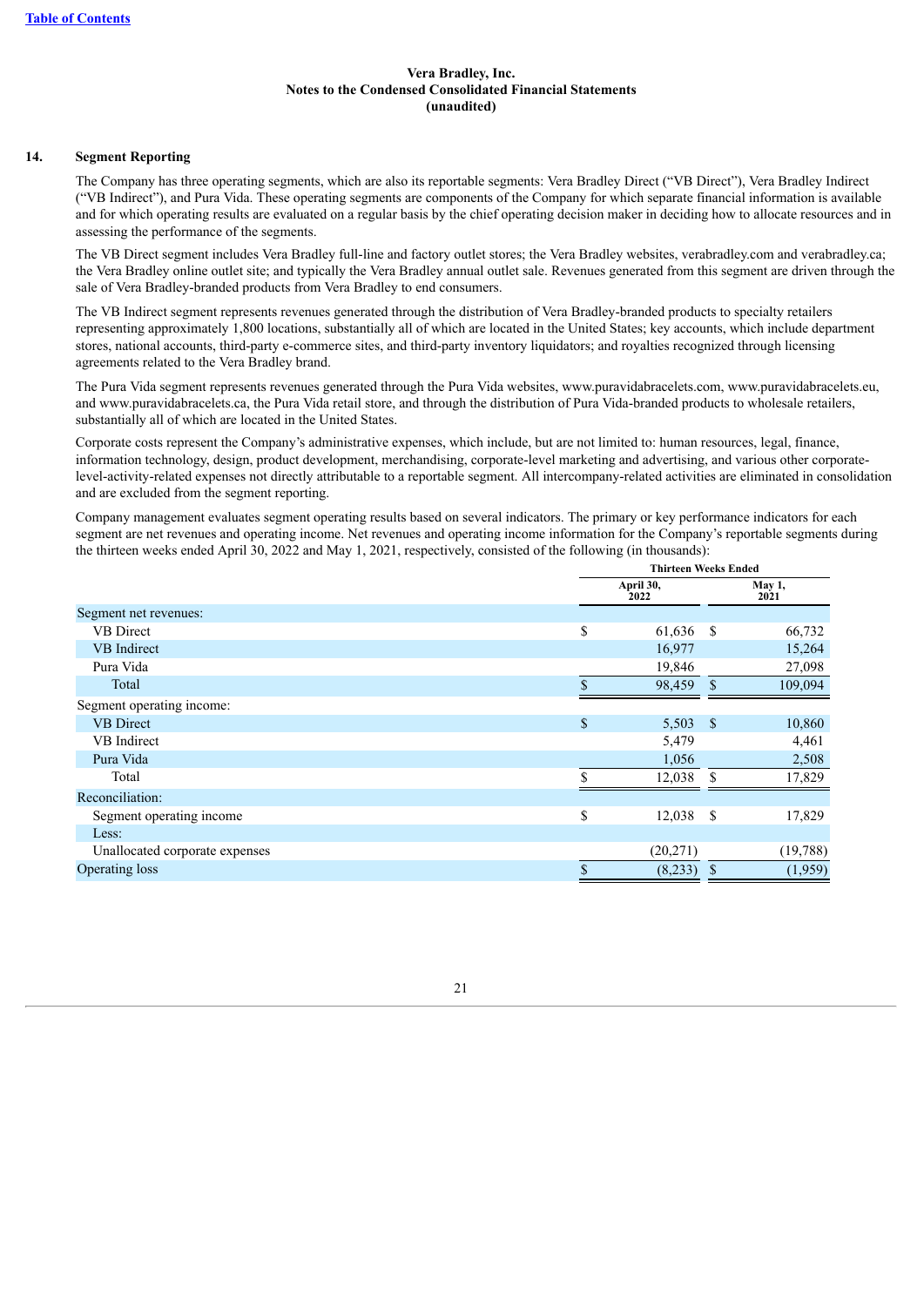Vera Bradley, Inc.
Notes to the Condensed Consolidated Financial Statements
(unaudited)

## 14. Segment Reporting

The Company has three operating segments, which are also its reportable segments: Vera Bradley Direct ("VB Direct"), Vera Bradley Indirect ("VB Indirect"), and Pura Vida. These operating segments are components of the Company for which separate financial information is available and for which operating results are evaluated on a regular basis by the chief operating decision maker in deciding how to allocate resources and in assessing the performance of the segments.

The VB Direct segment includes Vera Bradley full-line and factory outlet stores; the Vera Bradley websites, verabradley.com and verabradley.ca; the Vera Bradley online outlet site; and typically the Vera Bradley annual outlet sale. Revenues generated from this segment are driven through the sale of Vera Bradley-branded products from Vera Bradley to end consumers.

The VB Indirect segment represents revenues generated through the distribution of Vera Bradley-branded products to specialty retailers representing approximately 1,800 locations, substantially all of which are located in the United States; key accounts, which include department stores, national accounts, third-party e-commerce sites, and third-party inventory liquidators; and royalties recognized through licensing agreements related to the Vera Bradley brand.

The Pura Vida segment represents revenues generated through the Pura Vida websites, www.puravidabracelets.com, www.puravidabracelets.eu, and www.puravidabracelets.ca, the Pura Vida retail store, and through the distribution of Pura Vida-branded products to wholesale retailers, substantially all of which are located in the United States.

Corporate costs represent the Company's administrative expenses, which include, but are not limited to: human resources, legal, finance, information technology, design, product development, merchandising, corporate-level marketing and advertising, and various other corporate-level-activity-related expenses not directly attributable to a reportable segment. All intercompany-related activities are eliminated in consolidation and are excluded from the segment reporting.

Company management evaluates segment operating results based on several indicators. The primary or key performance indicators for each segment are net revenues and operating income. Net revenues and operating income information for the Company's reportable segments during the thirteen weeks ended April 30, 2022 and May 1, 2021, respectively, consisted of the following (in thousands):

| | Thirteen Weeks Ended | |
|---|---|---|
| | April 30, 2022 | May 1, 2021 |
| Segment net revenues: | | |
| VB Direct | $ 61,636 | $ 66,732 |
| VB Indirect | 16,977 | 15,264 |
| Pura Vida | 19,846 | 27,098 |
| Total | $ 98,459 | $ 109,094 |
| Segment operating income: | | |
| VB Direct | $ 5,503 | $ 10,860 |
| VB Indirect | 5,479 | 4,461 |
| Pura Vida | 1,056 | 2,508 |
| Total | $ 12,038 | $ 17,829 |
| Reconciliation: | | |
| Segment operating income | $ 12,038 | $ 17,829 |
| Less: | | |
| Unallocated corporate expenses | (20,271) | (19,788) |
| Operating loss | $ (8,233) | $ (1,959) |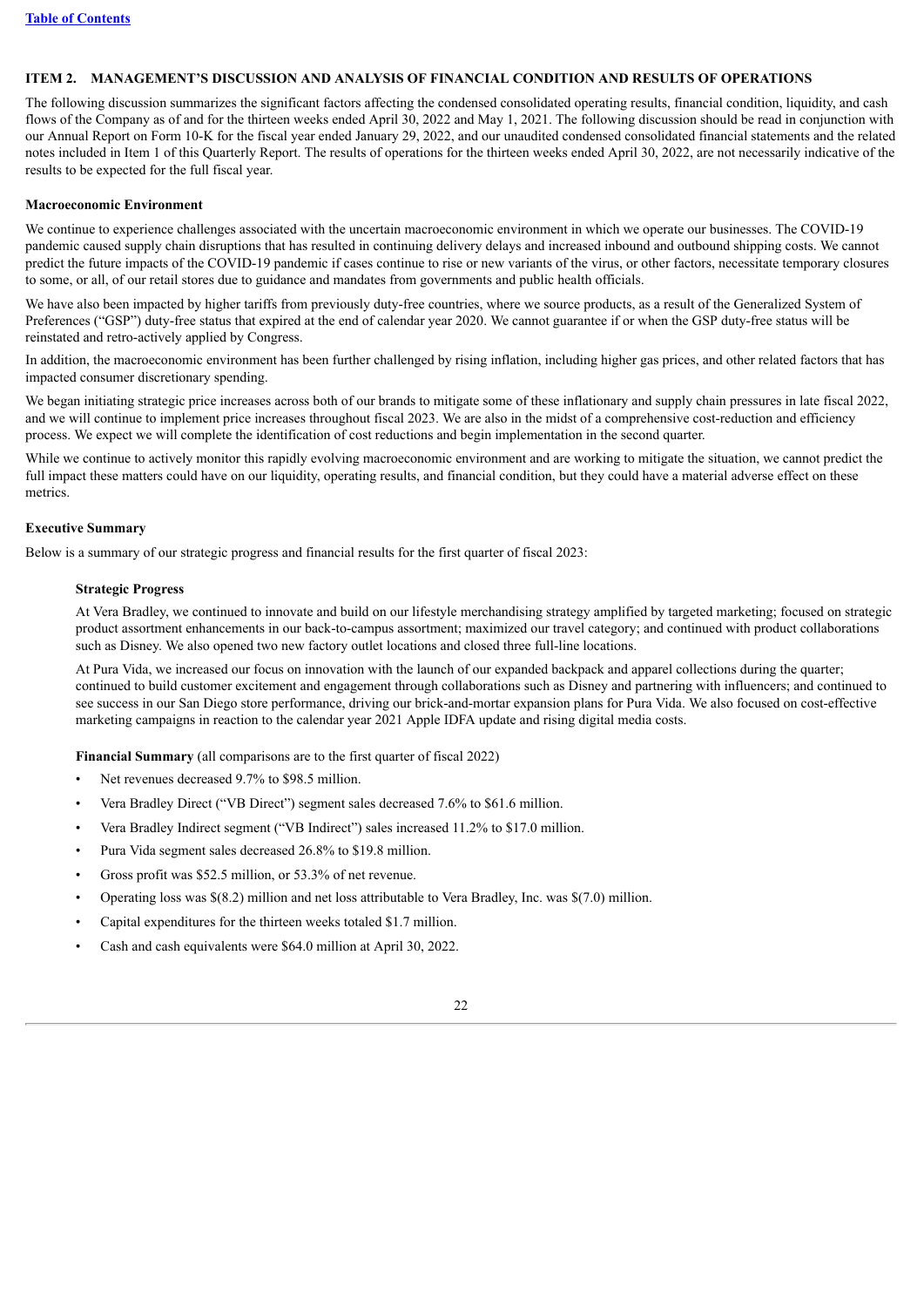## ITEM 2. MANAGEMENT'S DISCUSSION AND ANALYSIS OF FINANCIAL CONDITION AND RESULTS OF OPERATIONS

The following discussion summarizes the significant factors affecting the condensed consolidated operating results, financial condition, liquidity, and cash flows of the Company as of and for the thirteen weeks ended April 30, 2022 and May 1, 2021. The following discussion should be read in conjunction with our Annual Report on Form 10-K for the fiscal year ended January 29, 2022, and our unaudited condensed consolidated financial statements and the related notes included in Item 1 of this Quarterly Report. The results of operations for the thirteen weeks ended April 30, 2022, are not necessarily indicative of the results to be expected for the full fiscal year.

### Macroeconomic Environment

We continue to experience challenges associated with the uncertain macroeconomic environment in which we operate our businesses. The COVID-19 pandemic caused supply chain disruptions that has resulted in continuing delivery delays and increased inbound and outbound shipping costs. We cannot predict the future impacts of the COVID-19 pandemic if cases continue to rise or new variants of the virus, or other factors, necessitate temporary closures to some, or all, of our retail stores due to guidance and mandates from governments and public health officials.

We have also been impacted by higher tariffs from previously duty-free countries, where we source products, as a result of the Generalized System of Preferences ("GSP") duty-free status that expired at the end of calendar year 2020. We cannot guarantee if or when the GSP duty-free status will be reinstated and retro-actively applied by Congress.

In addition, the macroeconomic environment has been further challenged by rising inflation, including higher gas prices, and other related factors that has impacted consumer discretionary spending.

We began initiating strategic price increases across both of our brands to mitigate some of these inflationary and supply chain pressures in late fiscal 2022, and we will continue to implement price increases throughout fiscal 2023. We are also in the midst of a comprehensive cost-reduction and efficiency process. We expect we will complete the identification of cost reductions and begin implementation in the second quarter.

While we continue to actively monitor this rapidly evolving macroeconomic environment and are working to mitigate the situation, we cannot predict the full impact these matters could have on our liquidity, operating results, and financial condition, but they could have a material adverse effect on these metrics.

### Executive Summary

Below is a summary of our strategic progress and financial results for the first quarter of fiscal 2023:

#### Strategic Progress

At Vera Bradley, we continued to innovate and build on our lifestyle merchandising strategy amplified by targeted marketing; focused on strategic product assortment enhancements in our back-to-campus assortment; maximized our travel category; and continued with product collaborations such as Disney. We also opened two new factory outlet locations and closed three full-line locations.

At Pura Vida, we increased our focus on innovation with the launch of our expanded backpack and apparel collections during the quarter; continued to build customer excitement and engagement through collaborations such as Disney and partnering with influencers; and continued to see success in our San Diego store performance, driving our brick-and-mortar expansion plans for Pura Vida. We also focused on cost-effective marketing campaigns in reaction to the calendar year 2021 Apple IDFA update and rising digital media costs.

**Financial Summary** (all comparisons are to the first quarter of fiscal 2022)

- Net revenues decreased 9.7% to $98.5 million.
- Vera Bradley Direct ("VB Direct") segment sales decreased 7.6% to $61.6 million.
- Vera Bradley Indirect segment ("VB Indirect") sales increased 11.2% to $17.0 million.
- Pura Vida segment sales decreased 26.8% to $19.8 million.
- Gross profit was $52.5 million, or 53.3% of net revenue.
- Operating loss was $(8.2) million and net loss attributable to Vera Bradley, Inc. was $(7.0) million.
- Capital expenditures for the thirteen weeks totaled $1.7 million.
- Cash and cash equivalents were $64.0 million at April 30, 2022.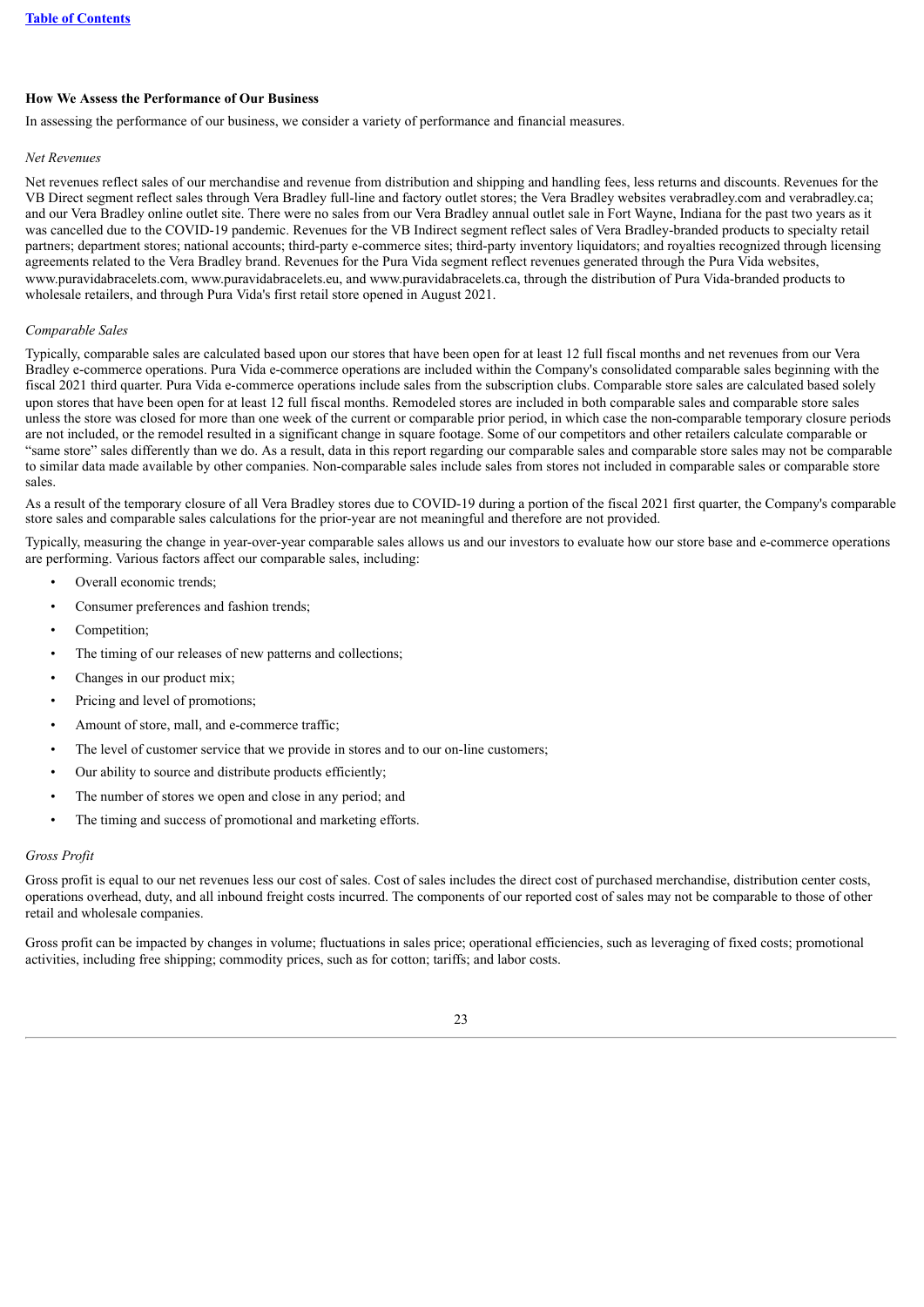**How We Assess the Performance of Our Business**

In assessing the performance of our business, we consider a variety of performance and financial measures.

*Net Revenues*

Net revenues reflect sales of our merchandise and revenue from distribution and shipping and handling fees, less returns and discounts. Revenues for the VB Direct segment reflect sales through Vera Bradley full-line and factory outlet stores; the Vera Bradley websites verabradley.com and verabradley.ca; and our Vera Bradley online outlet site. There were no sales from our Vera Bradley annual outlet sale in Fort Wayne, Indiana for the past two years as it was cancelled due to the COVID-19 pandemic. Revenues for the VB Indirect segment reflect sales of Vera Bradley-branded products to specialty retail partners; department stores; national accounts; third-party e-commerce sites; third-party inventory liquidators; and royalties recognized through licensing agreements related to the Vera Bradley brand. Revenues for the Pura Vida segment reflect revenues generated through the Pura Vida websites, www.puravidabracelets.com, www.puravidabracelets.eu, and www.puravidabracelets.ca, through the distribution of Pura Vida-branded products to wholesale retailers, and through Pura Vida's first retail store opened in August 2021.

*Comparable Sales*

Typically, comparable sales are calculated based upon our stores that have been open for at least 12 full fiscal months and net revenues from our Vera Bradley e-commerce operations. Pura Vida e-commerce operations are included within the Company's consolidated comparable sales beginning with the fiscal 2021 third quarter. Pura Vida e-commerce operations include sales from the subscription clubs. Comparable store sales are calculated based solely upon stores that have been open for at least 12 full fiscal months. Remodeled stores are included in both comparable sales and comparable store sales unless the store was closed for more than one week of the current or comparable prior period, in which case the non-comparable temporary closure periods are not included, or the remodel resulted in a significant change in square footage. Some of our competitors and other retailers calculate comparable or "same store" sales differently than we do. As a result, data in this report regarding our comparable sales and comparable store sales may not be comparable to similar data made available by other companies. Non-comparable sales include sales from stores not included in comparable sales or comparable store sales.

As a result of the temporary closure of all Vera Bradley stores due to COVID-19 during a portion of the fiscal 2021 first quarter, the Company's comparable store sales and comparable sales calculations for the prior-year are not meaningful and therefore are not provided.

Typically, measuring the change in year-over-year comparable sales allows us and our investors to evaluate how our store base and e-commerce operations are performing. Various factors affect our comparable sales, including:

- Overall economic trends;
- Consumer preferences and fashion trends;
- Competition;
- The timing of our releases of new patterns and collections;
- Changes in our product mix;
- Pricing and level of promotions;
- Amount of store, mall, and e-commerce traffic;
- The level of customer service that we provide in stores and to our on-line customers;
- Our ability to source and distribute products efficiently;
- The number of stores we open and close in any period; and
- The timing and success of promotional and marketing efforts.

*Gross Profit*

Gross profit is equal to our net revenues less our cost of sales. Cost of sales includes the direct cost of purchased merchandise, distribution center costs, operations overhead, duty, and all inbound freight costs incurred. The components of our reported cost of sales may not be comparable to those of other retail and wholesale companies.

Gross profit can be impacted by changes in volume; fluctuations in sales price; operational efficiencies, such as leveraging of fixed costs; promotional activities, including free shipping; commodity prices, such as for cotton; tariffs; and labor costs.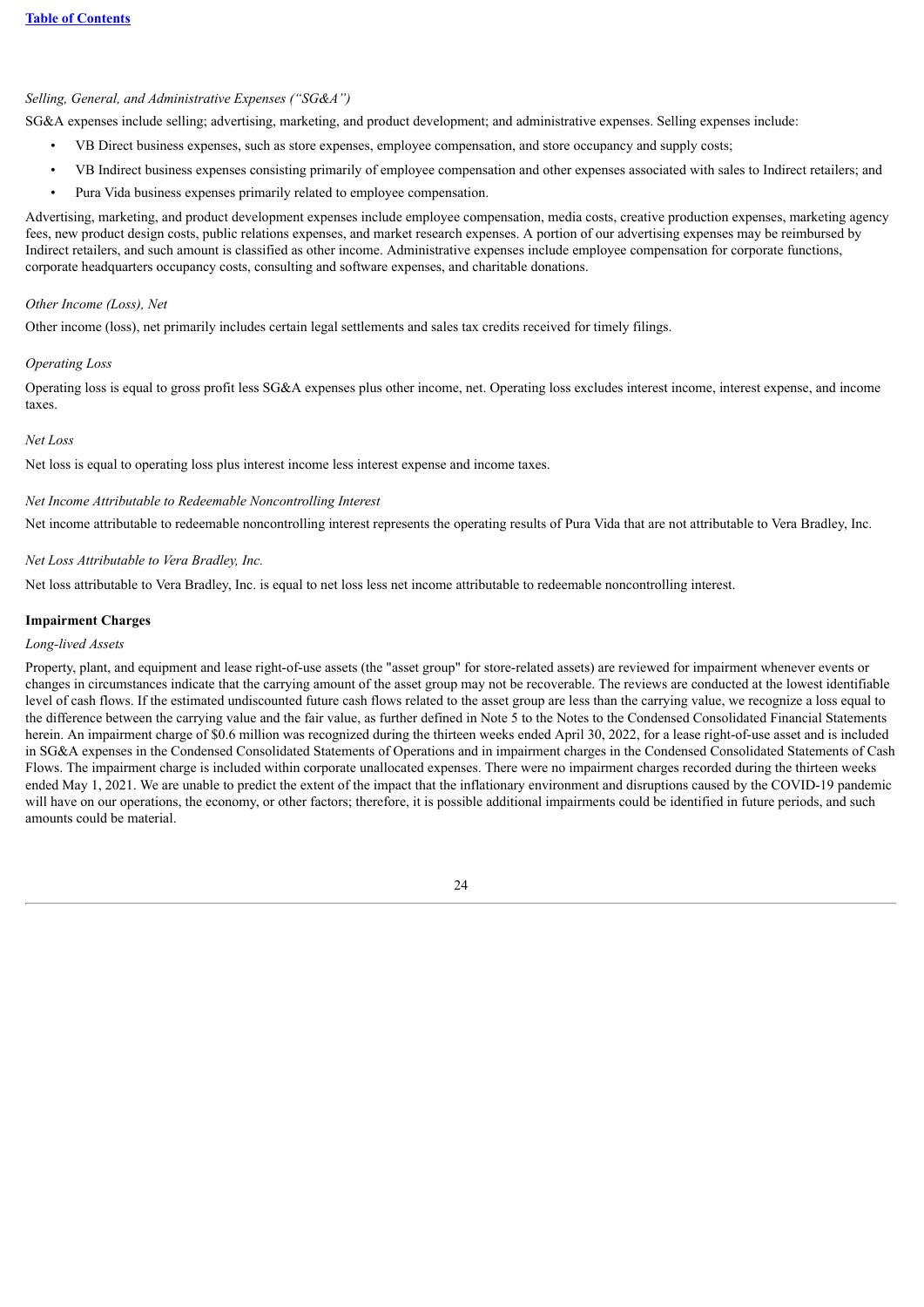*Selling, General, and Administrative Expenses (“SG&A”)*

SG&A expenses include selling; advertising, marketing, and product development; and administrative expenses. Selling expenses include:

- VB Direct business expenses, such as store expenses, employee compensation, and store occupancy and supply costs;
- VB Indirect business expenses consisting primarily of employee compensation and other expenses associated with sales to Indirect retailers; and
- Pura Vida business expenses primarily related to employee compensation.

Advertising, marketing, and product development expenses include employee compensation, media costs, creative production expenses, marketing agency fees, new product design costs, public relations expenses, and market research expenses. A portion of our advertising expenses may be reimbursed by Indirect retailers, and such amount is classified as other income. Administrative expenses include employee compensation for corporate functions, corporate headquarters occupancy costs, consulting and software expenses, and charitable donations.

*Other Income (Loss), Net*

Other income (loss), net primarily includes certain legal settlements and sales tax credits received for timely filings.

*Operating Loss*

Operating loss is equal to gross profit less SG&A expenses plus other income, net. Operating loss excludes interest income, interest expense, and income taxes.

*Net Loss*

Net loss is equal to operating loss plus interest income less interest expense and income taxes.

*Net Income Attributable to Redeemable Noncontrolling Interest*

Net income attributable to redeemable noncontrolling interest represents the operating results of Pura Vida that are not attributable to Vera Bradley, Inc.

*Net Loss Attributable to Vera Bradley, Inc.*

Net loss attributable to Vera Bradley, Inc. is equal to net loss less net income attributable to redeemable noncontrolling interest.

**Impairment Charges**

*Long-lived Assets*

Property, plant, and equipment and lease right-of-use assets (the "asset group" for store-related assets) are reviewed for impairment whenever events or changes in circumstances indicate that the carrying amount of the asset group may not be recoverable. The reviews are conducted at the lowest identifiable level of cash flows. If the estimated undiscounted future cash flows related to the asset group are less than the carrying value, we recognize a loss equal to the difference between the carrying value and the fair value, as further defined in Note 5 to the Notes to the Condensed Consolidated Financial Statements herein. An impairment charge of $0.6 million was recognized during the thirteen weeks ended April 30, 2022, for a lease right-of-use asset and is included in SG&A expenses in the Condensed Consolidated Statements of Operations and in impairment charges in the Condensed Consolidated Statements of Cash Flows. The impairment charge is included within corporate unallocated expenses. There were no impairment charges recorded during the thirteen weeks ended May 1, 2021. We are unable to predict the extent of the impact that the inflationary environment and disruptions caused by the COVID-19 pandemic will have on our operations, the economy, or other factors; therefore, it is possible additional impairments could be identified in future periods, and such amounts could be material.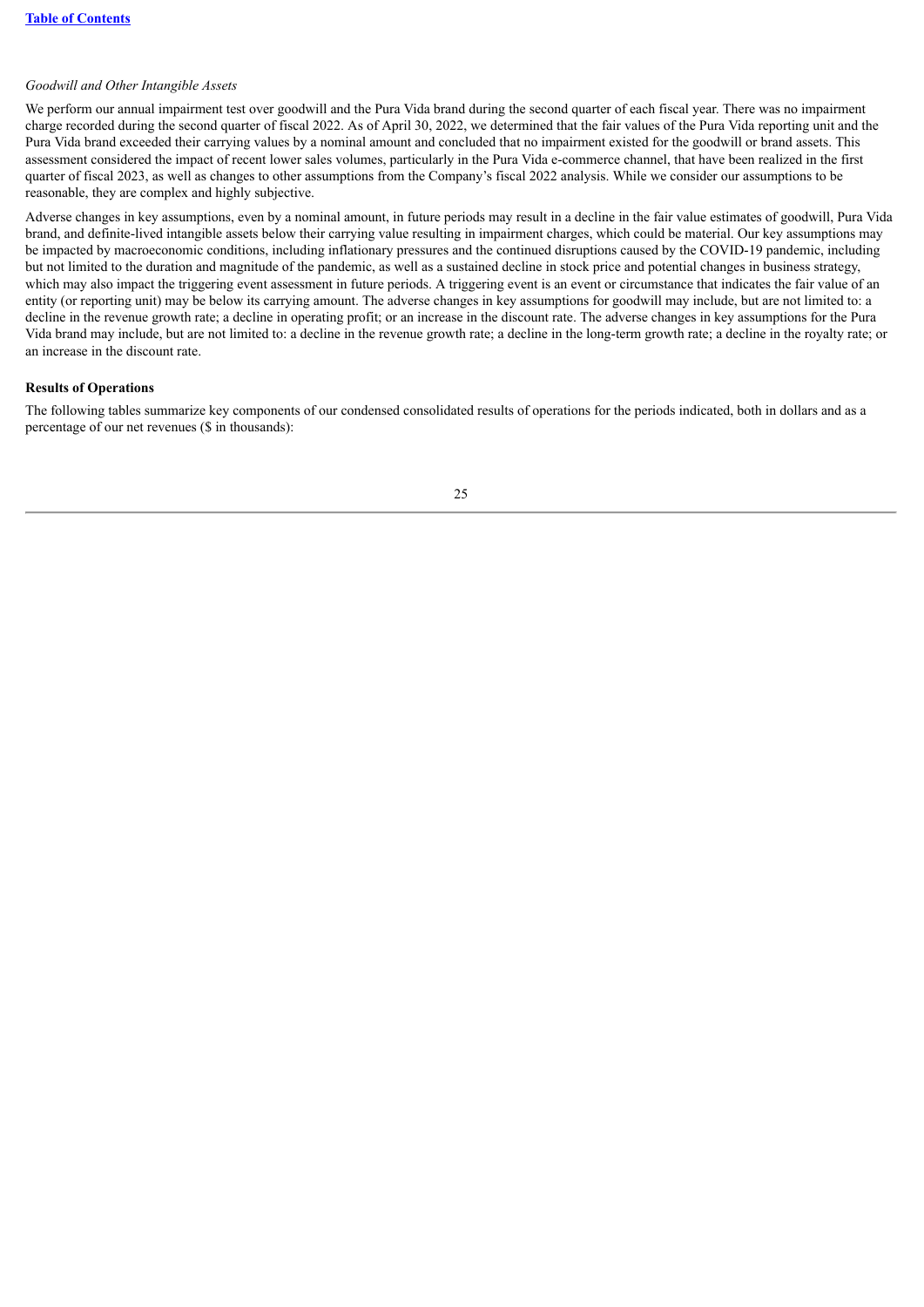*Goodwill and Other Intangible Assets*

We perform our annual impairment test over goodwill and the Pura Vida brand during the second quarter of each fiscal year. There was no impairment charge recorded during the second quarter of fiscal 2022. As of April 30, 2022, we determined that the fair values of the Pura Vida reporting unit and the Pura Vida brand exceeded their carrying values by a nominal amount and concluded that no impairment existed for the goodwill or brand assets. This assessment considered the impact of recent lower sales volumes, particularly in the Pura Vida e-commerce channel, that have been realized in the first quarter of fiscal 2023, as well as changes to other assumptions from the Company's fiscal 2022 analysis. While we consider our assumptions to be reasonable, they are complex and highly subjective.

Adverse changes in key assumptions, even by a nominal amount, in future periods may result in a decline in the fair value estimates of goodwill, Pura Vida brand, and definite-lived intangible assets below their carrying value resulting in impairment charges, which could be material. Our key assumptions may be impacted by macroeconomic conditions, including inflationary pressures and the continued disruptions caused by the COVID-19 pandemic, including but not limited to the duration and magnitude of the pandemic, as well as a sustained decline in stock price and potential changes in business strategy, which may also impact the triggering event assessment in future periods. A triggering event is an event or circumstance that indicates the fair value of an entity (or reporting unit) may be below its carrying amount. The adverse changes in key assumptions for goodwill may include, but are not limited to: a decline in the revenue growth rate; a decline in operating profit; or an increase in the discount rate. The adverse changes in key assumptions for the Pura Vida brand may include, but are not limited to: a decline in the revenue growth rate; a decline in the long-term growth rate; a decline in the royalty rate; or an increase in the discount rate.

**Results of Operations**

The following tables summarize key components of our condensed consolidated results of operations for the periods indicated, both in dollars and as a percentage of our net revenues ($ in thousands):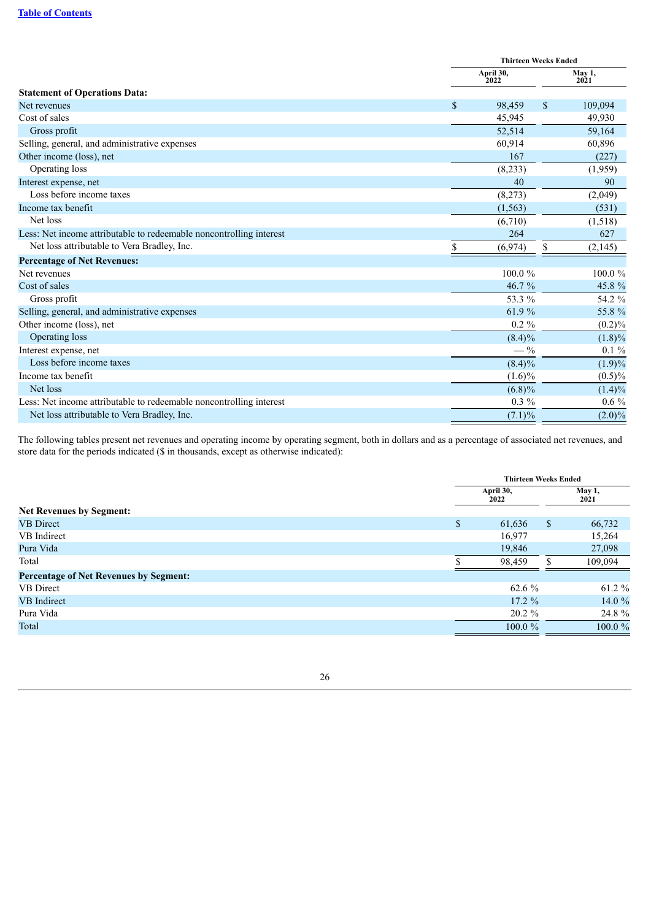| | Thirteen Weeks Ended | |
|---|---|---|
| | April 30, 2022 | May 1, 2021 |
| **Statement of Operations Data:** | | |
| Net revenues | $ 98,459 | $ 109,094 |
| Cost of sales | 45,945 | 49,930 |
| Gross profit | 52,514 | 59,164 |
| Selling, general, and administrative expenses | 60,914 | 60,896 |
| Other income (loss), net | 167 | (227) |
| Operating loss | (8,233) | (1,959) |
| Interest expense, net | 40 | 90 |
| Loss before income taxes | (8,273) | (2,049) |
| Income tax benefit | (1,563) | (531) |
| Net loss | (6,710) | (1,518) |
| Less: Net income attributable to redeemable noncontrolling interest | 264 | 627 |
| Net loss attributable to Vera Bradley, Inc. | $ (6,974) | $ (2,145) |
| **Percentage of Net Revenues:** | | |
| Net revenues | 100.0 % | 100.0 % |
| Cost of sales | 46.7 % | 45.8 % |
| Gross profit | 53.3 % | 54.2 % |
| Selling, general, and administrative expenses | 61.9 % | 55.8 % |
| Other income (loss), net | 0.2 % | (0.2)% |
| Operating loss | (8.4)% | (1.8)% |
| Interest expense, net | — % | 0.1 % |
| Loss before income taxes | (8.4)% | (1.9)% |
| Income tax benefit | (1.6)% | (0.5)% |
| Net loss | (6.8)% | (1.4)% |
| Less: Net income attributable to redeemable noncontrolling interest | 0.3 % | 0.6 % |
| Net loss attributable to Vera Bradley, Inc. | (7.1)% | (2.0)% |

The following tables present net revenues and operating income by operating segment, both in dollars and as a percentage of associated net revenues, and store data for the periods indicated ($ in thousands, except as otherwise indicated):

| | Thirteen Weeks Ended | |
|---|---|---|
| | April 30, 2022 | May 1, 2021 |
| **Net Revenues by Segment:** | | |
| VB Direct | $ 61,636 | $ 66,732 |
| VB Indirect | 16,977 | 15,264 |
| Pura Vida | 19,846 | 27,098 |
| Total | $ 98,459 | $ 109,094 |
| **Percentage of Net Revenues by Segment:** | | |
| VB Direct | 62.6 % | 61.2 % |
| VB Indirect | 17.2 % | 14.0 % |
| Pura Vida | 20.2 % | 24.8 % |
| Total | 100.0 % | 100.0 % |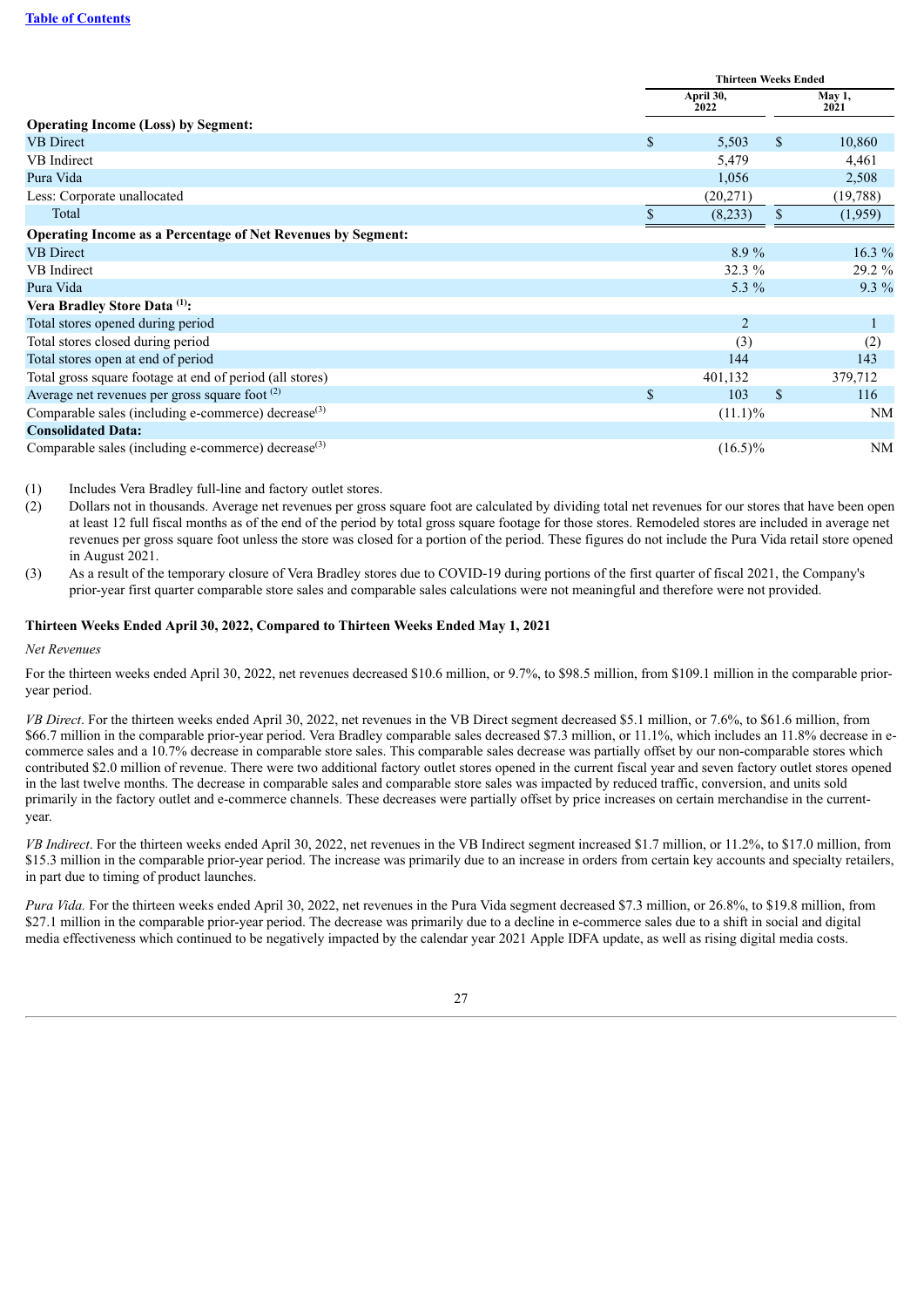|  | Thirteen Weeks Ended |  |
|---|---|---|
|  | April 30, 2022 | May 1, 2021 |
| **Operating Income (Loss) by Segment:** |  |  |
| VB Direct | $ 5,503 | $ 10,860 |
| VB Indirect | 5,479 | 4,461 |
| Pura Vida | 1,056 | 2,508 |
| Less: Corporate unallocated | (20,271) | (19,788) |
| Total | $ (8,233) | $ (1,959) |
| **Operating Income as a Percentage of Net Revenues by Segment:** |  |  |
| VB Direct | 8.9 % | 16.3 % |
| VB Indirect | 32.3 % | 29.2 % |
| Pura Vida | 5.3 % | 9.3 % |
| **Vera Bradley Store Data (1):** |  |  |
| Total stores opened during period | 2 | 1 |
| Total stores closed during period | (3) | (2) |
| Total stores open at end of period | 144 | 143 |
| Total gross square footage at end of period (all stores) | 401,132 | 379,712 |
| Average net revenues per gross square foot (2) | $ 103 | $ 116 |
| Comparable sales (including e-commerce) decrease(3) | (11.1)% | NM |
| **Consolidated Data:** |  |  |
| Comparable sales (including e-commerce) decrease(3) | (16.5)% | NM |

(1) Includes Vera Bradley full-line and factory outlet stores.

(2) Dollars not in thousands. Average net revenues per gross square foot are calculated by dividing total net revenues for our stores that have been open at least 12 full fiscal months as of the end of the period by total gross square footage for those stores. Remodeled stores are included in average net revenues per gross square foot unless the store was closed for a portion of the period. These figures do not include the Pura Vida retail store opened in August 2021.

(3) As a result of the temporary closure of Vera Bradley stores due to COVID-19 during portions of the first quarter of fiscal 2021, the Company's prior-year first quarter comparable store sales and comparable sales calculations were not meaningful and therefore were not provided.

**Thirteen Weeks Ended April 30, 2022, Compared to Thirteen Weeks Ended May 1, 2021**

*Net Revenues*

For the thirteen weeks ended April 30, 2022, net revenues decreased $10.6 million, or 9.7%, to $98.5 million, from $109.1 million in the comparable prior-year period.

*VB Direct*. For the thirteen weeks ended April 30, 2022, net revenues in the VB Direct segment decreased $5.1 million, or 7.6%, to $61.6 million, from $66.7 million in the comparable prior-year period. Vera Bradley comparable sales decreased $7.3 million, or 11.1%, which includes an 11.8% decrease in e-commerce sales and a 10.7% decrease in comparable store sales. This comparable sales decrease was partially offset by our non-comparable stores which contributed $2.0 million of revenue. There were two additional factory outlet stores opened in the current fiscal year and seven factory outlet stores opened in the last twelve months. The decrease in comparable sales and comparable store sales was impacted by reduced traffic, conversion, and units sold primarily in the factory outlet and e-commerce channels. These decreases were partially offset by price increases on certain merchandise in the current-year.

*VB Indirect*. For the thirteen weeks ended April 30, 2022, net revenues in the VB Indirect segment increased $1.7 million, or 11.2%, to $17.0 million, from $15.3 million in the comparable prior-year period. The increase was primarily due to an increase in orders from certain key accounts and specialty retailers, in part due to timing of product launches.

*Pura Vida.* For the thirteen weeks ended April 30, 2022, net revenues in the Pura Vida segment decreased $7.3 million, or 26.8%, to $19.8 million, from $27.1 million in the comparable prior-year period. The decrease was primarily due to a decline in e-commerce sales due to a shift in social and digital media effectiveness which continued to be negatively impacted by the calendar year 2021 Apple IDFA update, as well as rising digital media costs.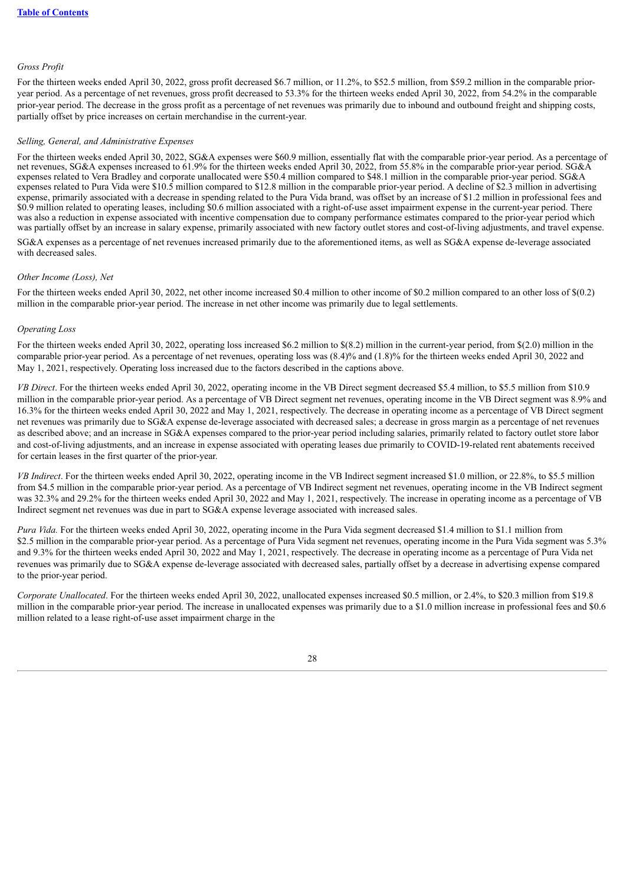*Gross Profit*

For the thirteen weeks ended April 30, 2022, gross profit decreased $6.7 million, or 11.2%, to $52.5 million, from $59.2 million in the comparable prior-year period. As a percentage of net revenues, gross profit decreased to 53.3% for the thirteen weeks ended April 30, 2022, from 54.2% in the comparable prior-year period. The decrease in the gross profit as a percentage of net revenues was primarily due to inbound and outbound freight and shipping costs, partially offset by price increases on certain merchandise in the current-year.

*Selling, General, and Administrative Expenses*

For the thirteen weeks ended April 30, 2022, SG&A expenses were $60.9 million, essentially flat with the comparable prior-year period. As a percentage of net revenues, SG&A expenses increased to 61.9% for the thirteen weeks ended April 30, 2022, from 55.8% in the comparable prior-year period. SG&A expenses related to Vera Bradley and corporate unallocated were $50.4 million compared to $48.1 million in the comparable prior-year period. SG&A expenses related to Pura Vida were $10.5 million compared to $12.8 million in the comparable prior-year period. A decline of $2.3 million in advertising expense, primarily associated with a decrease in spending related to the Pura Vida brand, was offset by an increase of $1.2 million in professional fees and $0.9 million related to operating leases, including $0.6 million associated with a right-of-use asset impairment expense in the current-year period. There was also a reduction in expense associated with incentive compensation due to company performance estimates compared to the prior-year period which was partially offset by an increase in salary expense, primarily associated with new factory outlet stores and cost-of-living adjustments, and travel expense.

SG&A expenses as a percentage of net revenues increased primarily due to the aforementioned items, as well as SG&A expense de-leverage associated with decreased sales.

*Other Income (Loss), Net*

For the thirteen weeks ended April 30, 2022, net other income increased $0.4 million to other income of $0.2 million compared to an other loss of $(0.2) million in the comparable prior-year period. The increase in net other income was primarily due to legal settlements.

*Operating Loss*

For the thirteen weeks ended April 30, 2022, operating loss increased $6.2 million to $(8.2) million in the current-year period, from $(2.0) million in the comparable prior-year period. As a percentage of net revenues, operating loss was (8.4)% and (1.8)% for the thirteen weeks ended April 30, 2022 and May 1, 2021, respectively. Operating loss increased due to the factors described in the captions above.

*VB Direct*. For the thirteen weeks ended April 30, 2022, operating income in the VB Direct segment decreased $5.4 million, to $5.5 million from $10.9 million in the comparable prior-year period. As a percentage of VB Direct segment net revenues, operating income in the VB Direct segment was 8.9% and 16.3% for the thirteen weeks ended April 30, 2022 and May 1, 2021, respectively. The decrease in operating income as a percentage of VB Direct segment net revenues was primarily due to SG&A expense de-leverage associated with decreased sales; a decrease in gross margin as a percentage of net revenues as described above; and an increase in SG&A expenses compared to the prior-year period including salaries, primarily related to factory outlet store labor and cost-of-living adjustments, and an increase in expense associated with operating leases due primarily to COVID-19-related rent abatements received for certain leases in the first quarter of the prior-year.

*VB Indirect*. For the thirteen weeks ended April 30, 2022, operating income in the VB Indirect segment increased $1.0 million, or 22.8%, to $5.5 million from $4.5 million in the comparable prior-year period. As a percentage of VB Indirect segment net revenues, operating income in the VB Indirect segment was 32.3% and 29.2% for the thirteen weeks ended April 30, 2022 and May 1, 2021, respectively. The increase in operating income as a percentage of VB Indirect segment net revenues was due in part to SG&A expense leverage associated with increased sales.

*Pura Vida.* For the thirteen weeks ended April 30, 2022, operating income in the Pura Vida segment decreased $1.4 million to $1.1 million from $2.5 million in the comparable prior-year period. As a percentage of Pura Vida segment net revenues, operating income in the Pura Vida segment was 5.3% and 9.3% for the thirteen weeks ended April 30, 2022 and May 1, 2021, respectively. The decrease in operating income as a percentage of Pura Vida net revenues was primarily due to SG&A expense de-leverage associated with decreased sales, partially offset by a decrease in advertising expense compared to the prior-year period.

*Corporate Unallocated*. For the thirteen weeks ended April 30, 2022, unallocated expenses increased $0.5 million, or 2.4%, to $20.3 million from $19.8 million in the comparable prior-year period. The increase in unallocated expenses was primarily due to a $1.0 million increase in professional fees and $0.6 million related to a lease right-of-use asset impairment charge in the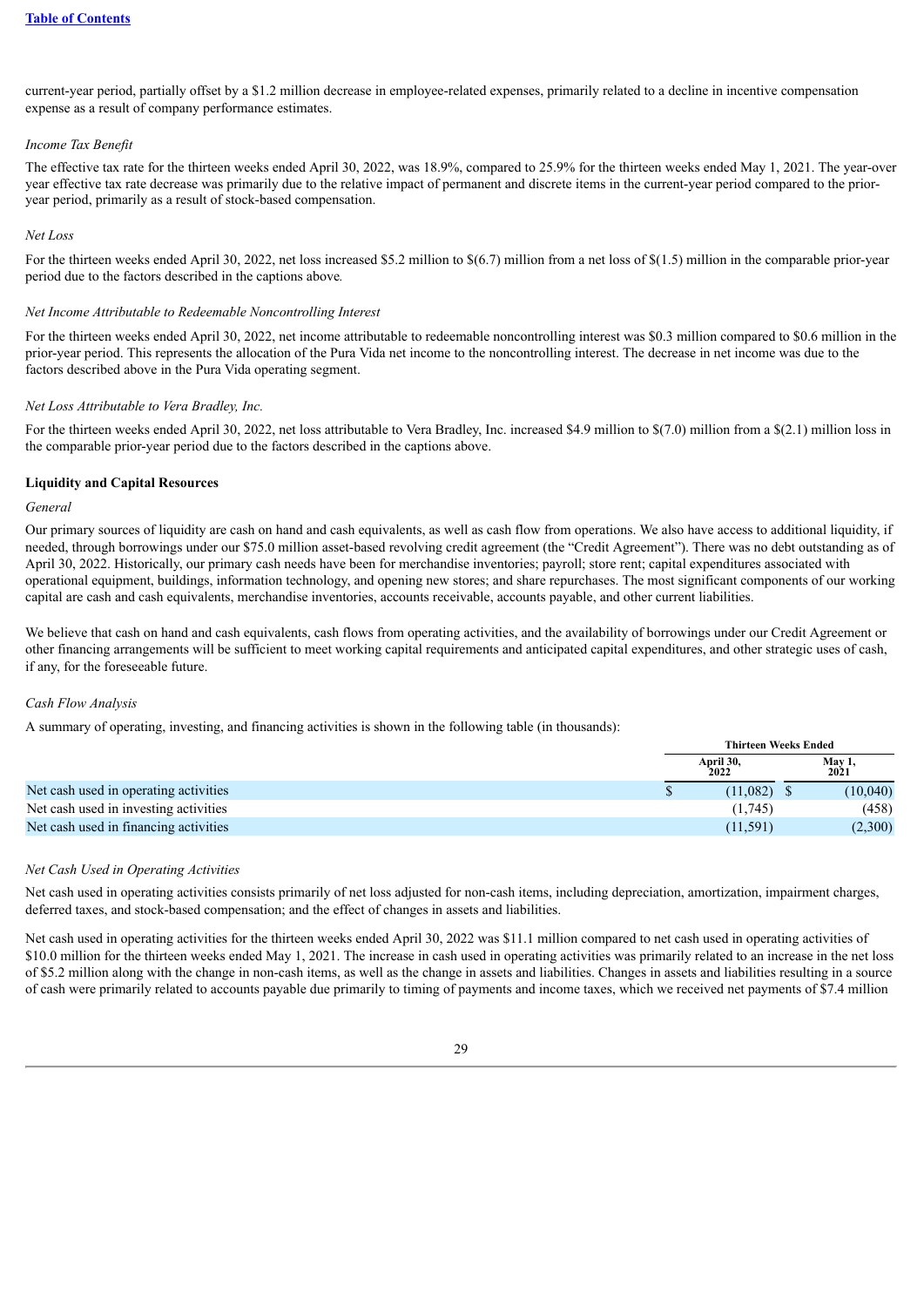current-year period, partially offset by a $1.2 million decrease in employee-related expenses, primarily related to a decline in incentive compensation expense as a result of company performance estimates.

*Income Tax Benefit*

The effective tax rate for the thirteen weeks ended April 30, 2022, was 18.9%, compared to 25.9% for the thirteen weeks ended May 1, 2021. The year-over year effective tax rate decrease was primarily due to the relative impact of permanent and discrete items in the current-year period compared to the prior-year period, primarily as a result of stock-based compensation.

*Net Loss*

For the thirteen weeks ended April 30, 2022, net loss increased $5.2 million to $(6.7) million from a net loss of $(1.5) million in the comparable prior-year period due to the factors described in the captions above.

*Net Income Attributable to Redeemable Noncontrolling Interest*

For the thirteen weeks ended April 30, 2022, net income attributable to redeemable noncontrolling interest was $0.3 million compared to $0.6 million in the prior-year period. This represents the allocation of the Pura Vida net income to the noncontrolling interest. The decrease in net income was due to the factors described above in the Pura Vida operating segment.

*Net Loss Attributable to Vera Bradley, Inc.*

For the thirteen weeks ended April 30, 2022, net loss attributable to Vera Bradley, Inc. increased $4.9 million to $(7.0) million from a $(2.1) million loss in the comparable prior-year period due to the factors described in the captions above.

**Liquidity and Capital Resources**

*General*

Our primary sources of liquidity are cash on hand and cash equivalents, as well as cash flow from operations. We also have access to additional liquidity, if needed, through borrowings under our $75.0 million asset-based revolving credit agreement (the "Credit Agreement"). There was no debt outstanding as of April 30, 2022. Historically, our primary cash needs have been for merchandise inventories; payroll; store rent; capital expenditures associated with operational equipment, buildings, information technology, and opening new stores; and share repurchases. The most significant components of our working capital are cash and cash equivalents, merchandise inventories, accounts receivable, accounts payable, and other current liabilities.

We believe that cash on hand and cash equivalents, cash flows from operating activities, and the availability of borrowings under our Credit Agreement or other financing arrangements will be sufficient to meet working capital requirements and anticipated capital expenditures, and other strategic uses of cash, if any, for the foreseeable future.

*Cash Flow Analysis*

A summary of operating, investing, and financing activities is shown in the following table (in thousands):

| | Thirteen Weeks Ended | |
|---|---|---|
| | April 30, 2022 | May 1, 2021 |
| Net cash used in operating activities | $ (11,082) | $ (10,040) |
| Net cash used in investing activities | (1,745) | (458) |
| Net cash used in financing activities | (11,591) | (2,300) |

*Net Cash Used in Operating Activities*

Net cash used in operating activities consists primarily of net loss adjusted for non-cash items, including depreciation, amortization, impairment charges, deferred taxes, and stock-based compensation; and the effect of changes in assets and liabilities.

Net cash used in operating activities for the thirteen weeks ended April 30, 2022 was $11.1 million compared to net cash used in operating activities of $10.0 million for the thirteen weeks ended May 1, 2021. The increase in cash used in operating activities was primarily related to an increase in the net loss of $5.2 million along with the change in non-cash items, as well as the change in assets and liabilities. Changes in assets and liabilities resulting in a source of cash were primarily related to accounts payable due primarily to timing of payments and income taxes, which we received net payments of $7.4 million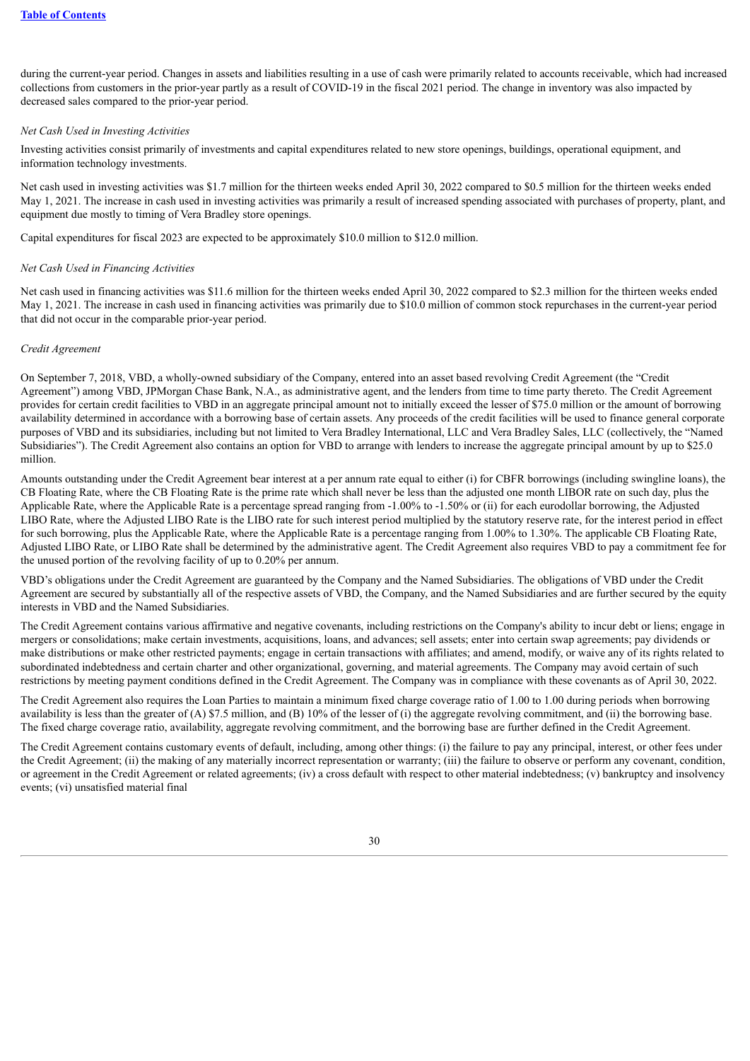during the current-year period. Changes in assets and liabilities resulting in a use of cash were primarily related to accounts receivable, which had increased collections from customers in the prior-year partly as a result of COVID-19 in the fiscal 2021 period. The change in inventory was also impacted by decreased sales compared to the prior-year period.

*Net Cash Used in Investing Activities*

Investing activities consist primarily of investments and capital expenditures related to new store openings, buildings, operational equipment, and information technology investments.

Net cash used in investing activities was $1.7 million for the thirteen weeks ended April 30, 2022 compared to $0.5 million for the thirteen weeks ended May 1, 2021. The increase in cash used in investing activities was primarily a result of increased spending associated with purchases of property, plant, and equipment due mostly to timing of Vera Bradley store openings.

Capital expenditures for fiscal 2023 are expected to be approximately $10.0 million to $12.0 million.

*Net Cash Used in Financing Activities*

Net cash used in financing activities was $11.6 million for the thirteen weeks ended April 30, 2022 compared to $2.3 million for the thirteen weeks ended May 1, 2021. The increase in cash used in financing activities was primarily due to $10.0 million of common stock repurchases in the current-year period that did not occur in the comparable prior-year period.

*Credit Agreement*

On September 7, 2018, VBD, a wholly-owned subsidiary of the Company, entered into an asset based revolving Credit Agreement (the "Credit Agreement") among VBD, JPMorgan Chase Bank, N.A., as administrative agent, and the lenders from time to time party thereto. The Credit Agreement provides for certain credit facilities to VBD in an aggregate principal amount not to initially exceed the lesser of $75.0 million or the amount of borrowing availability determined in accordance with a borrowing base of certain assets. Any proceeds of the credit facilities will be used to finance general corporate purposes of VBD and its subsidiaries, including but not limited to Vera Bradley International, LLC and Vera Bradley Sales, LLC (collectively, the "Named Subsidiaries"). The Credit Agreement also contains an option for VBD to arrange with lenders to increase the aggregate principal amount by up to $25.0 million.

Amounts outstanding under the Credit Agreement bear interest at a per annum rate equal to either (i) for CBFR borrowings (including swingline loans), the CB Floating Rate, where the CB Floating Rate is the prime rate which shall never be less than the adjusted one month LIBOR rate on such day, plus the Applicable Rate, where the Applicable Rate is a percentage spread ranging from -1.00% to -1.50% or (ii) for each eurodollar borrowing, the Adjusted LIBO Rate, where the Adjusted LIBO Rate is the LIBO rate for such interest period multiplied by the statutory reserve rate, for the interest period in effect for such borrowing, plus the Applicable Rate, where the Applicable Rate is a percentage ranging from 1.00% to 1.30%. The applicable CB Floating Rate, Adjusted LIBO Rate, or LIBO Rate shall be determined by the administrative agent. The Credit Agreement also requires VBD to pay a commitment fee for the unused portion of the revolving facility of up to 0.20% per annum.

VBD's obligations under the Credit Agreement are guaranteed by the Company and the Named Subsidiaries. The obligations of VBD under the Credit Agreement are secured by substantially all of the respective assets of VBD, the Company, and the Named Subsidiaries and are further secured by the equity interests in VBD and the Named Subsidiaries.

The Credit Agreement contains various affirmative and negative covenants, including restrictions on the Company's ability to incur debt or liens; engage in mergers or consolidations; make certain investments, acquisitions, loans, and advances; sell assets; enter into certain swap agreements; pay dividends or make distributions or make other restricted payments; engage in certain transactions with affiliates; and amend, modify, or waive any of its rights related to subordinated indebtedness and certain charter and other organizational, governing, and material agreements. The Company may avoid certain of such restrictions by meeting payment conditions defined in the Credit Agreement. The Company was in compliance with these covenants as of April 30, 2022.

The Credit Agreement also requires the Loan Parties to maintain a minimum fixed charge coverage ratio of 1.00 to 1.00 during periods when borrowing availability is less than the greater of (A) $7.5 million, and (B) 10% of the lesser of (i) the aggregate revolving commitment, and (ii) the borrowing base. The fixed charge coverage ratio, availability, aggregate revolving commitment, and the borrowing base are further defined in the Credit Agreement.

The Credit Agreement contains customary events of default, including, among other things: (i) the failure to pay any principal, interest, or other fees under the Credit Agreement; (ii) the making of any materially incorrect representation or warranty; (iii) the failure to observe or perform any covenant, condition, or agreement in the Credit Agreement or related agreements; (iv) a cross default with respect to other material indebtedness; (v) bankruptcy and insolvency events; (vi) unsatisfied material final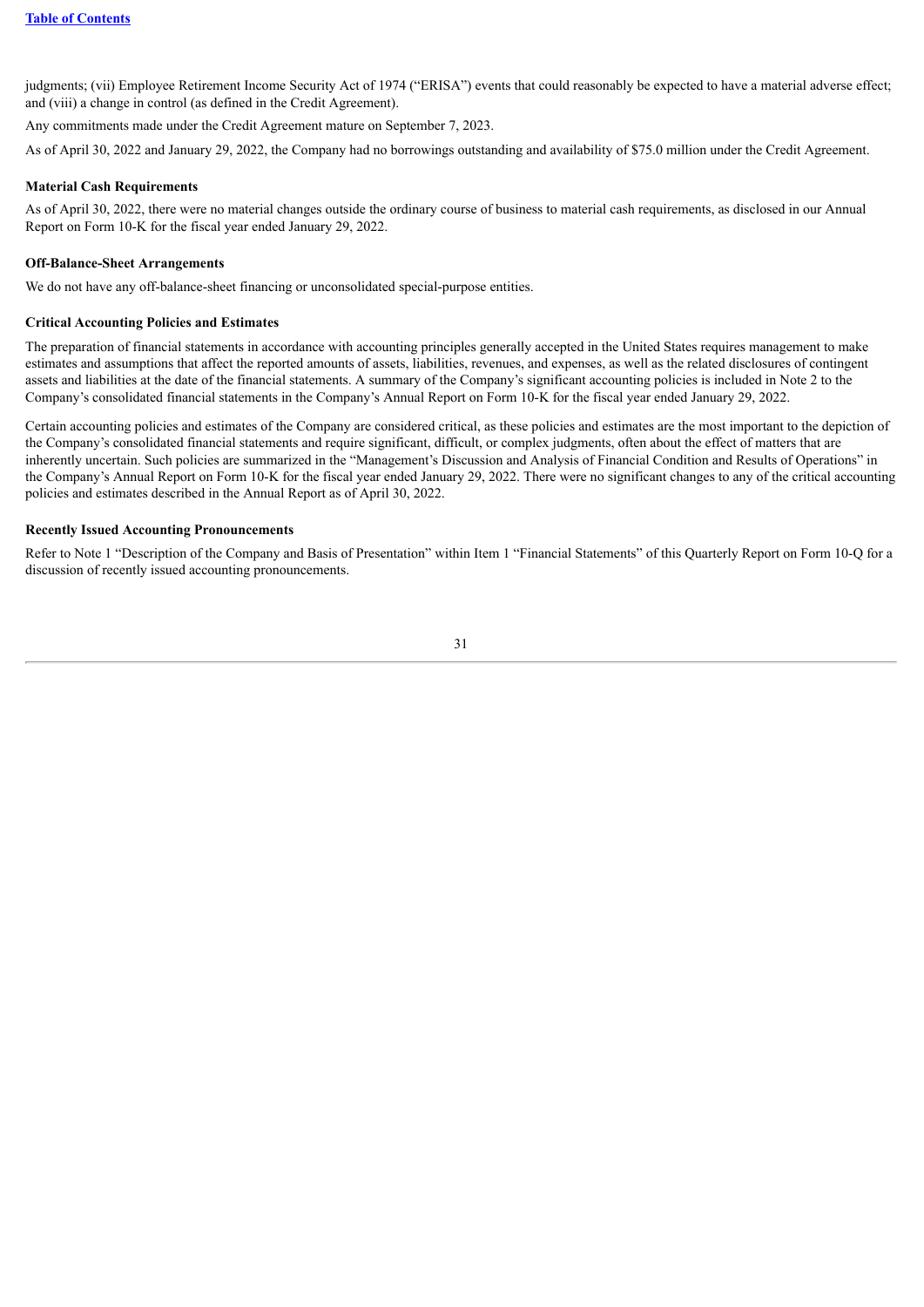judgments; (vii) Employee Retirement Income Security Act of 1974 ("ERISA") events that could reasonably be expected to have a material adverse effect; and (viii) a change in control (as defined in the Credit Agreement).

Any commitments made under the Credit Agreement mature on September 7, 2023.

As of April 30, 2022 and January 29, 2022, the Company had no borrowings outstanding and availability of $75.0 million under the Credit Agreement.

**Material Cash Requirements**

As of April 30, 2022, there were no material changes outside the ordinary course of business to material cash requirements, as disclosed in our Annual Report on Form 10-K for the fiscal year ended January 29, 2022.

**Off-Balance-Sheet Arrangements**

We do not have any off-balance-sheet financing or unconsolidated special-purpose entities.

**Critical Accounting Policies and Estimates**

The preparation of financial statements in accordance with accounting principles generally accepted in the United States requires management to make estimates and assumptions that affect the reported amounts of assets, liabilities, revenues, and expenses, as well as the related disclosures of contingent assets and liabilities at the date of the financial statements. A summary of the Company's significant accounting policies is included in Note 2 to the Company's consolidated financial statements in the Company's Annual Report on Form 10-K for the fiscal year ended January 29, 2022.

Certain accounting policies and estimates of the Company are considered critical, as these policies and estimates are the most important to the depiction of the Company's consolidated financial statements and require significant, difficult, or complex judgments, often about the effect of matters that are inherently uncertain. Such policies are summarized in the "Management's Discussion and Analysis of Financial Condition and Results of Operations" in the Company's Annual Report on Form 10-K for the fiscal year ended January 29, 2022. There were no significant changes to any of the critical accounting policies and estimates described in the Annual Report as of April 30, 2022.

**Recently Issued Accounting Pronouncements**

Refer to Note 1 "Description of the Company and Basis of Presentation" within Item 1 "Financial Statements" of this Quarterly Report on Form 10-Q for a discussion of recently issued accounting pronouncements.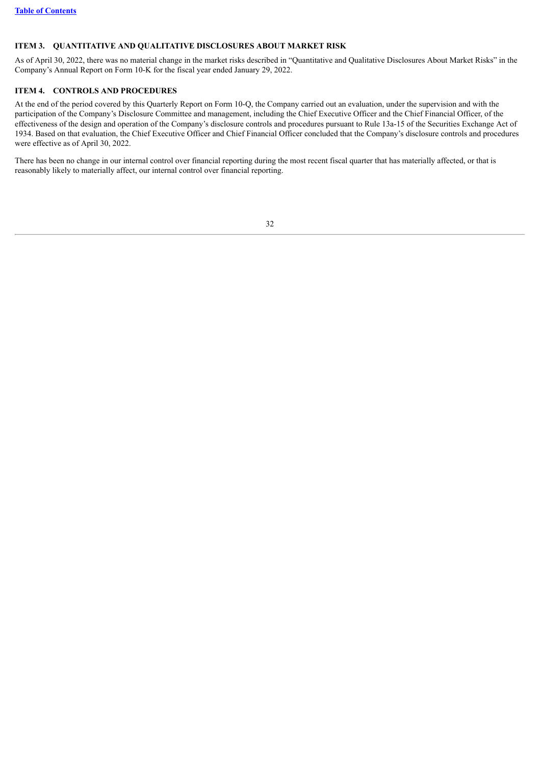## ITEM 3. QUANTITATIVE AND QUALITATIVE DISCLOSURES ABOUT MARKET RISK

As of April 30, 2022, there was no material change in the market risks described in "Quantitative and Qualitative Disclosures About Market Risks" in the Company's Annual Report on Form 10-K for the fiscal year ended January 29, 2022.

## ITEM 4. CONTROLS AND PROCEDURES

At the end of the period covered by this Quarterly Report on Form 10-Q, the Company carried out an evaluation, under the supervision and with the participation of the Company's Disclosure Committee and management, including the Chief Executive Officer and the Chief Financial Officer, of the effectiveness of the design and operation of the Company's disclosure controls and procedures pursuant to Rule 13a-15 of the Securities Exchange Act of 1934. Based on that evaluation, the Chief Executive Officer and Chief Financial Officer concluded that the Company's disclosure controls and procedures were effective as of April 30, 2022.

There has been no change in our internal control over financial reporting during the most recent fiscal quarter that has materially affected, or that is reasonably likely to materially affect, our internal control over financial reporting.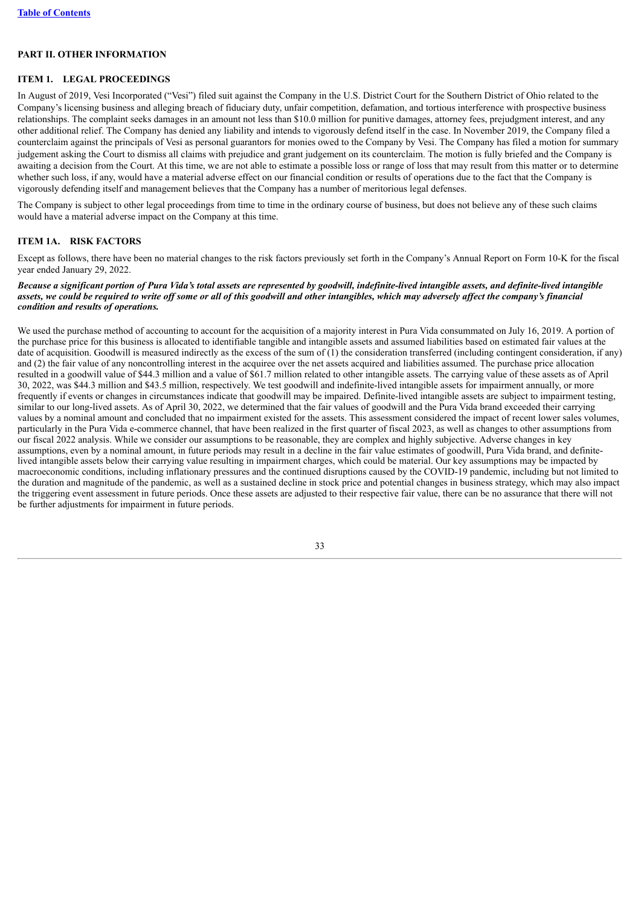## PART II. OTHER INFORMATION

### ITEM 1. LEGAL PROCEEDINGS

In August of 2019, Vesi Incorporated ("Vesi") filed suit against the Company in the U.S. District Court for the Southern District of Ohio related to the Company's licensing business and alleging breach of fiduciary duty, unfair competition, defamation, and tortious interference with prospective business relationships. The complaint seeks damages in an amount not less than $10.0 million for punitive damages, attorney fees, prejudgment interest, and any other additional relief. The Company has denied any liability and intends to vigorously defend itself in the case. In November 2019, the Company filed a counterclaim against the principals of Vesi as personal guarantors for monies owed to the Company by Vesi. The Company has filed a motion for summary judgement asking the Court to dismiss all claims with prejudice and grant judgement on its counterclaim. The motion is fully briefed and the Company is awaiting a decision from the Court. At this time, we are not able to estimate a possible loss or range of loss that may result from this matter or to determine whether such loss, if any, would have a material adverse effect on our financial condition or results of operations due to the fact that the Company is vigorously defending itself and management believes that the Company has a number of meritorious legal defenses.

The Company is subject to other legal proceedings from time to time in the ordinary course of business, but does not believe any of these such claims would have a material adverse impact on the Company at this time.

### ITEM 1A. RISK FACTORS

Except as follows, there have been no material changes to the risk factors previously set forth in the Company's Annual Report on Form 10-K for the fiscal year ended January 29, 2022.

***Because a significant portion of Pura Vida's total assets are represented by goodwill, indefinite-lived intangible assets, and definite-lived intangible assets, we could be required to write off some or all of this goodwill and other intangibles, which may adversely affect the company's financial condition and results of operations.***

We used the purchase method of accounting to account for the acquisition of a majority interest in Pura Vida consummated on July 16, 2019. A portion of the purchase price for this business is allocated to identifiable tangible and intangible assets and assumed liabilities based on estimated fair values at the date of acquisition. Goodwill is measured indirectly as the excess of the sum of (1) the consideration transferred (including contingent consideration, if any) and (2) the fair value of any noncontrolling interest in the acquiree over the net assets acquired and liabilities assumed. The purchase price allocation resulted in a goodwill value of $44.3 million and a value of $61.7 million related to other intangible assets. The carrying value of these assets as of April 30, 2022, was $44.3 million and $43.5 million, respectively. We test goodwill and indefinite-lived intangible assets for impairment annually, or more frequently if events or changes in circumstances indicate that goodwill may be impaired. Definite-lived intangible assets are subject to impairment testing, similar to our long-lived assets. As of April 30, 2022, we determined that the fair values of goodwill and the Pura Vida brand exceeded their carrying values by a nominal amount and concluded that no impairment existed for the assets. This assessment considered the impact of recent lower sales volumes, particularly in the Pura Vida e-commerce channel, that have been realized in the first quarter of fiscal 2023, as well as changes to other assumptions from our fiscal 2022 analysis. While we consider our assumptions to be reasonable, they are complex and highly subjective. Adverse changes in key assumptions, even by a nominal amount, in future periods may result in a decline in the fair value estimates of goodwill, Pura Vida brand, and definite-lived intangible assets below their carrying value resulting in impairment charges, which could be material. Our key assumptions may be impacted by macroeconomic conditions, including inflationary pressures and the continued disruptions caused by the COVID-19 pandemic, including but not limited to the duration and magnitude of the pandemic, as well as a sustained decline in stock price and potential changes in business strategy, which may also impact the triggering event assessment in future periods. Once these assets are adjusted to their respective fair value, there can be no assurance that there will not be further adjustments for impairment in future periods.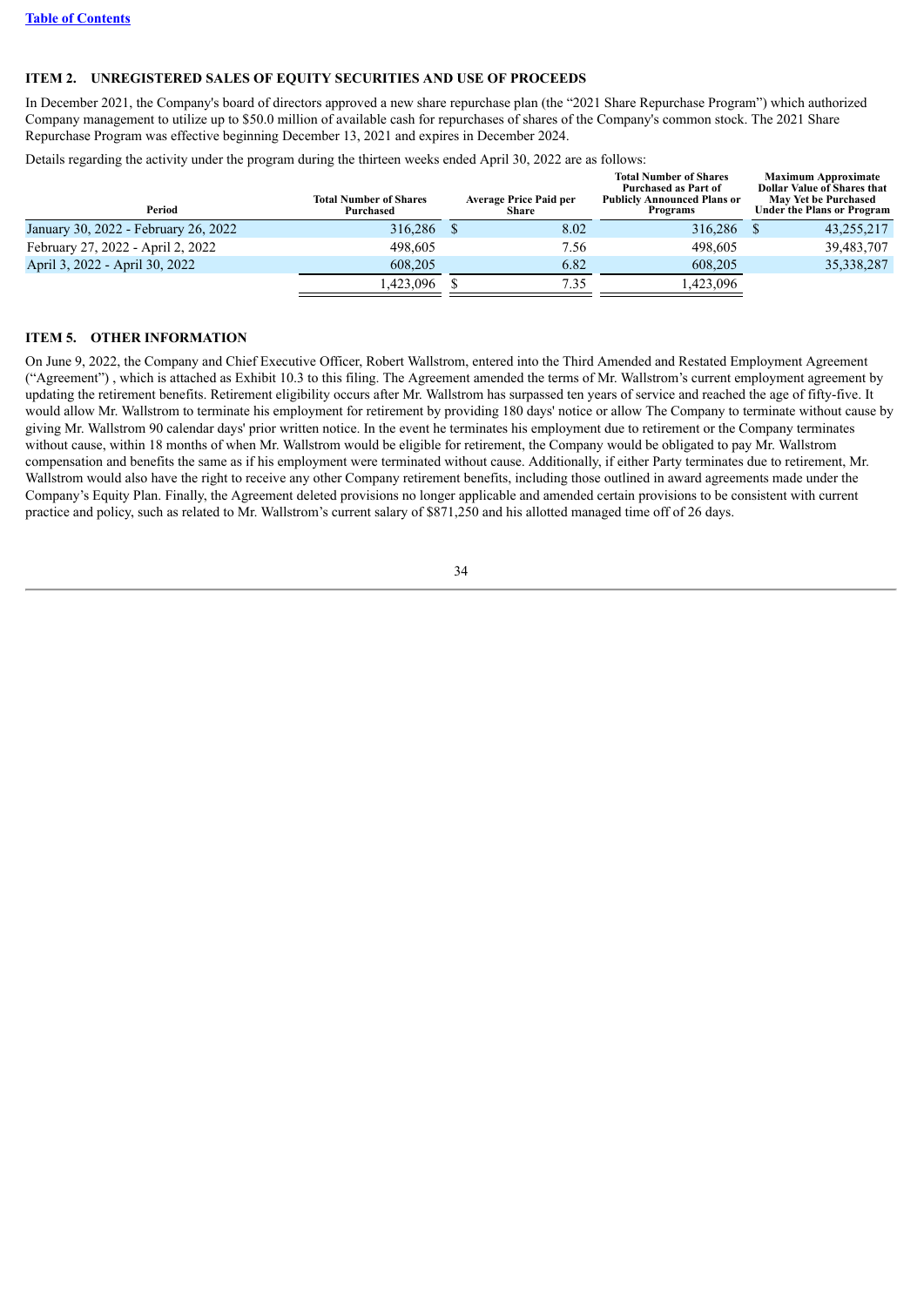[Table of Contents](#)

### ITEM 2. UNREGISTERED SALES OF EQUITY SECURITIES AND USE OF PROCEEDS

In December 2021, the Company's board of directors approved a new share repurchase plan (the "2021 Share Repurchase Program") which authorized Company management to utilize up to $50.0 million of available cash for repurchases of shares of the Company's common stock. The 2021 Share Repurchase Program was effective beginning December 13, 2021 and expires in December 2024.

Details regarding the activity under the program during the thirteen weeks ended April 30, 2022 are as follows:

| Period | Total Number of Shares Purchased | Average Price Paid per Share | Total Number of Shares Purchased as Part of Publicly Announced Plans or Programs | Maximum Approximate Dollar Value of Shares that May Yet be Purchased Under the Plans or Program |
|---|---|---|---|---|
| January 30, 2022 - February 26, 2022 | 316,286 | $ 8.02 | 316,286 | $ 43,255,217 |
| February 27, 2022 - April 2, 2022 | 498,605 | 7.56 | 498,605 | 39,483,707 |
| April 3, 2022 - April 30, 2022 | 608,205 | 6.82 | 608,205 | 35,338,287 |
| | 1,423,096 | $ 7.35 | 1,423,096 | |

### ITEM 5. OTHER INFORMATION

On June 9, 2022, the Company and Chief Executive Officer, Robert Wallstrom, entered into the Third Amended and Restated Employment Agreement ("Agreement") , which is attached as Exhibit 10.3 to this filing. The Agreement amended the terms of Mr. Wallstrom's current employment agreement by updating the retirement benefits. Retirement eligibility occurs after Mr. Wallstrom has surpassed ten years of service and reached the age of fifty-five. It would allow Mr. Wallstrom to terminate his employment for retirement by providing 180 days' notice or allow The Company to terminate without cause by giving Mr. Wallstrom 90 calendar days' prior written notice. In the event he terminates his employment due to retirement or the Company terminates without cause, within 18 months of when Mr. Wallstrom would be eligible for retirement, the Company would be obligated to pay Mr. Wallstrom compensation and benefits the same as if his employment were terminated without cause. Additionally, if either Party terminates due to retirement, Mr. Wallstrom would also have the right to receive any other Company retirement benefits, including those outlined in award agreements made under the Company's Equity Plan. Finally, the Agreement deleted provisions no longer applicable and amended certain provisions to be consistent with current practice and policy, such as related to Mr. Wallstrom's current salary of $871,250 and his allotted managed time off of 26 days.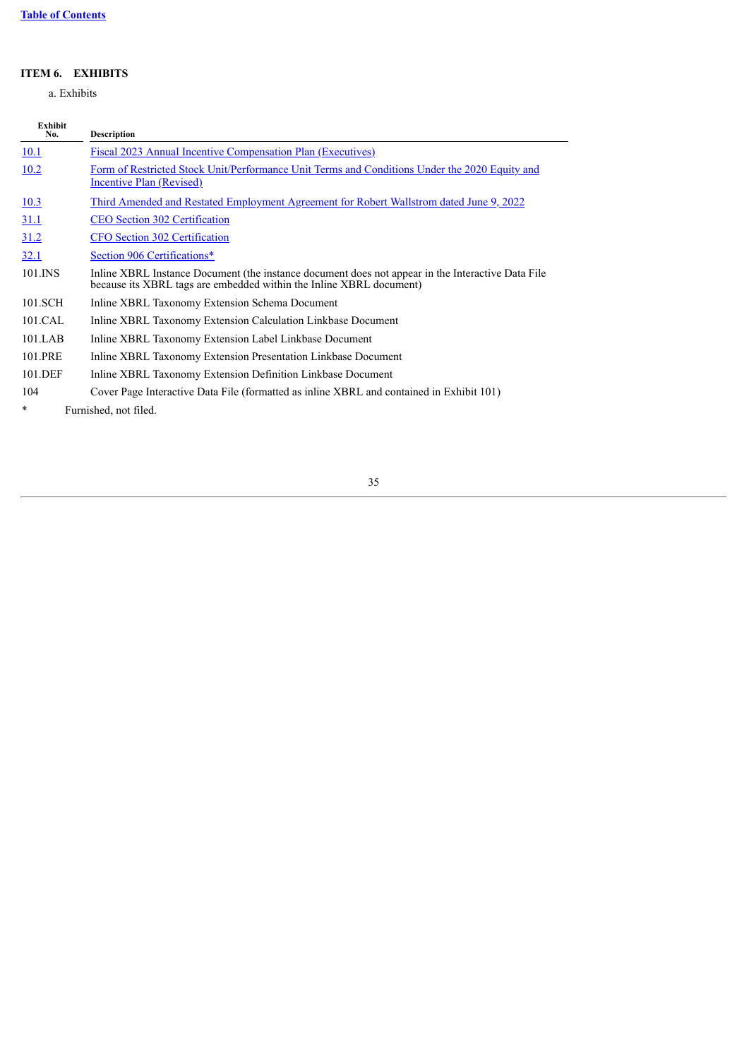## ITEM 6. EXHIBITS

a. Exhibits

| Exhibit No. | Description |
|---|---|
| 10.1 | Fiscal 2023 Annual Incentive Compensation Plan (Executives) |
| 10.2 | Form of Restricted Stock Unit/Performance Unit Terms and Conditions Under the 2020 Equity and Incentive Plan (Revised) |
| 10.3 | Third Amended and Restated Employment Agreement for Robert Wallstrom dated June 9, 2022 |
| 31.1 | CEO Section 302 Certification |
| 31.2 | CFO Section 302 Certification |
| 32.1 | Section 906 Certifications* |
| 101.INS | Inline XBRL Instance Document (the instance document does not appear in the Interactive Data File because its XBRL tags are embedded within the Inline XBRL document) |
| 101.SCH | Inline XBRL Taxonomy Extension Schema Document |
| 101.CAL | Inline XBRL Taxonomy Extension Calculation Linkbase Document |
| 101.LAB | Inline XBRL Taxonomy Extension Label Linkbase Document |
| 101.PRE | Inline XBRL Taxonomy Extension Presentation Linkbase Document |
| 101.DEF | Inline XBRL Taxonomy Extension Definition Linkbase Document |
| 104 | Cover Page Interactive Data File (formatted as inline XBRL and contained in Exhibit 101) |

\* Furnished, not filed.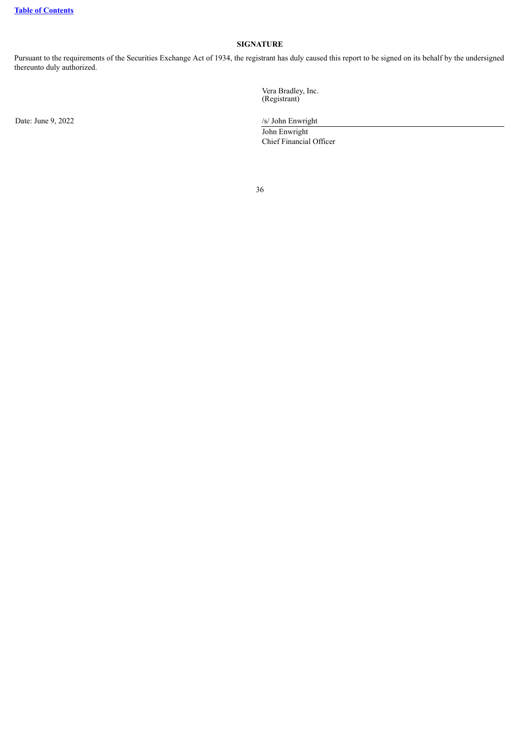**SIGNATURE**

Pursuant to the requirements of the Securities Exchange Act of 1934, the registrant has duly caused this report to be signed on its behalf by the undersigned thereunto duly authorized.

Vera Bradley, Inc.
(Registrant)

Date: June 9, 2022

/s/ John Enwright

John Enwright
Chief Financial Officer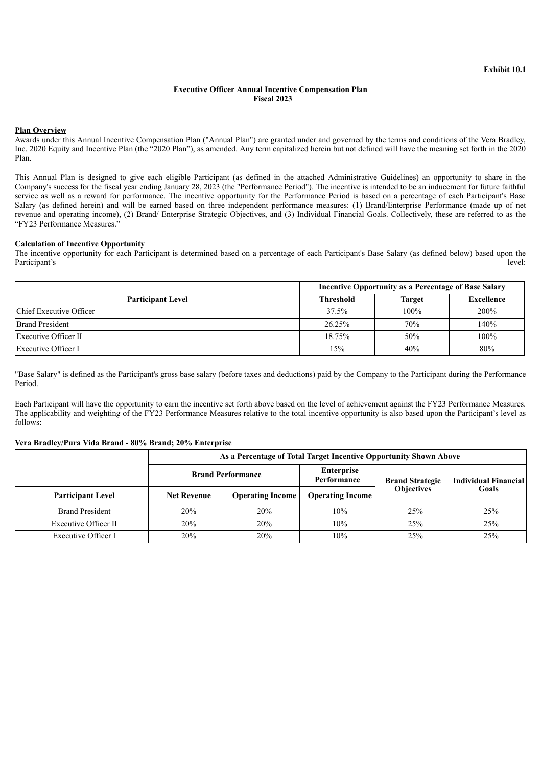Exhibit 10.1

**Executive Officer Annual Incentive Compensation Plan**
**Fiscal 2023**

**Plan Overview**

Awards under this Annual Incentive Compensation Plan ("Annual Plan") are granted under and governed by the terms and conditions of the Vera Bradley, Inc. 2020 Equity and Incentive Plan (the "2020 Plan"), as amended. Any term capitalized herein but not defined will have the meaning set forth in the 2020 Plan.

This Annual Plan is designed to give each eligible Participant (as defined in the attached Administrative Guidelines) an opportunity to share in the Company's success for the fiscal year ending January 28, 2023 (the "Performance Period"). The incentive is intended to be an inducement for future faithful service as well as a reward for performance. The incentive opportunity for the Performance Period is based on a percentage of each Participant's Base Salary (as defined herein) and will be earned based on three independent performance measures: (1) Brand/Enterprise Performance (made up of net revenue and operating income), (2) Brand/ Enterprise Strategic Objectives, and (3) Individual Financial Goals. Collectively, these are referred to as the "FY23 Performance Measures."

**Calculation of Incentive Opportunity**

The incentive opportunity for each Participant is determined based on a percentage of each Participant's Base Salary (as defined below) based upon the Participant's level:

| | Incentive Opportunity as a Percentage of Base Salary | | |
|---|---|---|---|
| **Participant Level** | **Threshold** | **Target** | **Excellence** |
| Chief Executive Officer | 37.5% | 100% | 200% |
| Brand President | 26.25% | 70% | 140% |
| Executive Officer II | 18.75% | 50% | 100% |
| Executive Officer I | 15% | 40% | 80% |

"Base Salary" is defined as the Participant's gross base salary (before taxes and deductions) paid by the Company to the Participant during the Performance Period.

Each Participant will have the opportunity to earn the incentive set forth above based on the level of achievement against the FY23 Performance Measures. The applicability and weighting of the FY23 Performance Measures relative to the total incentive opportunity is also based upon the Participant's level as follows:

**Vera Bradley/Pura Vida Brand - 80% Brand; 20% Enterprise**

| | As a Percentage of Total Target Incentive Opportunity Shown Above | | | | |
|---|---|---|---|---|---|
| | Brand Performance | | Enterprise Performance | Brand Strategic Objectives | Individual Financial Goals |
| **Participant Level** | **Net Revenue** | **Operating Income** | **Operating Income** | | |
| Brand President | 20% | 20% | 10% | 25% | 25% |
| Executive Officer II | 20% | 20% | 10% | 25% | 25% |
| Executive Officer I | 20% | 20% | 10% | 25% | 25% |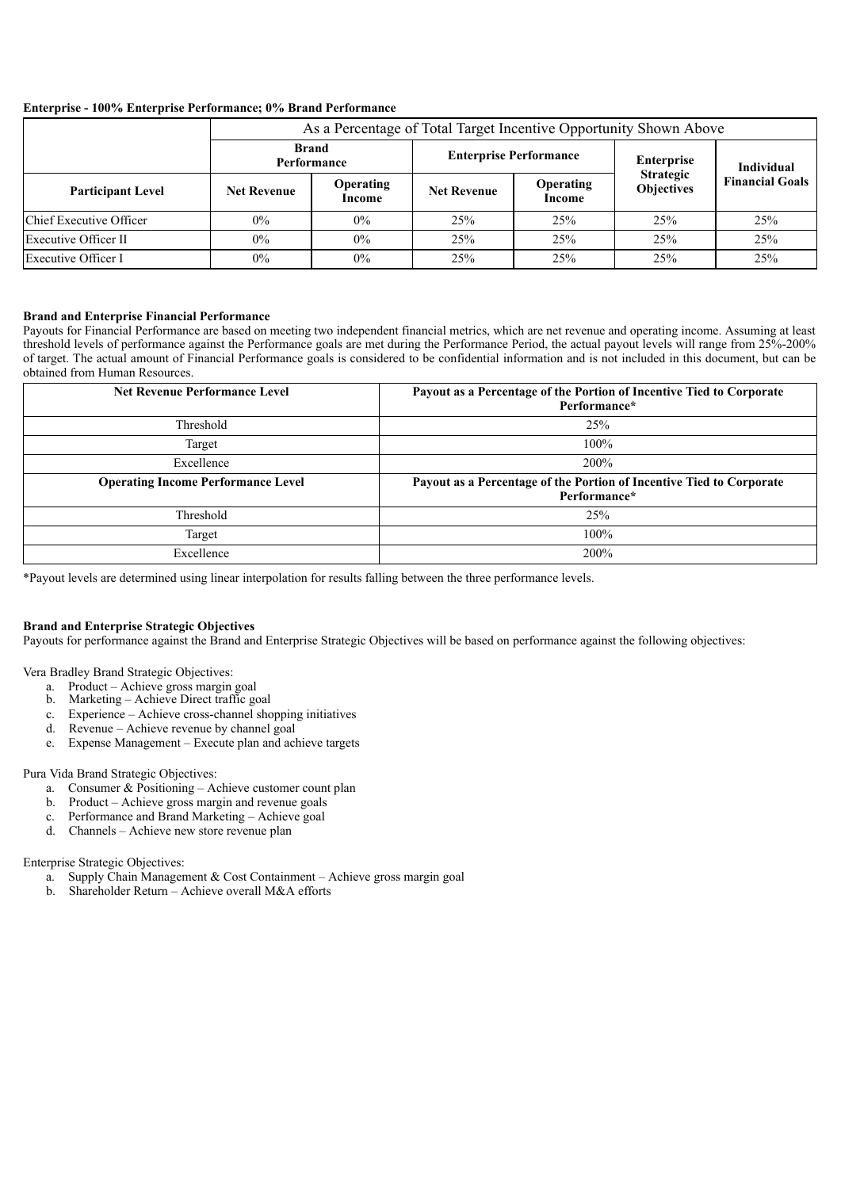**Enterprise - 100% Enterprise Performance; 0% Brand Performance**

| | As a Percentage of Total Target Incentive Opportunity Shown Above | | | | | |
|---|---|---|---|---|---|---|
| | Brand Performance | | Enterprise Performance | | Enterprise Strategic Objectives | Individual Financial Goals |
| **Participant Level** | **Net Revenue** | **Operating Income** | **Net Revenue** | **Operating Income** | | |
| Chief Executive Officer | 0% | 0% | 25% | 25% | 25% | 25% |
| Executive Officer II | 0% | 0% | 25% | 25% | 25% | 25% |
| Executive Officer I | 0% | 0% | 25% | 25% | 25% | 25% |

**Brand and Enterprise Financial Performance**

Payouts for Financial Performance are based on meeting two independent financial metrics, which are net revenue and operating income. Assuming at least threshold levels of performance against the Performance goals are met during the Performance Period, the actual payout levels will range from 25%-200% of target. The actual amount of Financial Performance goals is considered to be confidential information and is not included in this document, but can be obtained from Human Resources.

| Net Revenue Performance Level | Payout as a Percentage of the Portion of Incentive Tied to Corporate Performance* |
|---|---|
| Threshold | 25% |
| Target | 100% |
| Excellence | 200% |
| **Operating Income Performance Level** | **Payout as a Percentage of the Portion of Incentive Tied to Corporate Performance*** |
| Threshold | 25% |
| Target | 100% |
| Excellence | 200% |

*Payout levels are determined using linear interpolation for results falling between the three performance levels.

**Brand and Enterprise Strategic Objectives**

Payouts for performance against the Brand and Enterprise Strategic Objectives will be based on performance against the following objectives:

Vera Bradley Brand Strategic Objectives:

a. Product – Achieve gross margin goal
b. Marketing – Achieve Direct traffic goal
c. Experience – Achieve cross-channel shopping initiatives
d. Revenue – Achieve revenue by channel goal
e. Expense Management – Execute plan and achieve targets

Pura Vida Brand Strategic Objectives:

a. Consumer & Positioning – Achieve customer count plan
b. Product – Achieve gross margin and revenue goals
c. Performance and Brand Marketing – Achieve goal
d. Channels – Achieve new store revenue plan

Enterprise Strategic Objectives:

a. Supply Chain Management & Cost Containment – Achieve gross margin goal
b. Shareholder Return – Achieve overall M&A efforts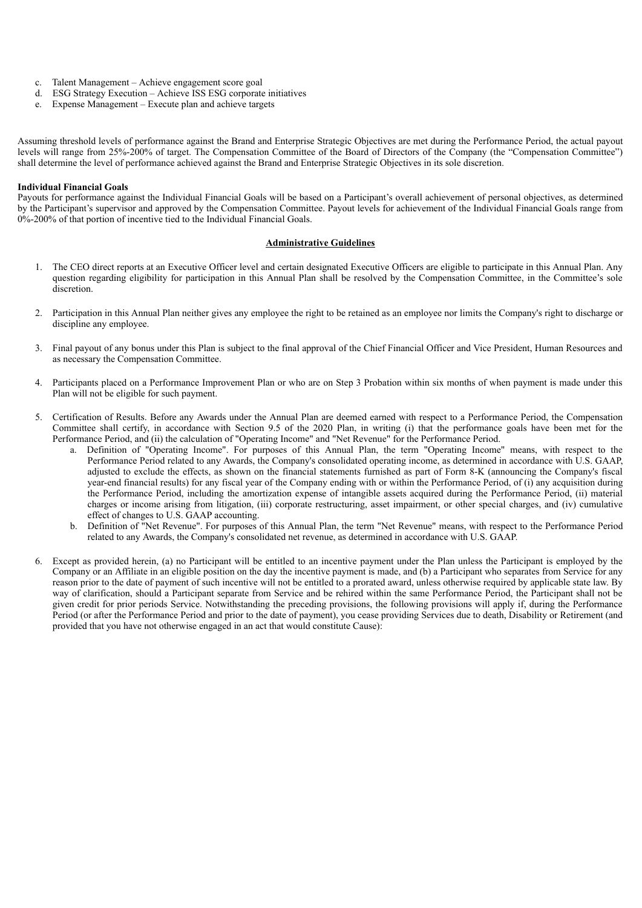c. Talent Management – Achieve engagement score goal
d. ESG Strategy Execution – Achieve ISS ESG corporate initiatives
e. Expense Management – Execute plan and achieve targets

Assuming threshold levels of performance against the Brand and Enterprise Strategic Objectives are met during the Performance Period, the actual payout levels will range from 25%-200% of target. The Compensation Committee of the Board of Directors of the Company (the "Compensation Committee") shall determine the level of performance achieved against the Brand and Enterprise Strategic Objectives in its sole discretion.

**Individual Financial Goals**
Payouts for performance against the Individual Financial Goals will be based on a Participant's overall achievement of personal objectives, as determined by the Participant's supervisor and approved by the Compensation Committee. Payout levels for achievement of the Individual Financial Goals range from 0%-200% of that portion of incentive tied to the Individual Financial Goals.

**Administrative Guidelines**

1. The CEO direct reports at an Executive Officer level and certain designated Executive Officers are eligible to participate in this Annual Plan. Any question regarding eligibility for participation in this Annual Plan shall be resolved by the Compensation Committee, in the Committee's sole discretion.

2. Participation in this Annual Plan neither gives any employee the right to be retained as an employee nor limits the Company's right to discharge or discipline any employee.

3. Final payout of any bonus under this Plan is subject to the final approval of the Chief Financial Officer and Vice President, Human Resources and as necessary the Compensation Committee.

4. Participants placed on a Performance Improvement Plan or who are on Step 3 Probation within six months of when payment is made under this Plan will not be eligible for such payment.

5. Certification of Results. Before any Awards under the Annual Plan are deemed earned with respect to a Performance Period, the Compensation Committee shall certify, in accordance with Section 9.5 of the 2020 Plan, in writing (i) that the performance goals have been met for the Performance Period, and (ii) the calculation of "Operating Income" and "Net Revenue" for the Performance Period.
   a. Definition of "Operating Income". For purposes of this Annual Plan, the term "Operating Income" means, with respect to the Performance Period related to any Awards, the Company's consolidated operating income, as determined in accordance with U.S. GAAP, adjusted to exclude the effects, as shown on the financial statements furnished as part of Form 8-K (announcing the Company's fiscal year-end financial results) for any fiscal year of the Company ending with or within the Performance Period, of (i) any acquisition during the Performance Period, including the amortization expense of intangible assets acquired during the Performance Period, (ii) material charges or income arising from litigation, (iii) corporate restructuring, asset impairment, or other special charges, and (iv) cumulative effect of changes to U.S. GAAP accounting.
   b. Definition of "Net Revenue". For purposes of this Annual Plan, the term "Net Revenue" means, with respect to the Performance Period related to any Awards, the Company's consolidated net revenue, as determined in accordance with U.S. GAAP.

6. Except as provided herein, (a) no Participant will be entitled to an incentive payment under the Plan unless the Participant is employed by the Company or an Affiliate in an eligible position on the day the incentive payment is made, and (b) a Participant who separates from Service for any reason prior to the date of payment of such incentive will not be entitled to a prorated award, unless otherwise required by applicable state law. By way of clarification, should a Participant separate from Service and be rehired within the same Performance Period, the Participant shall not be given credit for prior periods Service. Notwithstanding the preceding provisions, the following provisions will apply if, during the Performance Period (or after the Performance Period and prior to the date of payment), you cease providing Services due to death, Disability or Retirement (and provided that you have not otherwise engaged in an act that would constitute Cause):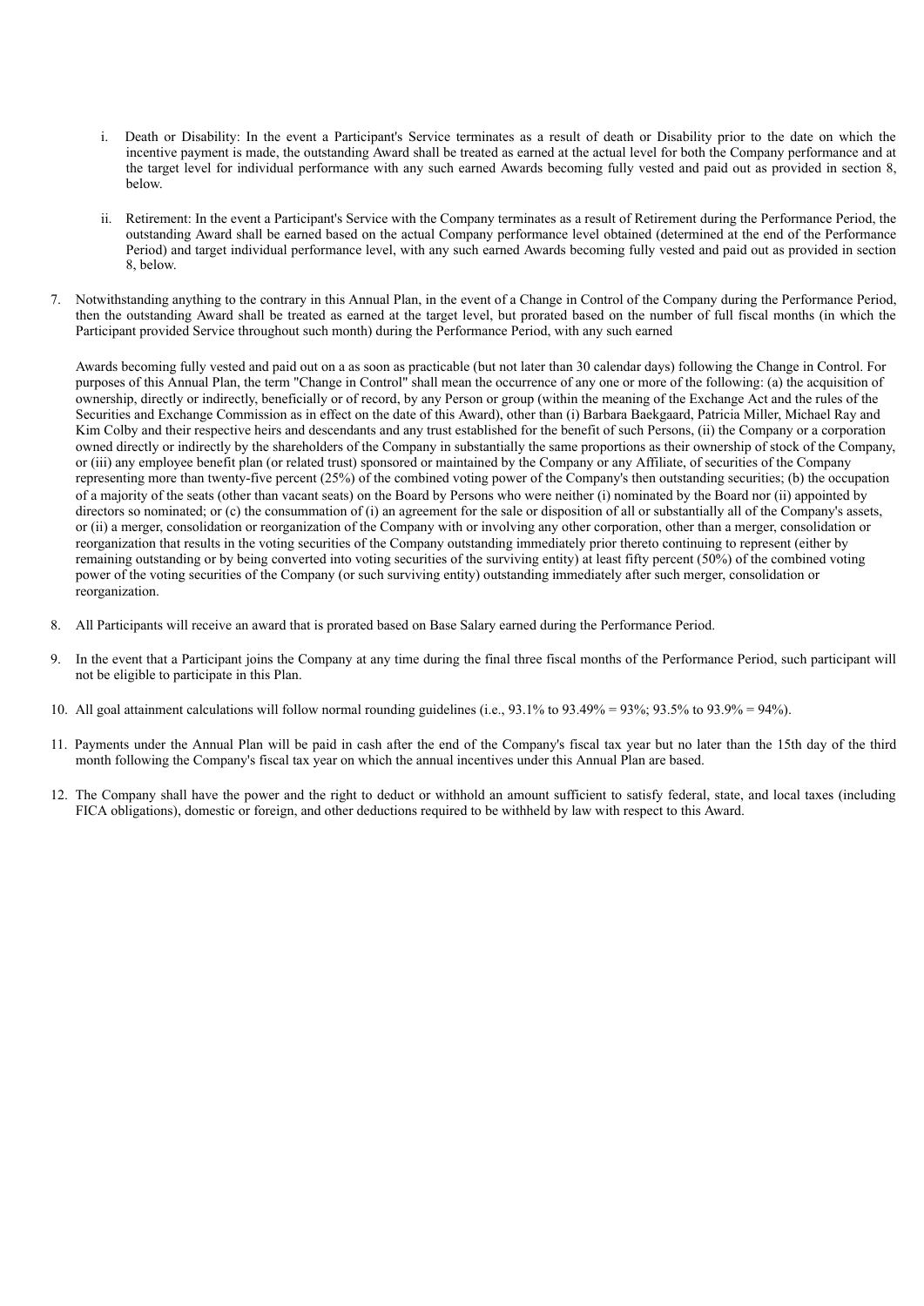i. Death or Disability: In the event a Participant's Service terminates as a result of death or Disability prior to the date on which the incentive payment is made, the outstanding Award shall be treated as earned at the actual level for both the Company performance and at the target level for individual performance with any such earned Awards becoming fully vested and paid out as provided in section 8, below.

ii. Retirement: In the event a Participant's Service with the Company terminates as a result of Retirement during the Performance Period, the outstanding Award shall be earned based on the actual Company performance level obtained (determined at the end of the Performance Period) and target individual performance level, with any such earned Awards becoming fully vested and paid out as provided in section 8, below.

7. Notwithstanding anything to the contrary in this Annual Plan, in the event of a Change in Control of the Company during the Performance Period, then the outstanding Award shall be treated as earned at the target level, but prorated based on the number of full fiscal months (in which the Participant provided Service throughout such month) during the Performance Period, with any such earned

   Awards becoming fully vested and paid out on a as soon as practicable (but not later than 30 calendar days) following the Change in Control. For purposes of this Annual Plan, the term "Change in Control" shall mean the occurrence of any one or more of the following: (a) the acquisition of ownership, directly or indirectly, beneficially or of record, by any Person or group (within the meaning of the Exchange Act and the rules of the Securities and Exchange Commission as in effect on the date of this Award), other than (i) Barbara Baekgaard, Patricia Miller, Michael Ray and Kim Colby and their respective heirs and descendants and any trust established for the benefit of such Persons, (ii) the Company or a corporation owned directly or indirectly by the shareholders of the Company in substantially the same proportions as their ownership of stock of the Company, or (iii) any employee benefit plan (or related trust) sponsored or maintained by the Company or any Affiliate, of securities of the Company representing more than twenty-five percent (25%) of the combined voting power of the Company's then outstanding securities; (b) the occupation of a majority of the seats (other than vacant seats) on the Board by Persons who were neither (i) nominated by the Board nor (ii) appointed by directors so nominated; or (c) the consummation of (i) an agreement for the sale or disposition of all or substantially all of the Company's assets, or (ii) a merger, consolidation or reorganization of the Company with or involving any other corporation, other than a merger, consolidation or reorganization that results in the voting securities of the Company outstanding immediately prior thereto continuing to represent (either by remaining outstanding or by being converted into voting securities of the surviving entity) at least fifty percent (50%) of the combined voting power of the voting securities of the Company (or such surviving entity) outstanding immediately after such merger, consolidation or reorganization.

8. All Participants will receive an award that is prorated based on Base Salary earned during the Performance Period.

9. In the event that a Participant joins the Company at any time during the final three fiscal months of the Performance Period, such participant will not be eligible to participate in this Plan.

10. All goal attainment calculations will follow normal rounding guidelines (i.e., 93.1% to 93.49% = 93%; 93.5% to 93.9% = 94%).

11. Payments under the Annual Plan will be paid in cash after the end of the Company's fiscal tax year but no later than the 15th day of the third month following the Company's fiscal tax year on which the annual incentives under this Annual Plan are based.

12. The Company shall have the power and the right to deduct or withhold an amount sufficient to satisfy federal, state, and local taxes (including FICA obligations), domestic or foreign, and other deductions required to be withheld by law with respect to this Award.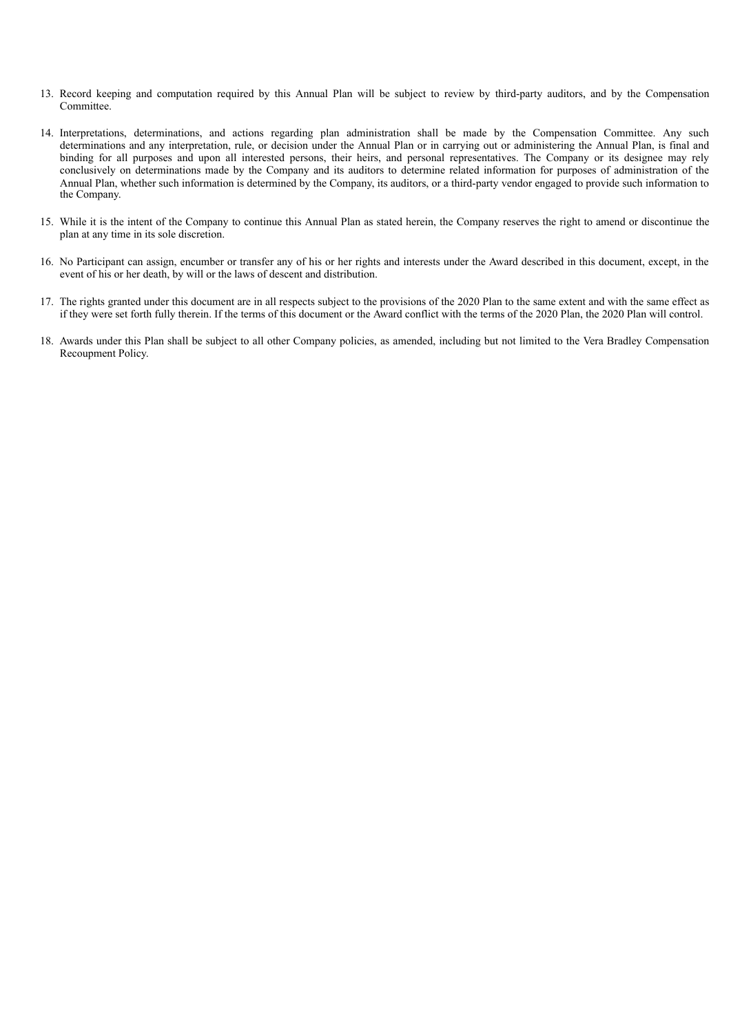13. Record keeping and computation required by this Annual Plan will be subject to review by third-party auditors, and by the Compensation Committee.

14. Interpretations, determinations, and actions regarding plan administration shall be made by the Compensation Committee. Any such determinations and any interpretation, rule, or decision under the Annual Plan or in carrying out or administering the Annual Plan, is final and binding for all purposes and upon all interested persons, their heirs, and personal representatives. The Company or its designee may rely conclusively on determinations made by the Company and its auditors to determine related information for purposes of administration of the Annual Plan, whether such information is determined by the Company, its auditors, or a third-party vendor engaged to provide such information to the Company.

15. While it is the intent of the Company to continue this Annual Plan as stated herein, the Company reserves the right to amend or discontinue the plan at any time in its sole discretion.

16. No Participant can assign, encumber or transfer any of his or her rights and interests under the Award described in this document, except, in the event of his or her death, by will or the laws of descent and distribution.

17. The rights granted under this document are in all respects subject to the provisions of the 2020 Plan to the same extent and with the same effect as if they were set forth fully therein. If the terms of this document or the Award conflict with the terms of the 2020 Plan, the 2020 Plan will control.

18. Awards under this Plan shall be subject to all other Company policies, as amended, including but not limited to the Vera Bradley Compensation Recoupment Policy.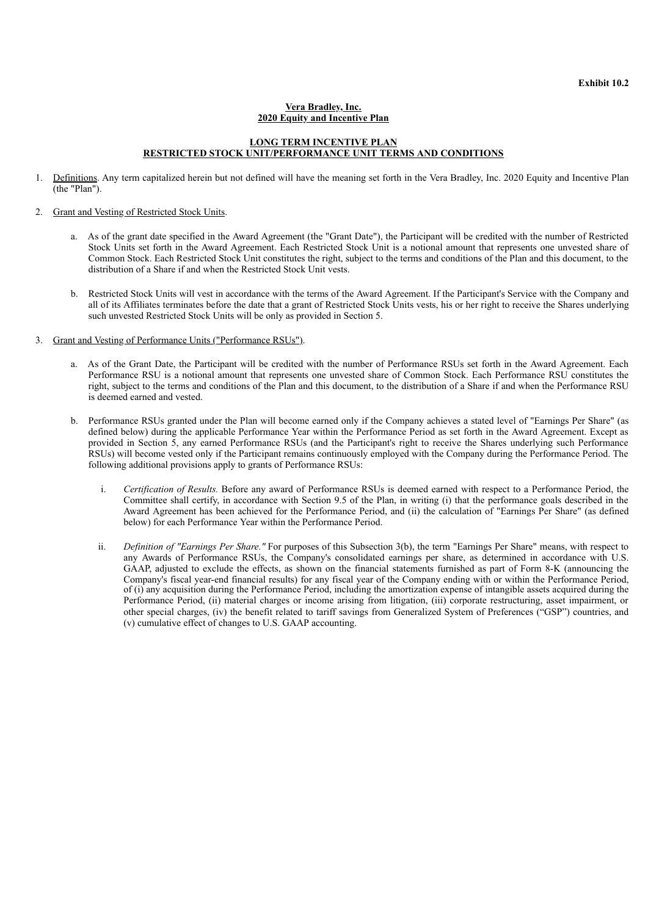**Exhibit 10.2**

**Vera Bradley, Inc.**
**2020 Equity and Incentive Plan**

**LONG TERM INCENTIVE PLAN**
**RESTRICTED STOCK UNIT/PERFORMANCE UNIT TERMS AND CONDITIONS**

1. Definitions. Any term capitalized herein but not defined will have the meaning set forth in the Vera Bradley, Inc. 2020 Equity and Incentive Plan (the "Plan").

2. Grant and Vesting of Restricted Stock Units.

   a. As of the grant date specified in the Award Agreement (the "Grant Date"), the Participant will be credited with the number of Restricted Stock Units set forth in the Award Agreement. Each Restricted Stock Unit is a notional amount that represents one unvested share of Common Stock. Each Restricted Stock Unit constitutes the right, subject to the terms and conditions of the Plan and this document, to the distribution of a Share if and when the Restricted Stock Unit vests.

   b. Restricted Stock Units will vest in accordance with the terms of the Award Agreement. If the Participant's Service with the Company and all of its Affiliates terminates before the date that a grant of Restricted Stock Units vests, his or her right to receive the Shares underlying such unvested Restricted Stock Units will be only as provided in Section 5.

3. Grant and Vesting of Performance Units ("Performance RSUs").

   a. As of the Grant Date, the Participant will be credited with the number of Performance RSUs set forth in the Award Agreement. Each Performance RSU is a notional amount that represents one unvested share of Common Stock. Each Performance RSU constitutes the right, subject to the terms and conditions of the Plan and this document, to the distribution of a Share if and when the Performance RSU is deemed earned and vested.

   b. Performance RSUs granted under the Plan will become earned only if the Company achieves a stated level of "Earnings Per Share" (as defined below) during the applicable Performance Year within the Performance Period as set forth in the Award Agreement. Except as provided in Section 5, any earned Performance RSUs (and the Participant's right to receive the Shares underlying such Performance RSUs) will become vested only if the Participant remains continuously employed with the Company during the Performance Period. The following additional provisions apply to grants of Performance RSUs:

      i. *Certification of Results.* Before any award of Performance RSUs is deemed earned with respect to a Performance Period, the Committee shall certify, in accordance with Section 9.5 of the Plan, in writing (i) that the performance goals described in the Award Agreement has been achieved for the Performance Period, and (ii) the calculation of "Earnings Per Share" (as defined below) for each Performance Year within the Performance Period.

      ii. *Definition of "Earnings Per Share."* For purposes of this Subsection 3(b), the term "Earnings Per Share" means, with respect to any Awards of Performance RSUs, the Company's consolidated earnings per share, as determined in accordance with U.S. GAAP, adjusted to exclude the effects, as shown on the financial statements furnished as part of Form 8-K (announcing the Company's fiscal year-end financial results) for any fiscal year of the Company ending with or within the Performance Period, of (i) any acquisition during the Performance Period, including the amortization expense of intangible assets acquired during the Performance Period, (ii) material charges or income arising from litigation, (iii) corporate restructuring, asset impairment, or other special charges, (iv) the benefit related to tariff savings from Generalized System of Preferences ("GSP") countries, and (v) cumulative effect of changes to U.S. GAAP accounting.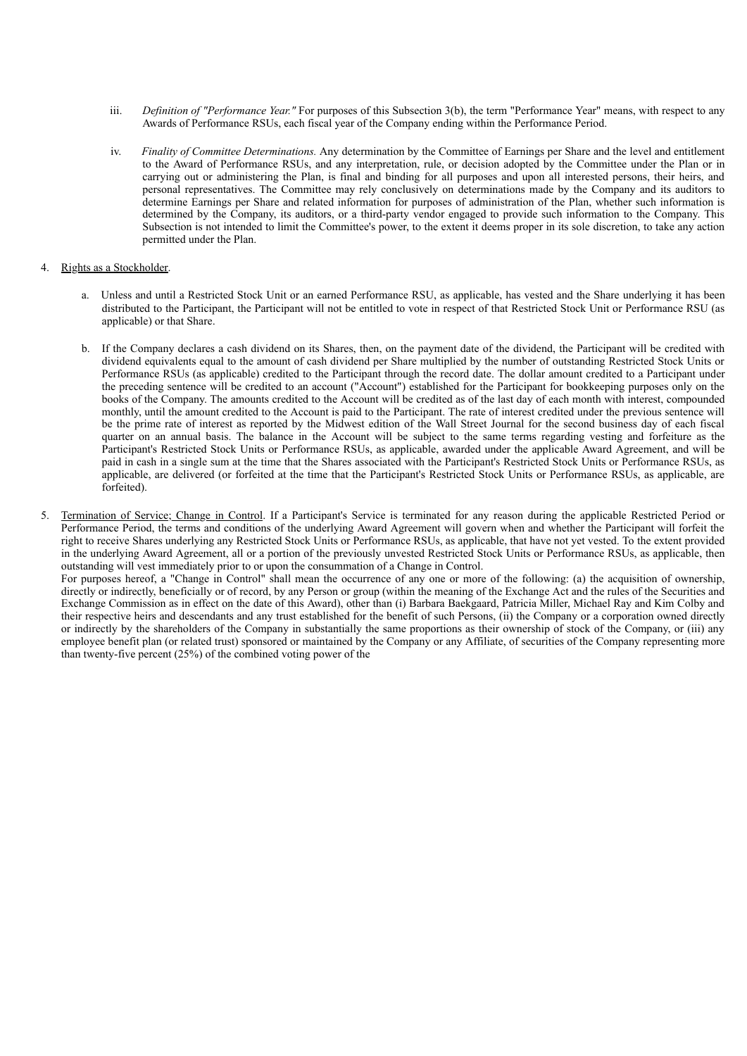iii. *Definition of "Performance Year."* For purposes of this Subsection 3(b), the term "Performance Year" means, with respect to any Awards of Performance RSUs, each fiscal year of the Company ending within the Performance Period.

iv. *Finality of Committee Determinations.* Any determination by the Committee of Earnings per Share and the level and entitlement to the Award of Performance RSUs, and any interpretation, rule, or decision adopted by the Committee under the Plan or in carrying out or administering the Plan, is final and binding for all purposes and upon all interested persons, their heirs, and personal representatives. The Committee may rely conclusively on determinations made by the Company and its auditors to determine Earnings per Share and related information for purposes of administration of the Plan, whether such information is determined by the Company, its auditors, or a third-party vendor engaged to provide such information to the Company. This Subsection is not intended to limit the Committee's power, to the extent it deems proper in its sole discretion, to take any action permitted under the Plan.

4. Rights as a Stockholder.

a. Unless and until a Restricted Stock Unit or an earned Performance RSU, as applicable, has vested and the Share underlying it has been distributed to the Participant, the Participant will not be entitled to vote in respect of that Restricted Stock Unit or Performance RSU (as applicable) or that Share.

b. If the Company declares a cash dividend on its Shares, then, on the payment date of the dividend, the Participant will be credited with dividend equivalents equal to the amount of cash dividend per Share multiplied by the number of outstanding Restricted Stock Units or Performance RSUs (as applicable) credited to the Participant through the record date. The dollar amount credited to a Participant under the preceding sentence will be credited to an account ("Account") established for the Participant for bookkeeping purposes only on the books of the Company. The amounts credited to the Account will be credited as of the last day of each month with interest, compounded monthly, until the amount credited to the Account is paid to the Participant. The rate of interest credited under the previous sentence will be the prime rate of interest as reported by the Midwest edition of the Wall Street Journal for the second business day of each fiscal quarter on an annual basis. The balance in the Account will be subject to the same terms regarding vesting and forfeiture as the Participant's Restricted Stock Units or Performance RSUs, as applicable, awarded under the applicable Award Agreement, and will be paid in cash in a single sum at the time that the Shares associated with the Participant's Restricted Stock Units or Performance RSUs, as applicable, are delivered (or forfeited at the time that the Participant's Restricted Stock Units or Performance RSUs, as applicable, are forfeited).

5. Termination of Service; Change in Control. If a Participant's Service is terminated for any reason during the applicable Restricted Period or Performance Period, the terms and conditions of the underlying Award Agreement will govern when and whether the Participant will forfeit the right to receive Shares underlying any Restricted Stock Units or Performance RSUs, as applicable, that have not yet vested. To the extent provided in the underlying Award Agreement, all or a portion of the previously unvested Restricted Stock Units or Performance RSUs, as applicable, then outstanding will vest immediately prior to or upon the consummation of a Change in Control.
For purposes hereof, a "Change in Control" shall mean the occurrence of any one or more of the following: (a) the acquisition of ownership, directly or indirectly, beneficially or of record, by any Person or group (within the meaning of the Exchange Act and the rules of the Securities and Exchange Commission as in effect on the date of this Award), other than (i) Barbara Baekgaard, Patricia Miller, Michael Ray and Kim Colby and their respective heirs and descendants and any trust established for the benefit of such Persons, (ii) the Company or a corporation owned directly or indirectly by the shareholders of the Company in substantially the same proportions as their ownership of stock of the Company, or (iii) any employee benefit plan (or related trust) sponsored or maintained by the Company or any Affiliate, of securities of the Company representing more than twenty-five percent (25%) of the combined voting power of the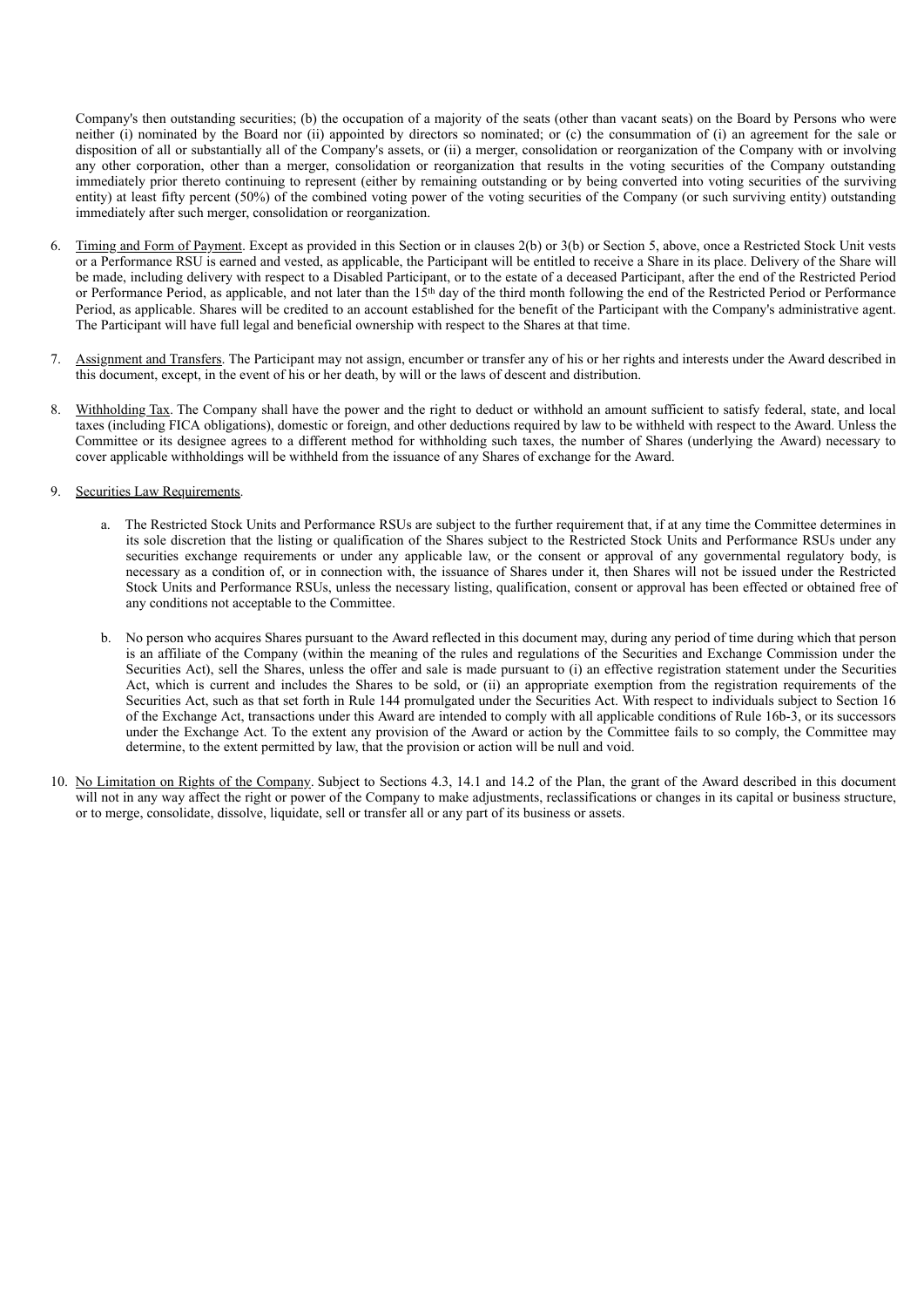Company's then outstanding securities; (b) the occupation of a majority of the seats (other than vacant seats) on the Board by Persons who were neither (i) nominated by the Board nor (ii) appointed by directors so nominated; or (c) the consummation of (i) an agreement for the sale or disposition of all or substantially all of the Company's assets, or (ii) a merger, consolidation or reorganization of the Company with or involving any other corporation, other than a merger, consolidation or reorganization that results in the voting securities of the Company outstanding immediately prior thereto continuing to represent (either by remaining outstanding or by being converted into voting securities of the surviving entity) at least fifty percent (50%) of the combined voting power of the voting securities of the Company (or such surviving entity) outstanding immediately after such merger, consolidation or reorganization.

6. Timing and Form of Payment. Except as provided in this Section or in clauses 2(b) or 3(b) or Section 5, above, once a Restricted Stock Unit vests or a Performance RSU is earned and vested, as applicable, the Participant will be entitled to receive a Share in its place. Delivery of the Share will be made, including delivery with respect to a Disabled Participant, or to the estate of a deceased Participant, after the end of the Restricted Period or Performance Period, as applicable, and not later than the 15th day of the third month following the end of the Restricted Period or Performance Period, as applicable. Shares will be credited to an account established for the benefit of the Participant with the Company's administrative agent. The Participant will have full legal and beneficial ownership with respect to the Shares at that time.

7. Assignment and Transfers. The Participant may not assign, encumber or transfer any of his or her rights and interests under the Award described in this document, except, in the event of his or her death, by will or the laws of descent and distribution.

8. Withholding Tax. The Company shall have the power and the right to deduct or withhold an amount sufficient to satisfy federal, state, and local taxes (including FICA obligations), domestic or foreign, and other deductions required by law to be withheld with respect to the Award. Unless the Committee or its designee agrees to a different method for withholding such taxes, the number of Shares (underlying the Award) necessary to cover applicable withholdings will be withheld from the issuance of any Shares of exchange for the Award.

9. Securities Law Requirements.

   a. The Restricted Stock Units and Performance RSUs are subject to the further requirement that, if at any time the Committee determines in its sole discretion that the listing or qualification of the Shares subject to the Restricted Stock Units and Performance RSUs under any securities exchange requirements or under any applicable law, or the consent or approval of any governmental regulatory body, is necessary as a condition of, or in connection with, the issuance of Shares under it, then Shares will not be issued under the Restricted Stock Units and Performance RSUs, unless the necessary listing, qualification, consent or approval has been effected or obtained free of any conditions not acceptable to the Committee.

   b. No person who acquires Shares pursuant to the Award reflected in this document may, during any period of time during which that person is an affiliate of the Company (within the meaning of the rules and regulations of the Securities and Exchange Commission under the Securities Act), sell the Shares, unless the offer and sale is made pursuant to (i) an effective registration statement under the Securities Act, which is current and includes the Shares to be sold, or (ii) an appropriate exemption from the registration requirements of the Securities Act, such as that set forth in Rule 144 promulgated under the Securities Act. With respect to individuals subject to Section 16 of the Exchange Act, transactions under this Award are intended to comply with all applicable conditions of Rule 16b-3, or its successors under the Exchange Act. To the extent any provision of the Award or action by the Committee fails to so comply, the Committee may determine, to the extent permitted by law, that the provision or action will be null and void.

10. No Limitation on Rights of the Company. Subject to Sections 4.3, 14.1 and 14.2 of the Plan, the grant of the Award described in this document will not in any way affect the right or power of the Company to make adjustments, reclassifications or changes in its capital or business structure, or to merge, consolidate, dissolve, liquidate, sell or transfer all or any part of its business or assets.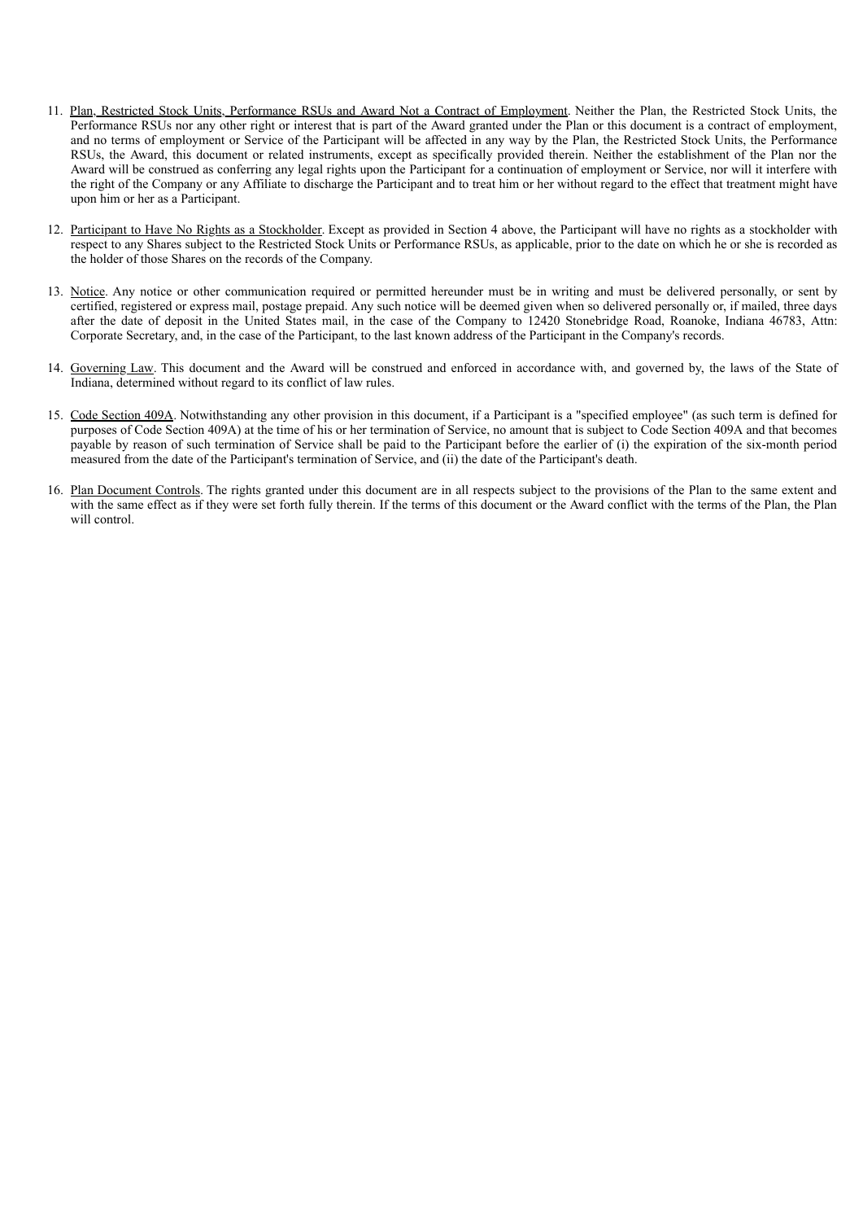11. Plan, Restricted Stock Units, Performance RSUs and Award Not a Contract of Employment. Neither the Plan, the Restricted Stock Units, the Performance RSUs nor any other right or interest that is part of the Award granted under the Plan or this document is a contract of employment, and no terms of employment or Service of the Participant will be affected in any way by the Plan, the Restricted Stock Units, the Performance RSUs, the Award, this document or related instruments, except as specifically provided therein. Neither the establishment of the Plan nor the Award will be construed as conferring any legal rights upon the Participant for a continuation of employment or Service, nor will it interfere with the right of the Company or any Affiliate to discharge the Participant and to treat him or her without regard to the effect that treatment might have upon him or her as a Participant.

12. Participant to Have No Rights as a Stockholder. Except as provided in Section 4 above, the Participant will have no rights as a stockholder with respect to any Shares subject to the Restricted Stock Units or Performance RSUs, as applicable, prior to the date on which he or she is recorded as the holder of those Shares on the records of the Company.

13. Notice. Any notice or other communication required or permitted hereunder must be in writing and must be delivered personally, or sent by certified, registered or express mail, postage prepaid. Any such notice will be deemed given when so delivered personally or, if mailed, three days after the date of deposit in the United States mail, in the case of the Company to 12420 Stonebridge Road, Roanoke, Indiana 46783, Attn: Corporate Secretary, and, in the case of the Participant, to the last known address of the Participant in the Company's records.

14. Governing Law. This document and the Award will be construed and enforced in accordance with, and governed by, the laws of the State of Indiana, determined without regard to its conflict of law rules.

15. Code Section 409A. Notwithstanding any other provision in this document, if a Participant is a "specified employee" (as such term is defined for purposes of Code Section 409A) at the time of his or her termination of Service, no amount that is subject to Code Section 409A and that becomes payable by reason of such termination of Service shall be paid to the Participant before the earlier of (i) the expiration of the six-month period measured from the date of the Participant's termination of Service, and (ii) the date of the Participant's death.

16. Plan Document Controls. The rights granted under this document are in all respects subject to the provisions of the Plan to the same extent and with the same effect as if they were set forth fully therein. If the terms of this document or the Award conflict with the terms of the Plan, the Plan will control.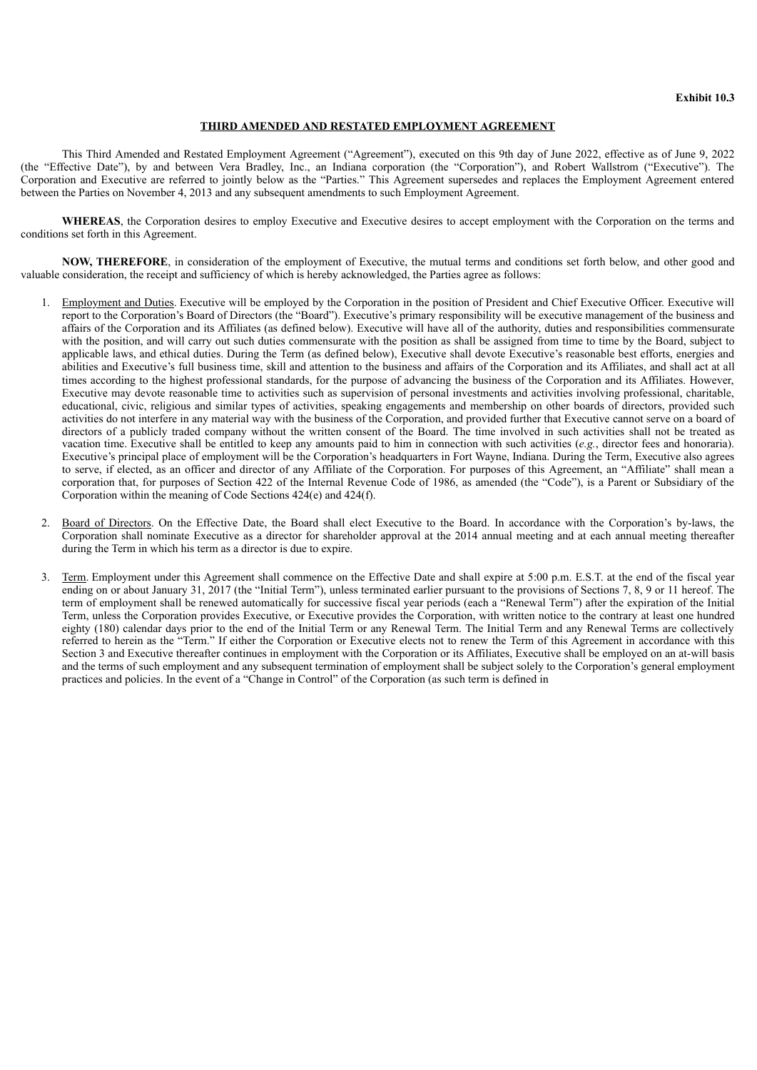**Exhibit 10.3**

**THIRD AMENDED AND RESTATED EMPLOYMENT AGREEMENT**

This Third Amended and Restated Employment Agreement ("Agreement"), executed on this 9th day of June 2022, effective as of June 9, 2022 (the "Effective Date"), by and between Vera Bradley, Inc., an Indiana corporation (the "Corporation"), and Robert Wallstrom ("Executive"). The Corporation and Executive are referred to jointly below as the "Parties." This Agreement supersedes and replaces the Employment Agreement entered between the Parties on November 4, 2013 and any subsequent amendments to such Employment Agreement.

**WHEREAS**, the Corporation desires to employ Executive and Executive desires to accept employment with the Corporation on the terms and conditions set forth in this Agreement.

**NOW, THEREFORE**, in consideration of the employment of Executive, the mutual terms and conditions set forth below, and other good and valuable consideration, the receipt and sufficiency of which is hereby acknowledged, the Parties agree as follows:

1. Employment and Duties. Executive will be employed by the Corporation in the position of President and Chief Executive Officer. Executive will report to the Corporation's Board of Directors (the "Board"). Executive's primary responsibility will be executive management of the business and affairs of the Corporation and its Affiliates (as defined below). Executive will have all of the authority, duties and responsibilities commensurate with the position, and will carry out such duties commensurate with the position as shall be assigned from time to time by the Board, subject to applicable laws, and ethical duties. During the Term (as defined below), Executive shall devote Executive's reasonable best efforts, energies and abilities and Executive's full business time, skill and attention to the business and affairs of the Corporation and its Affiliates, and shall act at all times according to the highest professional standards, for the purpose of advancing the business of the Corporation and its Affiliates. However, Executive may devote reasonable time to activities such as supervision of personal investments and activities involving professional, charitable, educational, civic, religious and similar types of activities, speaking engagements and membership on other boards of directors, provided such activities do not interfere in any material way with the business of the Corporation, and provided further that Executive cannot serve on a board of directors of a publicly traded company without the written consent of the Board. The time involved in such activities shall not be treated as vacation time. Executive shall be entitled to keep any amounts paid to him in connection with such activities (*e.g.*, director fees and honoraria). Executive's principal place of employment will be the Corporation's headquarters in Fort Wayne, Indiana. During the Term, Executive also agrees to serve, if elected, as an officer and director of any Affiliate of the Corporation. For purposes of this Agreement, an "Affiliate" shall mean a corporation that, for purposes of Section 422 of the Internal Revenue Code of 1986, as amended (the "Code"), is a Parent or Subsidiary of the Corporation within the meaning of Code Sections 424(e) and 424(f).

2. Board of Directors. On the Effective Date, the Board shall elect Executive to the Board. In accordance with the Corporation's by-laws, the Corporation shall nominate Executive as a director for shareholder approval at the 2014 annual meeting and at each annual meeting thereafter during the Term in which his term as a director is due to expire.

3. Term. Employment under this Agreement shall commence on the Effective Date and shall expire at 5:00 p.m. E.S.T. at the end of the fiscal year ending on or about January 31, 2017 (the "Initial Term"), unless terminated earlier pursuant to the provisions of Sections 7, 8, 9 or 11 hereof. The term of employment shall be renewed automatically for successive fiscal year periods (each a "Renewal Term") after the expiration of the Initial Term, unless the Corporation provides Executive, or Executive provides the Corporation, with written notice to the contrary at least one hundred eighty (180) calendar days prior to the end of the Initial Term or any Renewal Term. The Initial Term and any Renewal Terms are collectively referred to herein as the "Term." If either the Corporation or Executive elects not to renew the Term of this Agreement in accordance with this Section 3 and Executive thereafter continues in employment with the Corporation or its Affiliates, Executive shall be employed on an at-will basis and the terms of such employment and any subsequent termination of employment shall be subject solely to the Corporation's general employment practices and policies. In the event of a "Change in Control" of the Corporation (as such term is defined in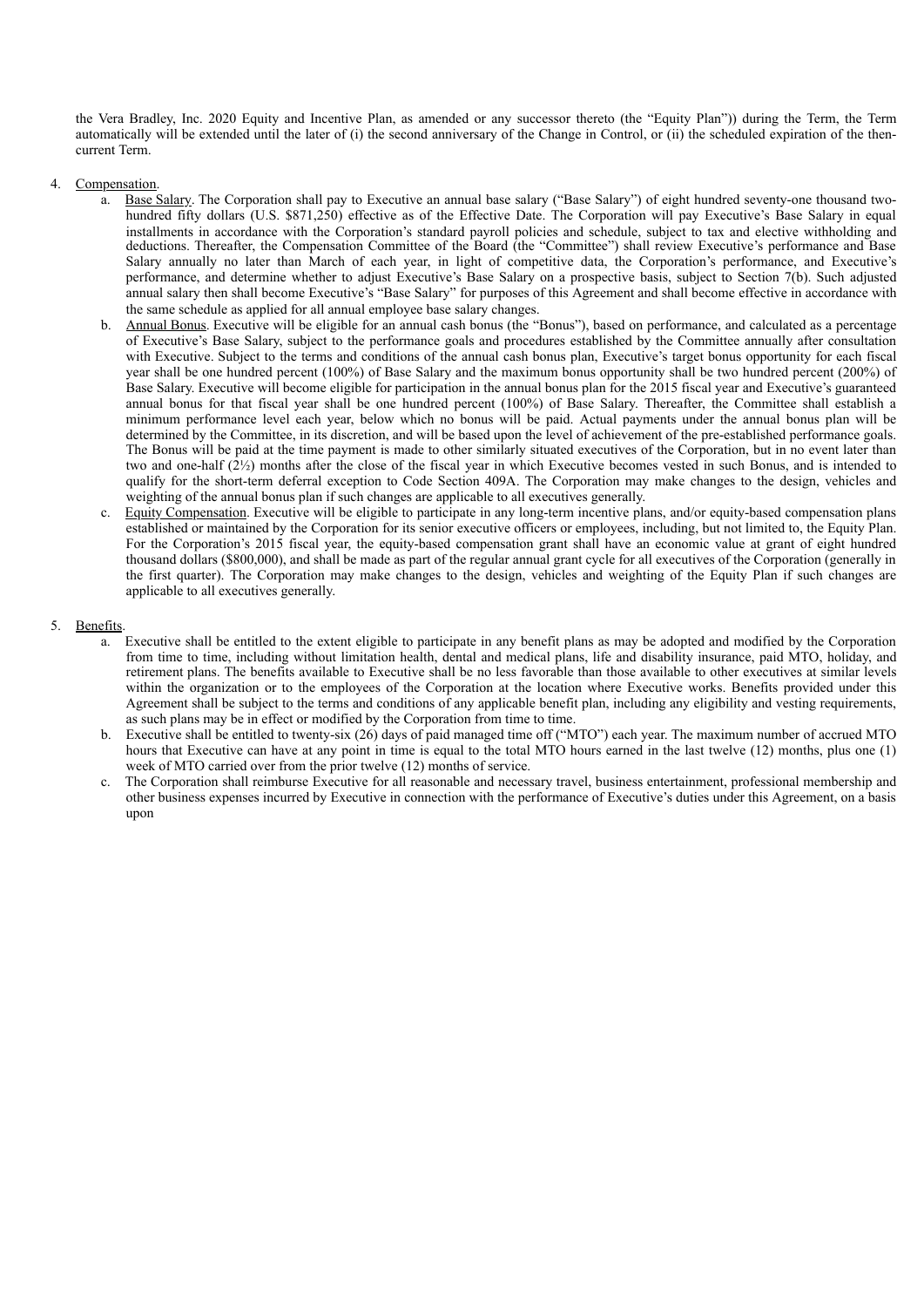the Vera Bradley, Inc. 2020 Equity and Incentive Plan, as amended or any successor thereto (the "Equity Plan")) during the Term, the Term automatically will be extended until the later of (i) the second anniversary of the Change in Control, or (ii) the scheduled expiration of the then-current Term.

4. Compensation.
   a. Base Salary. The Corporation shall pay to Executive an annual base salary ("Base Salary") of eight hundred seventy-one thousand two-hundred fifty dollars (U.S. $871,250) effective as of the Effective Date. The Corporation will pay Executive's Base Salary in equal installments in accordance with the Corporation's standard payroll policies and schedule, subject to tax and elective withholding and deductions. Thereafter, the Compensation Committee of the Board (the "Committee") shall review Executive's performance and Base Salary annually no later than March of each year, in light of competitive data, the Corporation's performance, and Executive's performance, and determine whether to adjust Executive's Base Salary on a prospective basis, subject to Section 7(b). Such adjusted annual salary then shall become Executive's "Base Salary" for purposes of this Agreement and shall become effective in accordance with the same schedule as applied for all annual employee base salary changes.
   b. Annual Bonus. Executive will be eligible for an annual cash bonus (the "Bonus"), based on performance, and calculated as a percentage of Executive's Base Salary, subject to the performance goals and procedures established by the Committee annually after consultation with Executive. Subject to the terms and conditions of the annual cash bonus plan, Executive's target bonus opportunity for each fiscal year shall be one hundred percent (100%) of Base Salary and the maximum bonus opportunity shall be two hundred percent (200%) of Base Salary. Executive will become eligible for participation in the annual bonus plan for the 2015 fiscal year and Executive's guaranteed annual bonus for that fiscal year shall be one hundred percent (100%) of Base Salary. Thereafter, the Committee shall establish a minimum performance level each year, below which no bonus will be paid. Actual payments under the annual bonus plan will be determined by the Committee, in its discretion, and will be based upon the level of achievement of the pre-established performance goals. The Bonus will be paid at the time payment is made to other similarly situated executives of the Corporation, but in no event later than two and one-half (2½) months after the close of the fiscal year in which Executive becomes vested in such Bonus, and is intended to qualify for the short-term deferral exception to Code Section 409A. The Corporation may make changes to the design, vehicles and weighting of the annual bonus plan if such changes are applicable to all executives generally.
   c. Equity Compensation. Executive will be eligible to participate in any long-term incentive plans, and/or equity-based compensation plans established or maintained by the Corporation for its senior executive officers or employees, including, but not limited to, the Equity Plan. For the Corporation's 2015 fiscal year, the equity-based compensation grant shall have an economic value at grant of eight hundred thousand dollars ($800,000), and shall be made as part of the regular annual grant cycle for all executives of the Corporation (generally in the first quarter). The Corporation may make changes to the design, vehicles and weighting of the Equity Plan if such changes are applicable to all executives generally.

5. Benefits.
   a. Executive shall be entitled to the extent eligible to participate in any benefit plans as may be adopted and modified by the Corporation from time to time, including without limitation health, dental and medical plans, life and disability insurance, paid MTO, holiday, and retirement plans. The benefits available to Executive shall be no less favorable than those available to other executives at similar levels within the organization or to the employees of the Corporation at the location where Executive works. Benefits provided under this Agreement shall be subject to the terms and conditions of any applicable benefit plan, including any eligibility and vesting requirements, as such plans may be in effect or modified by the Corporation from time to time.
   b. Executive shall be entitled to twenty-six (26) days of paid managed time off ("MTO") each year. The maximum number of accrued MTO hours that Executive can have at any point in time is equal to the total MTO hours earned in the last twelve (12) months, plus one (1) week of MTO carried over from the prior twelve (12) months of service.
   c. The Corporation shall reimburse Executive for all reasonable and necessary travel, business entertainment, professional membership and other business expenses incurred by Executive in connection with the performance of Executive's duties under this Agreement, on a basis upon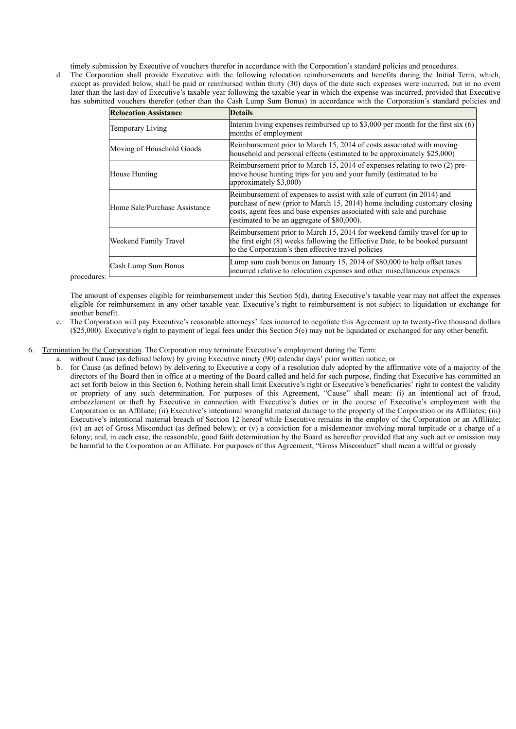timely submission by Executive of vouchers therefor in accordance with the Corporation's standard policies and procedures.

d. The Corporation shall provide Executive with the following relocation reimbursements and benefits during the Initial Term, which, except as provided below, shall be paid or reimbursed within thirty (30) days of the date such expenses were incurred, but in no event later than the last day of Executive's taxable year following the taxable year in which the expense was incurred, provided that Executive has submitted vouchers therefor (other than the Cash Lump Sum Bonus) in accordance with the Corporation's standard policies and procedures:

| **Relocation Assistance** | **Details** |
|---|---|
| Temporary Living | Interim living expenses reimbursed up to $3,000 per month for the first six (6) months of employment |
| Moving of Household Goods | Reimbursement prior to March 15, 2014 of costs associated with moving household and personal effects (estimated to be approximately $25,000) |
| House Hunting | Reimbursement prior to March 15, 2014 of expenses relating to two (2) pre-move house hunting trips for you and your family (estimated to be approximately $3,000) |
| Home Sale/Purchase Assistance | Reimbursement of expenses to assist with sale of current (in 2014) and purchase of new (prior to March 15, 2014) home including customary closing costs, agent fees and base expenses associated with sale and purchase (estimated to be an aggregate of $80,000). |
| Weekend Family Travel | Reimbursement prior to March 15, 2014 for weekend family travel for up to the first eight (8) weeks following the Effective Date, to be booked pursuant to the Corporation's then effective travel policies |
| Cash Lump Sum Bonus | Lump sum cash bonus on January 15, 2014 of $80,000 to help offset taxes incurred relative to relocation expenses and other miscellaneous expenses |

The amount of expenses eligible for reimbursement under this Section 5(d), during Executive's taxable year may not affect the expenses eligible for reimbursement in any other taxable year. Executive's right to reimbursement is not subject to liquidation or exchange for another benefit.

e. The Corporation will pay Executive's reasonable attorneys' fees incurred to negotiate this Agreement up to twenty-five thousand dollars ($25,000). Executive's right to payment of legal fees under this Section 5(e) may not be liquidated or exchanged for any other benefit.

6. Termination by the Corporation. The Corporation may terminate Executive's employment during the Term:

   a. without Cause (as defined below) by giving Executive ninety (90) calendar days' prior written notice, or

   b. for Cause (as defined below) by delivering to Executive a copy of a resolution duly adopted by the affirmative vote of a majority of the directors of the Board then in office at a meeting of the Board called and held for such purpose, finding that Executive has committed an act set forth below in this Section 6. Nothing herein shall limit Executive's right or Executive's beneficiaries' right to contest the validity or propriety of any such determination. For purposes of this Agreement, "Cause" shall mean: (i) an intentional act of fraud, embezzlement or theft by Executive in connection with Executive's duties or in the course of Executive's employment with the Corporation or an Affiliate; (ii) Executive's intentional wrongful material damage to the property of the Corporation or its Affiliates; (iii) Executive's intentional material breach of Section 12 hereof while Executive remains in the employ of the Corporation or an Affiliate; (iv) an act of Gross Misconduct (as defined below); or (v) a conviction for a misdemeanor involving moral turpitude or a charge of a felony; and, in each case, the reasonable, good faith determination by the Board as hereafter provided that any such act or omission may be harmful to the Corporation or an Affiliate. For purposes of this Agreement, "Gross Misconduct" shall mean a willful or grossly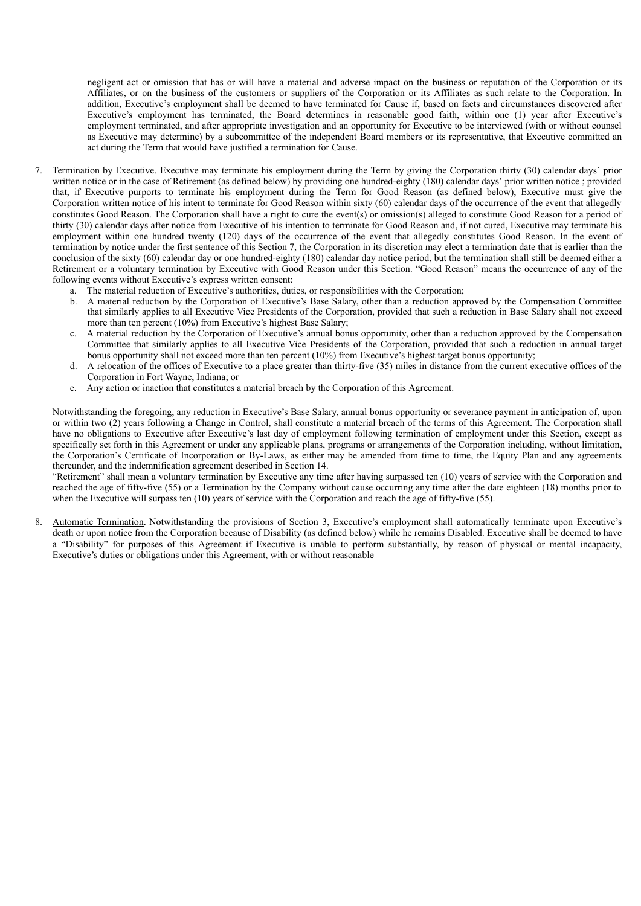negligent act or omission that has or will have a material and adverse impact on the business or reputation of the Corporation or its Affiliates, or on the business of the customers or suppliers of the Corporation or its Affiliates as such relate to the Corporation. In addition, Executive's employment shall be deemed to have terminated for Cause if, based on facts and circumstances discovered after Executive's employment has terminated, the Board determines in reasonable good faith, within one (1) year after Executive's employment terminated, and after appropriate investigation and an opportunity for Executive to be interviewed (with or without counsel as Executive may determine) by a subcommittee of the independent Board members or its representative, that Executive committed an act during the Term that would have justified a termination for Cause.

7. Termination by Executive. Executive may terminate his employment during the Term by giving the Corporation thirty (30) calendar days' prior written notice or in the case of Retirement (as defined below) by providing one hundred-eighty (180) calendar days' prior written notice ; provided that, if Executive purports to terminate his employment during the Term for Good Reason (as defined below), Executive must give the Corporation written notice of his intent to terminate for Good Reason within sixty (60) calendar days of the occurrence of the event that allegedly constitutes Good Reason. The Corporation shall have a right to cure the event(s) or omission(s) alleged to constitute Good Reason for a period of thirty (30) calendar days after notice from Executive of his intention to terminate for Good Reason and, if not cured, Executive may terminate his employment within one hundred twenty (120) days of the occurrence of the event that allegedly constitutes Good Reason. In the event of termination by notice under the first sentence of this Section 7, the Corporation in its discretion may elect a termination date that is earlier than the conclusion of the sixty (60) calendar day or one hundred-eighty (180) calendar day notice period, but the termination shall still be deemed either a Retirement or a voluntary termination by Executive with Good Reason under this Section. "Good Reason" means the occurrence of any of the following events without Executive's express written consent:
   a. The material reduction of Executive's authorities, duties, or responsibilities with the Corporation;
   b. A material reduction by the Corporation of Executive's Base Salary, other than a reduction approved by the Compensation Committee that similarly applies to all Executive Vice Presidents of the Corporation, provided that such a reduction in Base Salary shall not exceed more than ten percent (10%) from Executive's highest Base Salary;
   c. A material reduction by the Corporation of Executive's annual bonus opportunity, other than a reduction approved by the Compensation Committee that similarly applies to all Executive Vice Presidents of the Corporation, provided that such a reduction in annual target bonus opportunity shall not exceed more than ten percent (10%) from Executive's highest target bonus opportunity;
   d. A relocation of the offices of Executive to a place greater than thirty-five (35) miles in distance from the current executive offices of the Corporation in Fort Wayne, Indiana; or
   e. Any action or inaction that constitutes a material breach by the Corporation of this Agreement.

   Notwithstanding the foregoing, any reduction in Executive's Base Salary, annual bonus opportunity or severance payment in anticipation of, upon or within two (2) years following a Change in Control, shall constitute a material breach of the terms of this Agreement. The Corporation shall have no obligations to Executive after Executive's last day of employment following termination of employment under this Section, except as specifically set forth in this Agreement or under any applicable plans, programs or arrangements of the Corporation including, without limitation, the Corporation's Certificate of Incorporation or By-Laws, as either may be amended from time to time, the Equity Plan and any agreements thereunder, and the indemnification agreement described in Section 14.

   "Retirement" shall mean a voluntary termination by Executive any time after having surpassed ten (10) years of service with the Corporation and reached the age of fifty-five (55) or a Termination by the Company without cause occurring any time after the date eighteen (18) months prior to when the Executive will surpass ten (10) years of service with the Corporation and reach the age of fifty-five (55).

8. Automatic Termination. Notwithstanding the provisions of Section 3, Executive's employment shall automatically terminate upon Executive's death or upon notice from the Corporation because of Disability (as defined below) while he remains Disabled. Executive shall be deemed to have a "Disability" for purposes of this Agreement if Executive is unable to perform substantially, by reason of physical or mental incapacity, Executive's duties or obligations under this Agreement, with or without reasonable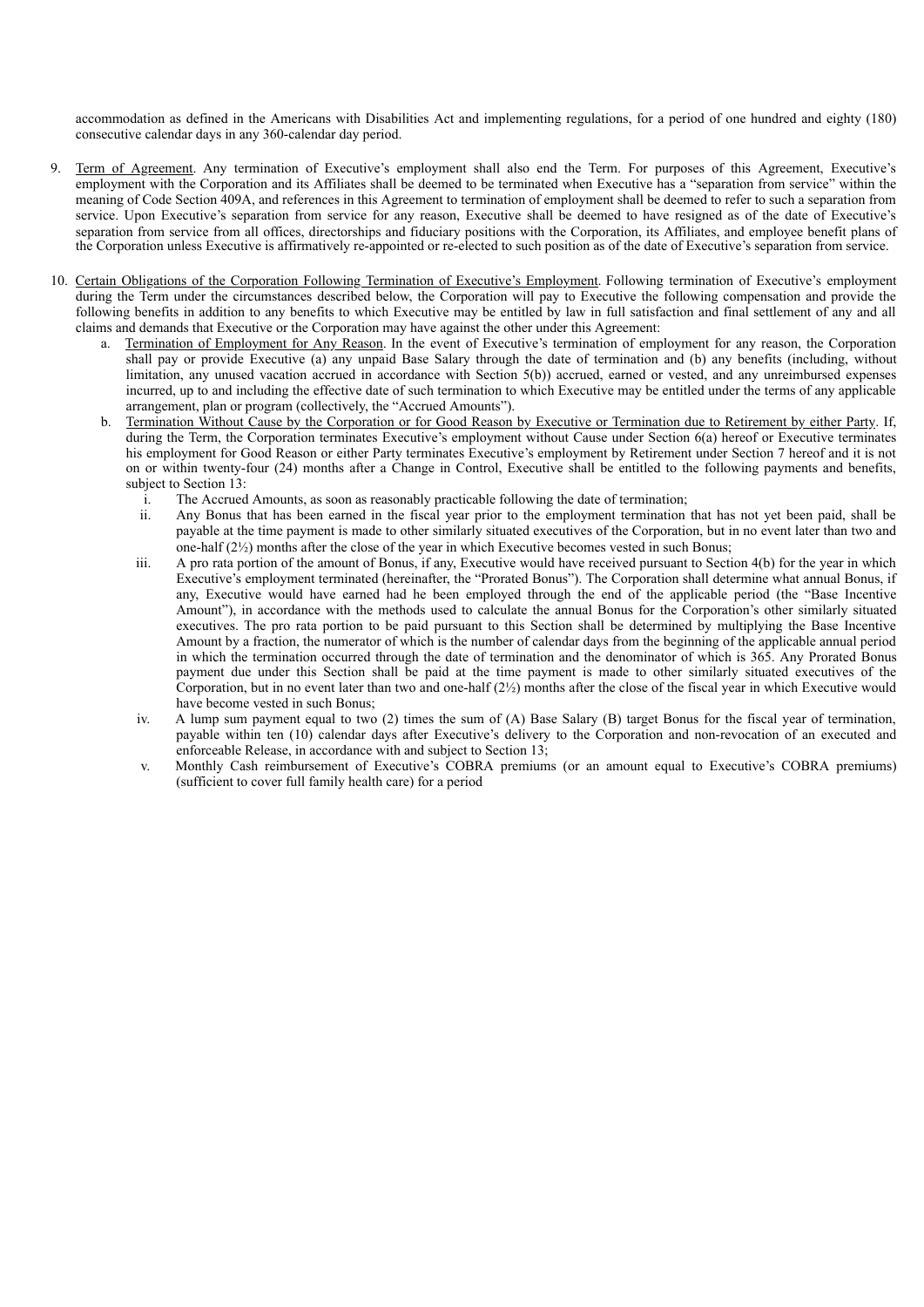accommodation as defined in the Americans with Disabilities Act and implementing regulations, for a period of one hundred and eighty (180) consecutive calendar days in any 360-calendar day period.

9. Term of Agreement. Any termination of Executive's employment shall also end the Term. For purposes of this Agreement, Executive's employment with the Corporation and its Affiliates shall be deemed to be terminated when Executive has a "separation from service" within the meaning of Code Section 409A, and references in this Agreement to termination of employment shall be deemed to refer to such a separation from service. Upon Executive's separation from service for any reason, Executive shall be deemed to have resigned as of the date of Executive's separation from service from all offices, directorships and fiduciary positions with the Corporation, its Affiliates, and employee benefit plans of the Corporation unless Executive is affirmatively re-appointed or re-elected to such position as of the date of Executive's separation from service.

10. Certain Obligations of the Corporation Following Termination of Executive's Employment. Following termination of Executive's employment during the Term under the circumstances described below, the Corporation will pay to Executive the following compensation and provide the following benefits in addition to any benefits to which Executive may be entitled by law in full satisfaction and final settlement of any and all claims and demands that Executive or the Corporation may have against the other under this Agreement:

    a. Termination of Employment for Any Reason. In the event of Executive's termination of employment for any reason, the Corporation shall pay or provide Executive (a) any unpaid Base Salary through the date of termination and (b) any benefits (including, without limitation, any unused vacation accrued in accordance with Section 5(b)) accrued, earned or vested, and any unreimbursed expenses incurred, up to and including the effective date of such termination to which Executive may be entitled under the terms of any applicable arrangement, plan or program (collectively, the "Accrued Amounts").

    b. Termination Without Cause by the Corporation or for Good Reason by Executive or Termination due to Retirement by either Party. If, during the Term, the Corporation terminates Executive's employment without Cause under Section 6(a) hereof or Executive terminates his employment for Good Reason or either Party terminates Executive's employment by Retirement under Section 7 hereof and it is not on or within twenty-four (24) months after a Change in Control, Executive shall be entitled to the following payments and benefits, subject to Section 13:

        i. The Accrued Amounts, as soon as reasonably practicable following the date of termination;

        ii. Any Bonus that has been earned in the fiscal year prior to the employment termination that has not yet been paid, shall be payable at the time payment is made to other similarly situated executives of the Corporation, but in no event later than two and one-half (2½) months after the close of the year in which Executive becomes vested in such Bonus;

        iii. A pro rata portion of the amount of Bonus, if any, Executive would have received pursuant to Section 4(b) for the year in which Executive's employment terminated (hereinafter, the "Prorated Bonus"). The Corporation shall determine what annual Bonus, if any, Executive would have earned had he been employed through the end of the applicable period (the "Base Incentive Amount"), in accordance with the methods used to calculate the annual Bonus for the Corporation's other similarly situated executives. The pro rata portion to be paid pursuant to this Section shall be determined by multiplying the Base Incentive Amount by a fraction, the numerator of which is the number of calendar days from the beginning of the applicable annual period in which the termination occurred through the date of termination and the denominator of which is 365. Any Prorated Bonus payment due under this Section shall be paid at the time payment is made to other similarly situated executives of the Corporation, but in no event later than two and one-half (2½) months after the close of the fiscal year in which Executive would have become vested in such Bonus;

        iv. A lump sum payment equal to two (2) times the sum of (A) Base Salary (B) target Bonus for the fiscal year of termination, payable within ten (10) calendar days after Executive's delivery to the Corporation and non-revocation of an executed and enforceable Release, in accordance with and subject to Section 13;

        v. Monthly Cash reimbursement of Executive's COBRA premiums (or an amount equal to Executive's COBRA premiums) (sufficient to cover full family health care) for a period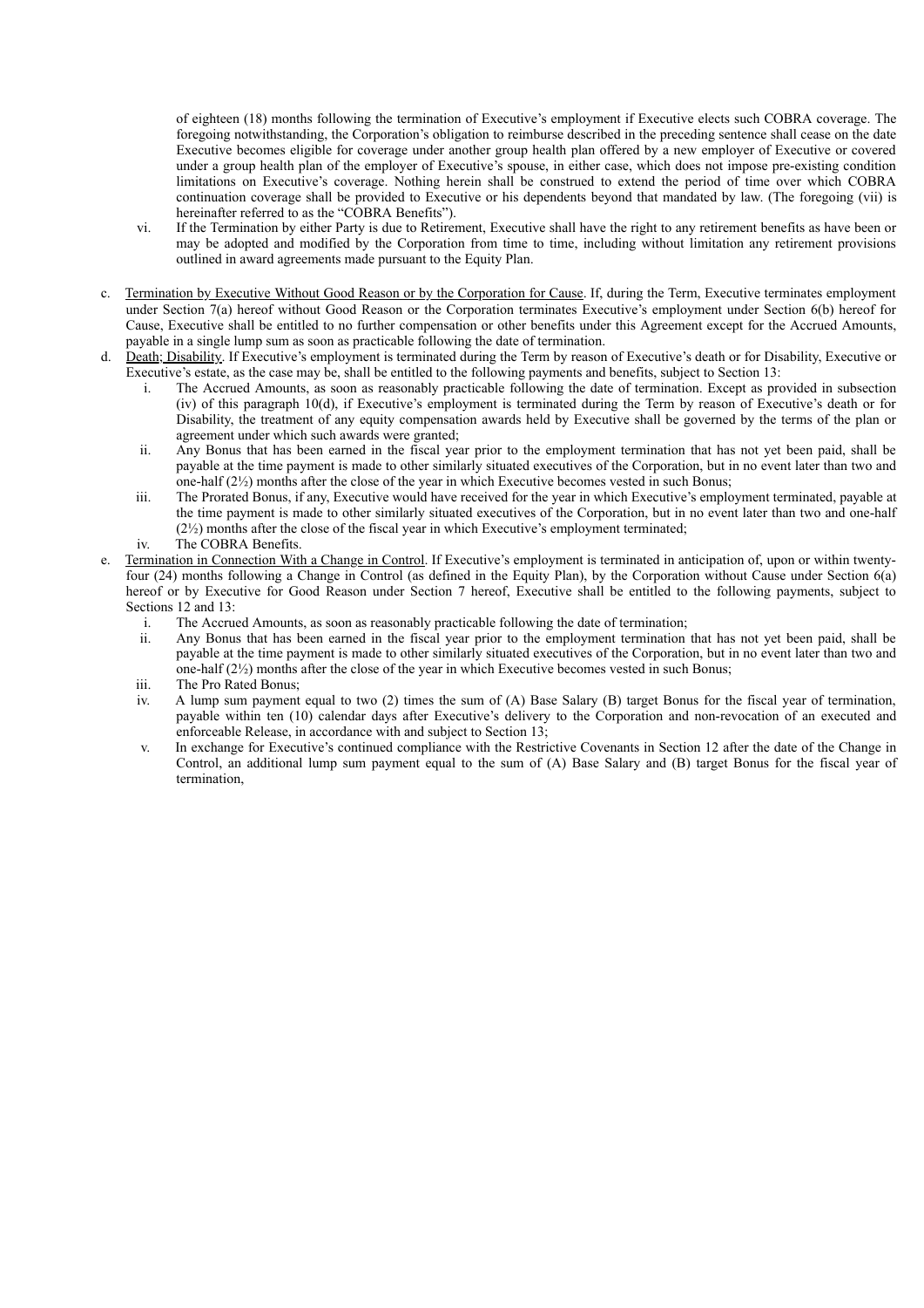of eighteen (18) months following the termination of Executive's employment if Executive elects such COBRA coverage. The foregoing notwithstanding, the Corporation's obligation to reimburse described in the preceding sentence shall cease on the date Executive becomes eligible for coverage under another group health plan offered by a new employer of Executive or covered under a group health plan of the employer of Executive's spouse, in either case, which does not impose pre-existing condition limitations on Executive's coverage. Nothing herein shall be construed to extend the period of time over which COBRA continuation coverage shall be provided to Executive or his dependents beyond that mandated by law. (The foregoing (vii) is hereinafter referred to as the "COBRA Benefits").

vi. If the Termination by either Party is due to Retirement, Executive shall have the right to any retirement benefits as have been or may be adopted and modified by the Corporation from time to time, including without limitation any retirement provisions outlined in award agreements made pursuant to the Equity Plan.

c. Termination by Executive Without Good Reason or by the Corporation for Cause. If, during the Term, Executive terminates employment under Section 7(a) hereof without Good Reason or the Corporation terminates Executive's employment under Section 6(b) hereof for Cause, Executive shall be entitled to no further compensation or other benefits under this Agreement except for the Accrued Amounts, payable in a single lump sum as soon as practicable following the date of termination.

d. Death; Disability. If Executive's employment is terminated during the Term by reason of Executive's death or for Disability, Executive or Executive's estate, as the case may be, shall be entitled to the following payments and benefits, subject to Section 13:

i. The Accrued Amounts, as soon as reasonably practicable following the date of termination. Except as provided in subsection (iv) of this paragraph 10(d), if Executive's employment is terminated during the Term by reason of Executive's death or for Disability, the treatment of any equity compensation awards held by Executive shall be governed by the terms of the plan or agreement under which such awards were granted;

ii. Any Bonus that has been earned in the fiscal year prior to the employment termination that has not yet been paid, shall be payable at the time payment is made to other similarly situated executives of the Corporation, but in no event later than two and one-half (2½) months after the close of the year in which Executive becomes vested in such Bonus;

iii. The Prorated Bonus, if any, Executive would have received for the year in which Executive's employment terminated, payable at the time payment is made to other similarly situated executives of the Corporation, but in no event later than two and one-half (2½) months after the close of the fiscal year in which Executive's employment terminated;

iv. The COBRA Benefits.

e. Termination in Connection With a Change in Control. If Executive's employment is terminated in anticipation of, upon or within twenty-four (24) months following a Change in Control (as defined in the Equity Plan), by the Corporation without Cause under Section 6(a) hereof or by Executive for Good Reason under Section 7 hereof, Executive shall be entitled to the following payments, subject to Sections 12 and 13:

i. The Accrued Amounts, as soon as reasonably practicable following the date of termination;

ii. Any Bonus that has been earned in the fiscal year prior to the employment termination that has not yet been paid, shall be payable at the time payment is made to other similarly situated executives of the Corporation, but in no event later than two and one-half (2½) months after the close of the year in which Executive becomes vested in such Bonus;

iii. The Pro Rated Bonus;

iv. A lump sum payment equal to two (2) times the sum of (A) Base Salary (B) target Bonus for the fiscal year of termination, payable within ten (10) calendar days after Executive's delivery to the Corporation and non-revocation of an executed and enforceable Release, in accordance with and subject to Section 13;

v. In exchange for Executive's continued compliance with the Restrictive Covenants in Section 12 after the date of the Change in Control, an additional lump sum payment equal to the sum of (A) Base Salary and (B) target Bonus for the fiscal year of termination,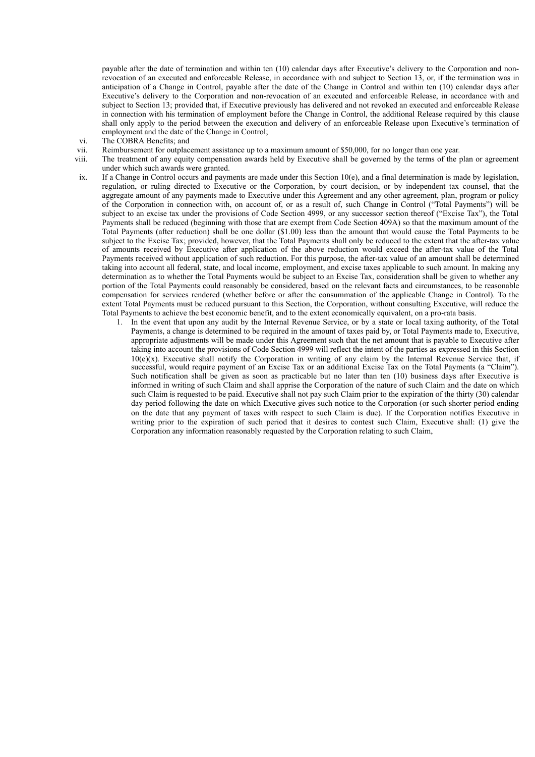payable after the date of termination and within ten (10) calendar days after Executive's delivery to the Corporation and non-revocation of an executed and enforceable Release, in accordance with and subject to Section 13, or, if the termination was in anticipation of a Change in Control, payable after the date of the Change in Control and within ten (10) calendar days after Executive's delivery to the Corporation and non-revocation of an executed and enforceable Release, in accordance with and subject to Section 13; provided that, if Executive previously has delivered and not revoked an executed and enforceable Release in connection with his termination of employment before the Change in Control, the additional Release required by this clause shall only apply to the period between the execution and delivery of an enforceable Release upon Executive's termination of employment and the date of the Change in Control;

vi. The COBRA Benefits; and

vii. Reimbursement for outplacement assistance up to a maximum amount of $50,000, for no longer than one year.

viii. The treatment of any equity compensation awards held by Executive shall be governed by the terms of the plan or agreement under which such awards were granted.

ix. If a Change in Control occurs and payments are made under this Section 10(e), and a final determination is made by legislation, regulation, or ruling directed to Executive or the Corporation, by court decision, or by independent tax counsel, that the aggregate amount of any payments made to Executive under this Agreement and any other agreement, plan, program or policy of the Corporation in connection with, on account of, or as a result of, such Change in Control ("Total Payments") will be subject to an excise tax under the provisions of Code Section 4999, or any successor section thereof ("Excise Tax"), the Total Payments shall be reduced (beginning with those that are exempt from Code Section 409A) so that the maximum amount of the Total Payments (after reduction) shall be one dollar ($1.00) less than the amount that would cause the Total Payments to be subject to the Excise Tax; provided, however, that the Total Payments shall only be reduced to the extent that the after-tax value of amounts received by Executive after application of the above reduction would exceed the after-tax value of the Total Payments received without application of such reduction. For this purpose, the after-tax value of an amount shall be determined taking into account all federal, state, and local income, employment, and excise taxes applicable to such amount. In making any determination as to whether the Total Payments would be subject to an Excise Tax, consideration shall be given to whether any portion of the Total Payments could reasonably be considered, based on the relevant facts and circumstances, to be reasonable compensation for services rendered (whether before or after the consummation of the applicable Change in Control). To the extent Total Payments must be reduced pursuant to this Section, the Corporation, without consulting Executive, will reduce the Total Payments to achieve the best economic benefit, and to the extent economically equivalent, on a pro-rata basis.

1. In the event that upon any audit by the Internal Revenue Service, or by a state or local taxing authority, of the Total Payments, a change is determined to be required in the amount of taxes paid by, or Total Payments made to, Executive, appropriate adjustments will be made under this Agreement such that the net amount that is payable to Executive after taking into account the provisions of Code Section 4999 will reflect the intent of the parties as expressed in this Section 10(e)(x). Executive shall notify the Corporation in writing of any claim by the Internal Revenue Service that, if successful, would require payment of an Excise Tax or an additional Excise Tax on the Total Payments (a "Claim"). Such notification shall be given as soon as practicable but no later than ten (10) business days after Executive is informed in writing of such Claim and shall apprise the Corporation of the nature of such Claim and the date on which such Claim is requested to be paid. Executive shall not pay such Claim prior to the expiration of the thirty (30) calendar day period following the date on which Executive gives such notice to the Corporation (or such shorter period ending on the date that any payment of taxes with respect to such Claim is due). If the Corporation notifies Executive in writing prior to the expiration of such period that it desires to contest such Claim, Executive shall: (1) give the Corporation any information reasonably requested by the Corporation relating to such Claim,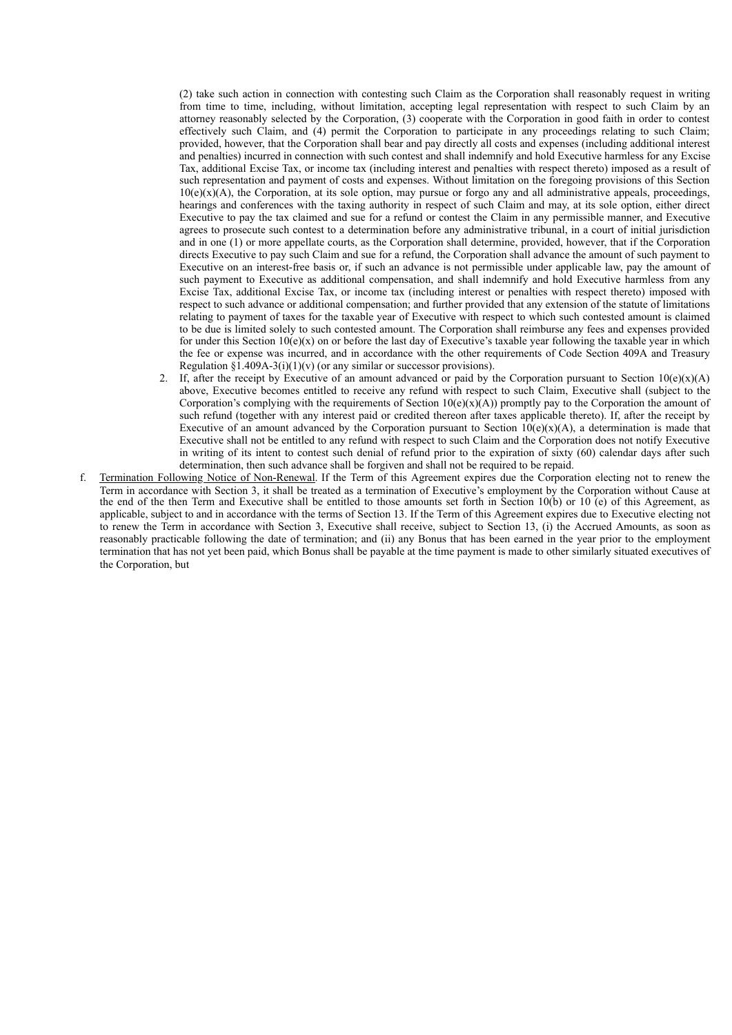(2) take such action in connection with contesting such Claim as the Corporation shall reasonably request in writing from time to time, including, without limitation, accepting legal representation with respect to such Claim by an attorney reasonably selected by the Corporation, (3) cooperate with the Corporation in good faith in order to contest effectively such Claim, and (4) permit the Corporation to participate in any proceedings relating to such Claim; provided, however, that the Corporation shall bear and pay directly all costs and expenses (including additional interest and penalties) incurred in connection with such contest and shall indemnify and hold Executive harmless for any Excise Tax, additional Excise Tax, or income tax (including interest and penalties with respect thereto) imposed as a result of such representation and payment of costs and expenses. Without limitation on the foregoing provisions of this Section 10(e)(x)(A), the Corporation, at its sole option, may pursue or forgo any and all administrative appeals, proceedings, hearings and conferences with the taxing authority in respect of such Claim and may, at its sole option, either direct Executive to pay the tax claimed and sue for a refund or contest the Claim in any permissible manner, and Executive agrees to prosecute such contest to a determination before any administrative tribunal, in a court of initial jurisdiction and in one (1) or more appellate courts, as the Corporation shall determine, provided, however, that if the Corporation directs Executive to pay such Claim and sue for a refund, the Corporation shall advance the amount of such payment to Executive on an interest-free basis or, if such an advance is not permissible under applicable law, pay the amount of such payment to Executive as additional compensation, and shall indemnify and hold Executive harmless from any Excise Tax, additional Excise Tax, or income tax (including interest or penalties with respect thereto) imposed with respect to such advance or additional compensation; and further provided that any extension of the statute of limitations relating to payment of taxes for the taxable year of Executive with respect to which such contested amount is claimed to be due is limited solely to such contested amount. The Corporation shall reimburse any fees and expenses provided for under this Section 10(e)(x) on or before the last day of Executive's taxable year following the taxable year in which the fee or expense was incurred, and in accordance with the other requirements of Code Section 409A and Treasury Regulation §1.409A-3(i)(1)(v) (or any similar or successor provisions).

2. If, after the receipt by Executive of an amount advanced or paid by the Corporation pursuant to Section 10(e)(x)(A) above, Executive becomes entitled to receive any refund with respect to such Claim, Executive shall (subject to the Corporation's complying with the requirements of Section 10(e)(x)(A)) promptly pay to the Corporation the amount of such refund (together with any interest paid or credited thereon after taxes applicable thereto). If, after the receipt by Executive of an amount advanced by the Corporation pursuant to Section 10(e)(x)(A), a determination is made that Executive shall not be entitled to any refund with respect to such Claim and the Corporation does not notify Executive in writing of its intent to contest such denial of refund prior to the expiration of sixty (60) calendar days after such determination, then such advance shall be forgiven and shall not be required to be repaid.

f. Termination Following Notice of Non-Renewal. If the Term of this Agreement expires due the Corporation electing not to renew the Term in accordance with Section 3, it shall be treated as a termination of Executive's employment by the Corporation without Cause at the end of the then Term and Executive shall be entitled to those amounts set forth in Section 10(b) or 10 (e) of this Agreement, as applicable, subject to and in accordance with the terms of Section 13. If the Term of this Agreement expires due to Executive electing not to renew the Term in accordance with Section 3, Executive shall receive, subject to Section 13, (i) the Accrued Amounts, as soon as reasonably practicable following the date of termination; and (ii) any Bonus that has been earned in the year prior to the employment termination that has not yet been paid, which Bonus shall be payable at the time payment is made to other similarly situated executives of the Corporation, but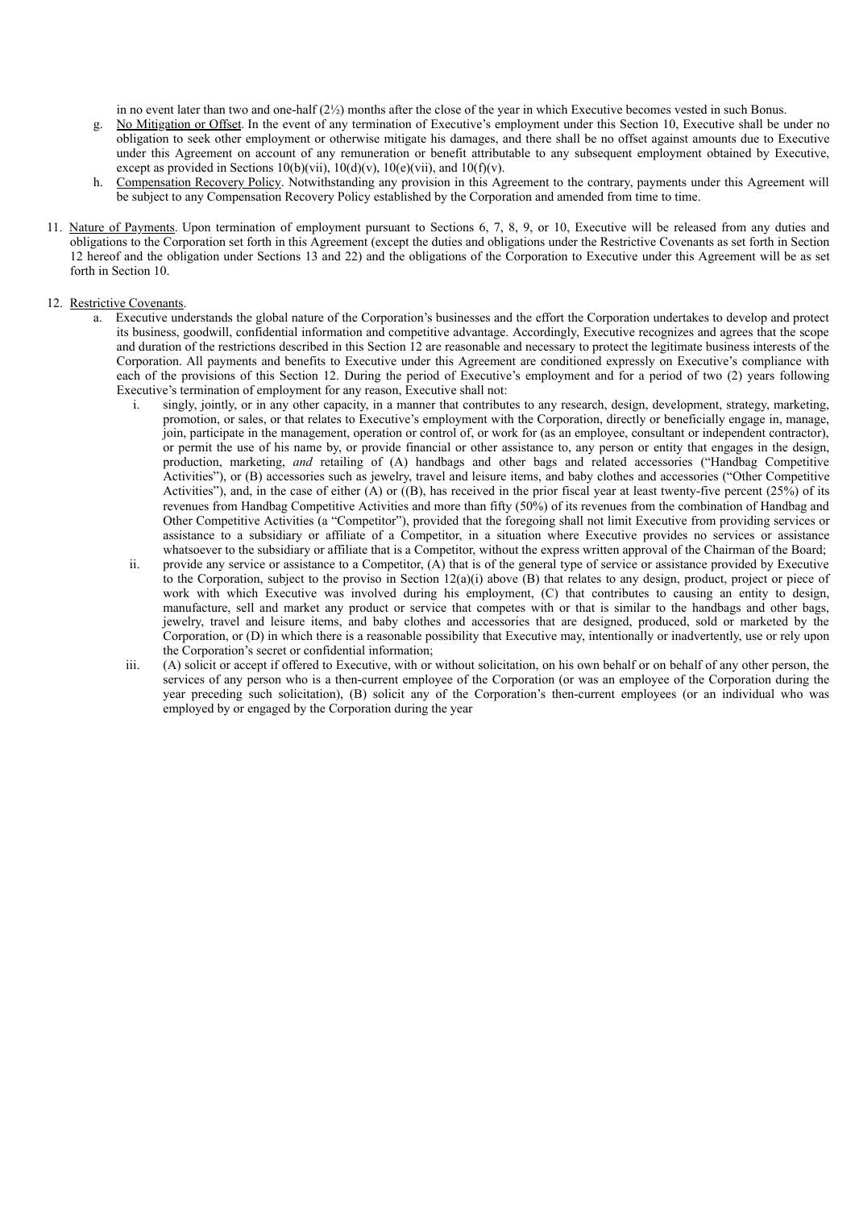in no event later than two and one-half (2½) months after the close of the year in which Executive becomes vested in such Bonus.

g. No Mitigation or Offset. In the event of any termination of Executive's employment under this Section 10, Executive shall be under no obligation to seek other employment or otherwise mitigate his damages, and there shall be no offset against amounts due to Executive under this Agreement on account of any remuneration or benefit attributable to any subsequent employment obtained by Executive, except as provided in Sections 10(b)(vii), 10(d)(v), 10(e)(vii), and 10(f)(v).

h. Compensation Recovery Policy. Notwithstanding any provision in this Agreement to the contrary, payments under this Agreement will be subject to any Compensation Recovery Policy established by the Corporation and amended from time to time.

11. Nature of Payments. Upon termination of employment pursuant to Sections 6, 7, 8, 9, or 10, Executive will be released from any duties and obligations to the Corporation set forth in this Agreement (except the duties and obligations under the Restrictive Covenants as set forth in Section 12 hereof and the obligation under Sections 13 and 22) and the obligations of the Corporation to Executive under this Agreement will be as set forth in Section 10.

12. Restrictive Covenants.

a. Executive understands the global nature of the Corporation's businesses and the effort the Corporation undertakes to develop and protect its business, goodwill, confidential information and competitive advantage. Accordingly, Executive recognizes and agrees that the scope and duration of the restrictions described in this Section 12 are reasonable and necessary to protect the legitimate business interests of the Corporation. All payments and benefits to Executive under this Agreement are conditioned expressly on Executive's compliance with each of the provisions of this Section 12. During the period of Executive's employment and for a period of two (2) years following Executive's termination of employment for any reason, Executive shall not:

i. singly, jointly, or in any other capacity, in a manner that contributes to any research, design, development, strategy, marketing, promotion, or sales, or that relates to Executive's employment with the Corporation, directly or beneficially engage in, manage, join, participate in the management, operation or control of, or work for (as an employee, consultant or independent contractor), or permit the use of his name by, or provide financial or other assistance to, any person or entity that engages in the design, production, marketing, *and* retailing of (A) handbags and other bags and related accessories ("Handbag Competitive Activities"), or (B) accessories such as jewelry, travel and leisure items, and baby clothes and accessories ("Other Competitive Activities"), and, in the case of either (A) or ((B), has received in the prior fiscal year at least twenty-five percent (25%) of its revenues from Handbag Competitive Activities and more than fifty (50%) of its revenues from the combination of Handbag and Other Competitive Activities (a "Competitor"), provided that the foregoing shall not limit Executive from providing services or assistance to a subsidiary or affiliate of a Competitor, in a situation where Executive provides no services or assistance whatsoever to the subsidiary or affiliate that is a Competitor, without the express written approval of the Chairman of the Board;

ii. provide any service or assistance to a Competitor, (A) that is of the general type of service or assistance provided by Executive to the Corporation, subject to the proviso in Section 12(a)(i) above (B) that relates to any design, product, project or piece of work with which Executive was involved during his employment, (C) that contributes to causing an entity to design, manufacture, sell and market any product or service that competes with or that is similar to the handbags and other bags, jewelry, travel and leisure items, and baby clothes and accessories that are designed, produced, sold or marketed by the Corporation, or (D) in which there is a reasonable possibility that Executive may, intentionally or inadvertently, use or rely upon the Corporation's secret or confidential information;

iii. (A) solicit or accept if offered to Executive, with or without solicitation, on his own behalf or on behalf of any other person, the services of any person who is a then-current employee of the Corporation (or was an employee of the Corporation during the year preceding such solicitation), (B) solicit any of the Corporation's then-current employees (or an individual who was employed by or engaged by the Corporation during the year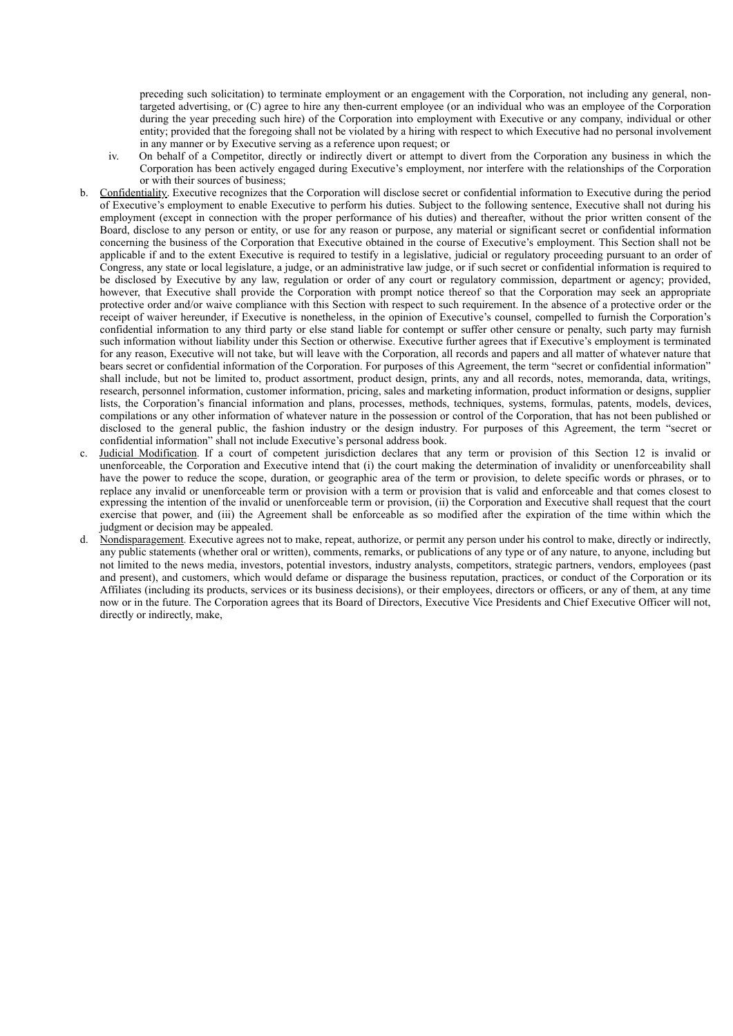preceding such solicitation) to terminate employment or an engagement with the Corporation, not including any general, non-targeted advertising, or (C) agree to hire any then-current employee (or an individual who was an employee of the Corporation during the year preceding such hire) of the Corporation into employment with Executive or any company, individual or other entity; provided that the foregoing shall not be violated by a hiring with respect to which Executive had no personal involvement in any manner or by Executive serving as a reference upon request; or

iv. On behalf of a Competitor, directly or indirectly divert or attempt to divert from the Corporation any business in which the Corporation has been actively engaged during Executive's employment, nor interfere with the relationships of the Corporation or with their sources of business;

b. Confidentiality. Executive recognizes that the Corporation will disclose secret or confidential information to Executive during the period of Executive's employment to enable Executive to perform his duties. Subject to the following sentence, Executive shall not during his employment (except in connection with the proper performance of his duties) and thereafter, without the prior written consent of the Board, disclose to any person or entity, or use for any reason or purpose, any material or significant secret or confidential information concerning the business of the Corporation that Executive obtained in the course of Executive's employment. This Section shall not be applicable if and to the extent Executive is required to testify in a legislative, judicial or regulatory proceeding pursuant to an order of Congress, any state or local legislature, a judge, or an administrative law judge, or if such secret or confidential information is required to be disclosed by Executive by any law, regulation or order of any court or regulatory commission, department or agency; provided, however, that Executive shall provide the Corporation with prompt notice thereof so that the Corporation may seek an appropriate protective order and/or waive compliance with this Section with respect to such requirement. In the absence of a protective order or the receipt of waiver hereunder, if Executive is nonetheless, in the opinion of Executive's counsel, compelled to furnish the Corporation's confidential information to any third party or else stand liable for contempt or suffer other censure or penalty, such party may furnish such information without liability under this Section or otherwise. Executive further agrees that if Executive's employment is terminated for any reason, Executive will not take, but will leave with the Corporation, all records and papers and all matter of whatever nature that bears secret or confidential information of the Corporation. For purposes of this Agreement, the term "secret or confidential information" shall include, but not be limited to, product assortment, product design, prints, any and all records, notes, memoranda, data, writings, research, personnel information, customer information, pricing, sales and marketing information, product information or designs, supplier lists, the Corporation's financial information and plans, processes, methods, techniques, systems, formulas, patents, models, devices, compilations or any other information of whatever nature in the possession or control of the Corporation, that has not been published or disclosed to the general public, the fashion industry or the design industry. For purposes of this Agreement, the term "secret or confidential information" shall not include Executive's personal address book.

c. Judicial Modification. If a court of competent jurisdiction declares that any term or provision of this Section 12 is invalid or unenforceable, the Corporation and Executive intend that (i) the court making the determination of invalidity or unenforceability shall have the power to reduce the scope, duration, or geographic area of the term or provision, to delete specific words or phrases, or to replace any invalid or unenforceable term or provision with a term or provision that is valid and enforceable and that comes closest to expressing the intention of the invalid or unenforceable term or provision, (ii) the Corporation and Executive shall request that the court exercise that power, and (iii) the Agreement shall be enforceable as so modified after the expiration of the time within which the judgment or decision may be appealed.

d. Nondisparagement. Executive agrees not to make, repeat, authorize, or permit any person under his control to make, directly or indirectly, any public statements (whether oral or written), comments, remarks, or publications of any type or of any nature, to anyone, including but not limited to the news media, investors, potential investors, industry analysts, competitors, strategic partners, vendors, employees (past and present), and customers, which would defame or disparage the business reputation, practices, or conduct of the Corporation or its Affiliates (including its products, services or its business decisions), or their employees, directors or officers, or any of them, at any time now or in the future. The Corporation agrees that its Board of Directors, Executive Vice Presidents and Chief Executive Officer will not, directly or indirectly, make,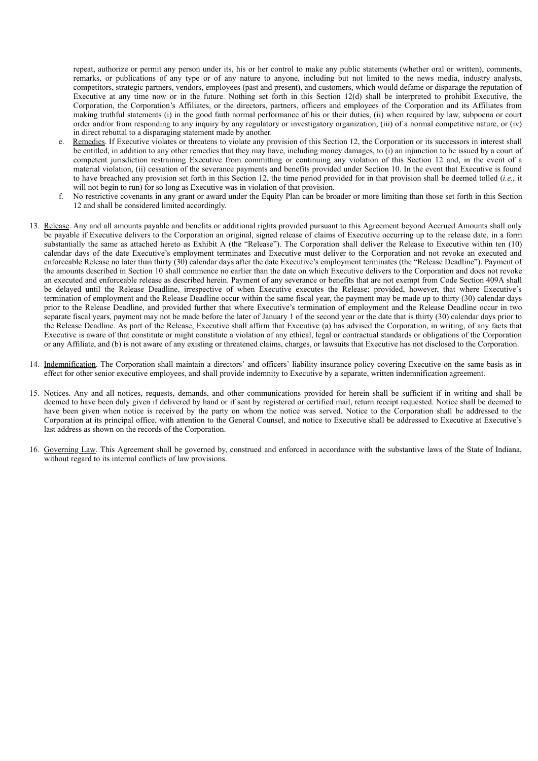repeat, authorize or permit any person under its, his or her control to make any public statements (whether oral or written), comments, remarks, or publications of any type or of any nature to anyone, including but not limited to the news media, industry analysts, competitors, strategic partners, vendors, employees (past and present), and customers, which would defame or disparage the reputation of Executive at any time now or in the future. Nothing set forth in this Section 12(d) shall be interpreted to prohibit Executive, the Corporation, the Corporation's Affiliates, or the directors, partners, officers and employees of the Corporation and its Affiliates from making truthful statements (i) in the good faith normal performance of his or their duties, (ii) when required by law, subpoena or court order and/or from responding to any inquiry by any regulatory or investigatory organization, (iii) of a normal competitive nature, or (iv) in direct rebuttal to a disparaging statement made by another.

e. Remedies. If Executive violates or threatens to violate any provision of this Section 12, the Corporation or its successors in interest shall be entitled, in addition to any other remedies that they may have, including money damages, to (i) an injunction to be issued by a court of competent jurisdiction restraining Executive from committing or continuing any violation of this Section 12 and, in the event of a material violation, (ii) cessation of the severance payments and benefits provided under Section 10. In the event that Executive is found to have breached any provision set forth in this Section 12, the time period provided for in that provision shall be deemed tolled (*i.e.*, it will not begin to run) for so long as Executive was in violation of that provision.

f. No restrictive covenants in any grant or award under the Equity Plan can be broader or more limiting than those set forth in this Section 12 and shall be considered limited accordingly.

13. Release. Any and all amounts payable and benefits or additional rights provided pursuant to this Agreement beyond Accrued Amounts shall only be payable if Executive delivers to the Corporation an original, signed release of claims of Executive occurring up to the release date, in a form substantially the same as attached hereto as Exhibit A (the "Release"). The Corporation shall deliver the Release to Executive within ten (10) calendar days of the date Executive's employment terminates and Executive must deliver to the Corporation and not revoke an executed and enforceable Release no later than thirty (30) calendar days after the date Executive's employment terminates (the "Release Deadline"). Payment of the amounts described in Section 10 shall commence no earlier than the date on which Executive delivers to the Corporation and does not revoke an executed and enforceable release as described herein. Payment of any severance or benefits that are not exempt from Code Section 409A shall be delayed until the Release Deadline, irrespective of when Executive executes the Release; provided, however, that where Executive's termination of employment and the Release Deadline occur within the same fiscal year, the payment may be made up to thirty (30) calendar days prior to the Release Deadline, and provided further that where Executive's termination of employment and the Release Deadline occur in two separate fiscal years, payment may not be made before the later of January 1 of the second year or the date that is thirty (30) calendar days prior to the Release Deadline. As part of the Release, Executive shall affirm that Executive (a) has advised the Corporation, in writing, of any facts that Executive is aware of that constitute or might constitute a violation of any ethical, legal or contractual standards or obligations of the Corporation or any Affiliate, and (b) is not aware of any existing or threatened claims, charges, or lawsuits that Executive has not disclosed to the Corporation.

14. Indemnification. The Corporation shall maintain a directors' and officers' liability insurance policy covering Executive on the same basis as in effect for other senior executive employees, and shall provide indemnity to Executive by a separate, written indemnification agreement.

15. Notices. Any and all notices, requests, demands, and other communications provided for herein shall be sufficient if in writing and shall be deemed to have been duly given if delivered by hand or if sent by registered or certified mail, return receipt requested. Notice shall be deemed to have been given when notice is received by the party on whom the notice was served. Notice to the Corporation shall be addressed to the Corporation at its principal office, with attention to the General Counsel, and notice to Executive shall be addressed to Executive at Executive's last address as shown on the records of the Corporation.

16. Governing Law. This Agreement shall be governed by, construed and enforced in accordance with the substantive laws of the State of Indiana, without regard to its internal conflicts of law provisions.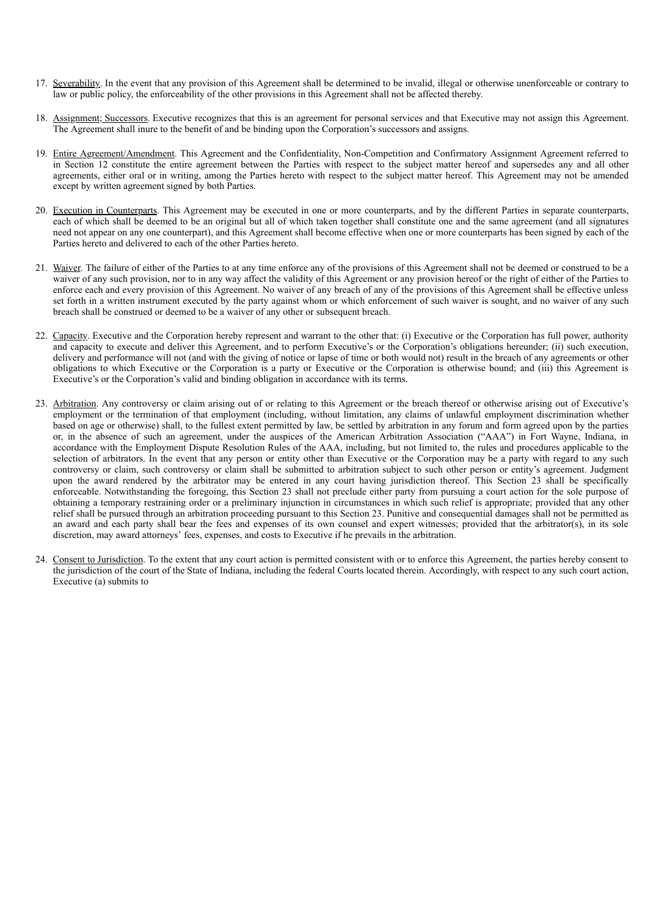17. Severability. In the event that any provision of this Agreement shall be determined to be invalid, illegal or otherwise unenforceable or contrary to law or public policy, the enforceability of the other provisions in this Agreement shall not be affected thereby.

18. Assignment; Successors. Executive recognizes that this is an agreement for personal services and that Executive may not assign this Agreement. The Agreement shall inure to the benefit of and be binding upon the Corporation's successors and assigns.

19. Entire Agreement/Amendment. This Agreement and the Confidentiality, Non-Competition and Confirmatory Assignment Agreement referred to in Section 12 constitute the entire agreement between the Parties with respect to the subject matter hereof and supersedes any and all other agreements, either oral or in writing, among the Parties hereto with respect to the subject matter hereof. This Agreement may not be amended except by written agreement signed by both Parties.

20. Execution in Counterparts. This Agreement may be executed in one or more counterparts, and by the different Parties in separate counterparts, each of which shall be deemed to be an original but all of which taken together shall constitute one and the same agreement (and all signatures need not appear on any one counterpart), and this Agreement shall become effective when one or more counterparts has been signed by each of the Parties hereto and delivered to each of the other Parties hereto.

21. Waiver. The failure of either of the Parties to at any time enforce any of the provisions of this Agreement shall not be deemed or construed to be a waiver of any such provision, nor to in any way affect the validity of this Agreement or any provision hereof or the right of either of the Parties to enforce each and every provision of this Agreement. No waiver of any breach of any of the provisions of this Agreement shall be effective unless set forth in a written instrument executed by the party against whom or which enforcement of such waiver is sought, and no waiver of any such breach shall be construed or deemed to be a waiver of any other or subsequent breach.

22. Capacity. Executive and the Corporation hereby represent and warrant to the other that: (i) Executive or the Corporation has full power, authority and capacity to execute and deliver this Agreement, and to perform Executive's or the Corporation's obligations hereunder; (ii) such execution, delivery and performance will not (and with the giving of notice or lapse of time or both would not) result in the breach of any agreements or other obligations to which Executive or the Corporation is a party or Executive or the Corporation is otherwise bound; and (iii) this Agreement is Executive's or the Corporation's valid and binding obligation in accordance with its terms.

23. Arbitration. Any controversy or claim arising out of or relating to this Agreement or the breach thereof or otherwise arising out of Executive's employment or the termination of that employment (including, without limitation, any claims of unlawful employment discrimination whether based on age or otherwise) shall, to the fullest extent permitted by law, be settled by arbitration in any forum and form agreed upon by the parties or, in the absence of such an agreement, under the auspices of the American Arbitration Association ("AAA") in Fort Wayne, Indiana, in accordance with the Employment Dispute Resolution Rules of the AAA, including, but not limited to, the rules and procedures applicable to the selection of arbitrators. In the event that any person or entity other than Executive or the Corporation may be a party with regard to any such controversy or claim, such controversy or claim shall be submitted to arbitration subject to such other person or entity's agreement. Judgment upon the award rendered by the arbitrator may be entered in any court having jurisdiction thereof. This Section 23 shall be specifically enforceable. Notwithstanding the foregoing, this Section 23 shall not preclude either party from pursuing a court action for the sole purpose of obtaining a temporary restraining order or a preliminary injunction in circumstances in which such relief is appropriate; provided that any other relief shall be pursued through an arbitration proceeding pursuant to this Section 23. Punitive and consequential damages shall not be permitted as an award and each party shall bear the fees and expenses of its own counsel and expert witnesses; provided that the arbitrator(s), in its sole discretion, may award attorneys' fees, expenses, and costs to Executive if he prevails in the arbitration.

24. Consent to Jurisdiction. To the extent that any court action is permitted consistent with or to enforce this Agreement, the parties hereby consent to the jurisdiction of the court of the State of Indiana, including the federal Courts located therein. Accordingly, with respect to any such court action, Executive (a) submits to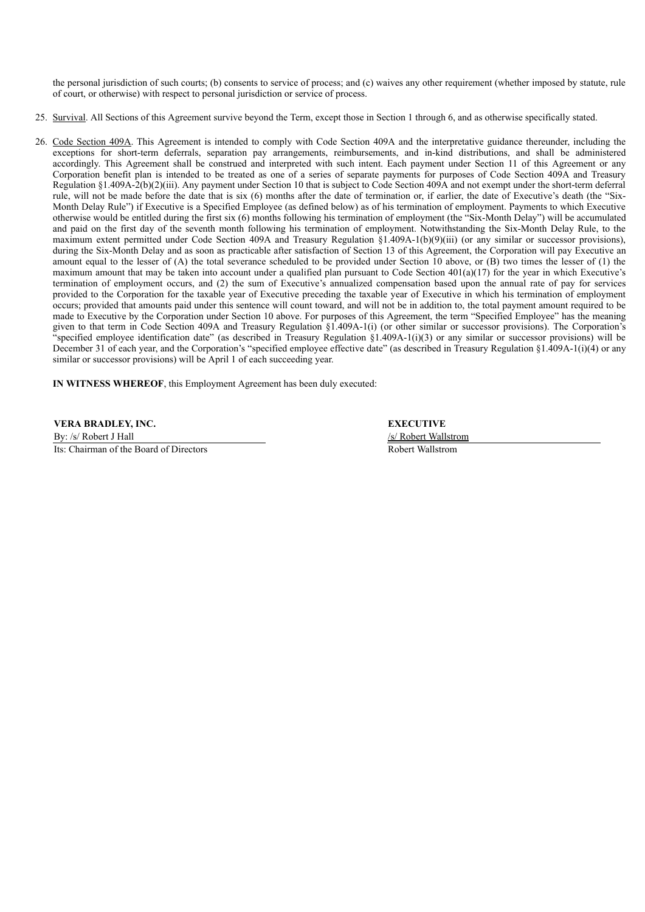the personal jurisdiction of such courts; (b) consents to service of process; and (c) waives any other requirement (whether imposed by statute, rule of court, or otherwise) with respect to personal jurisdiction or service of process.

25. Survival. All Sections of this Agreement survive beyond the Term, except those in Section 1 through 6, and as otherwise specifically stated.

26. Code Section 409A. This Agreement is intended to comply with Code Section 409A and the interpretative guidance thereunder, including the exceptions for short-term deferrals, separation pay arrangements, reimbursements, and in-kind distributions, and shall be administered accordingly. This Agreement shall be construed and interpreted with such intent. Each payment under Section 11 of this Agreement or any Corporation benefit plan is intended to be treated as one of a series of separate payments for purposes of Code Section 409A and Treasury Regulation §1.409A-2(b)(2)(iii). Any payment under Section 10 that is subject to Code Section 409A and not exempt under the short-term deferral rule, will not be made before the date that is six (6) months after the date of termination or, if earlier, the date of Executive's death (the "Six-Month Delay Rule") if Executive is a Specified Employee (as defined below) as of his termination of employment. Payments to which Executive otherwise would be entitled during the first six (6) months following his termination of employment (the "Six-Month Delay") will be accumulated and paid on the first day of the seventh month following his termination of employment. Notwithstanding the Six-Month Delay Rule, to the maximum extent permitted under Code Section 409A and Treasury Regulation §1.409A-1(b)(9)(iii) (or any similar or successor provisions), during the Six-Month Delay and as soon as practicable after satisfaction of Section 13 of this Agreement, the Corporation will pay Executive an amount equal to the lesser of (A) the total severance scheduled to be provided under Section 10 above, or (B) two times the lesser of (1) the maximum amount that may be taken into account under a qualified plan pursuant to Code Section 401(a)(17) for the year in which Executive's termination of employment occurs, and (2) the sum of Executive's annualized compensation based upon the annual rate of pay for services provided to the Corporation for the taxable year of Executive preceding the taxable year of Executive in which his termination of employment occurs; provided that amounts paid under this sentence will count toward, and will not be in addition to, the total payment amount required to be made to Executive by the Corporation under Section 10 above. For purposes of this Agreement, the term "Specified Employee" has the meaning given to that term in Code Section 409A and Treasury Regulation §1.409A-1(i) (or other similar or successor provisions). The Corporation's "specified employee identification date" (as described in Treasury Regulation §1.409A-1(i)(3) or any similar or successor provisions) will be December 31 of each year, and the Corporation's "specified employee effective date" (as described in Treasury Regulation §1.409A-1(i)(4) or any similar or successor provisions) will be April 1 of each succeeding year.

**IN WITNESS WHEREOF**, this Employment Agreement has been duly executed:

| **VERA BRADLEY, INC.** | **EXECUTIVE** |
|---|---|
| By: /s/ Robert J Hall | /s/ Robert Wallstrom |
| Its: Chairman of the Board of Directors | Robert Wallstrom |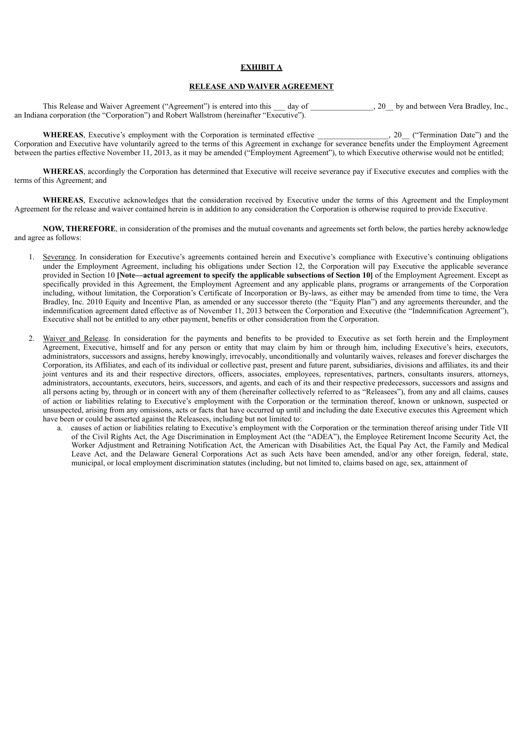**EXHIBIT A**

**RELEASE AND WAIVER AGREEMENT**

This Release and Waiver Agreement ("Agreement") is entered into this ___ day of _______________, 20__ by and between Vera Bradley, Inc., an Indiana corporation (the "Corporation") and Robert Wallstrom (hereinafter "Executive").

**WHEREAS**, Executive's employment with the Corporation is terminated effective _________________, 20__ ("Termination Date") and the Corporation and Executive have voluntarily agreed to the terms of this Agreement in exchange for severance benefits under the Employment Agreement between the parties effective November 11, 2013, as it may be amended ("Employment Agreement"), to which Executive otherwise would not be entitled;

**WHEREAS**, accordingly the Corporation has determined that Executive will receive severance pay if Executive executes and complies with the terms of this Agreement; and

**WHEREAS**, Executive acknowledges that the consideration received by Executive under the terms of this Agreement and the Employment Agreement for the release and waiver contained herein is in addition to any consideration the Corporation is otherwise required to provide Executive.

**NOW, THEREFORE**, in consideration of the promises and the mutual covenants and agreements set forth below, the parties hereby acknowledge and agree as follows:

1. Severance. In consideration for Executive's agreements contained herein and Executive's compliance with Executive's continuing obligations under the Employment Agreement, including his obligations under Section 12, the Corporation will pay Executive the applicable severance provided in Section 10 **[Note—actual agreement to specify the applicable subsections of Section 10]** of the Employment Agreement. Except as specifically provided in this Agreement, the Employment Agreement and any applicable plans, programs or arrangements of the Corporation including, without limitation, the Corporation's Certificate of Incorporation or By-laws, as either may be amended from time to time, the Vera Bradley, Inc. 2010 Equity and Incentive Plan, as amended or any successor thereto (the "Equity Plan") and any agreements thereunder, and the indemnification agreement dated effective as of November 11, 2013 between the Corporation and Executive (the "Indemnification Agreement"), Executive shall not be entitled to any other payment, benefits or other consideration from the Corporation.

2. Waiver and Release. In consideration for the payments and benefits to be provided to Executive as set forth herein and the Employment Agreement, Executive, himself and for any person or entity that may claim by him or through him, including Executive's heirs, executors, administrators, successors and assigns, hereby knowingly, irrevocably, unconditionally and voluntarily waives, releases and forever discharges the Corporation, its Affiliates, and each of its individual or collective past, present and future parent, subsidiaries, divisions and affiliates, its and their joint ventures and its and their respective directors, officers, associates, employees, representatives, partners, consultants insurers, attorneys, administrators, accountants, executors, heirs, successors, and agents, and each of its and their respective predecessors, successors and assigns and all persons acting by, through or in concert with any of them (hereinafter collectively referred to as "Releasees"), from any and all claims, causes of action or liabilities relating to Executive's employment with the Corporation or the termination thereof, known or unknown, suspected or unsuspected, arising from any omissions, acts or facts that have occurred up until and including the date Executive executes this Agreement which have been or could be asserted against the Releasees, including but not limited to:
   a. causes of action or liabilities relating to Executive's employment with the Corporation or the termination thereof arising under Title VII of the Civil Rights Act, the Age Discrimination in Employment Act (the "ADEA"), the Employee Retirement Income Security Act, the Worker Adjustment and Retraining Notification Act, the American with Disabilities Act, the Equal Pay Act, the Family and Medical Leave Act, and the Delaware General Corporations Act as such Acts have been amended, and/or any other foreign, federal, state, municipal, or local employment discrimination statutes (including, but not limited to, claims based on age, sex, attainment of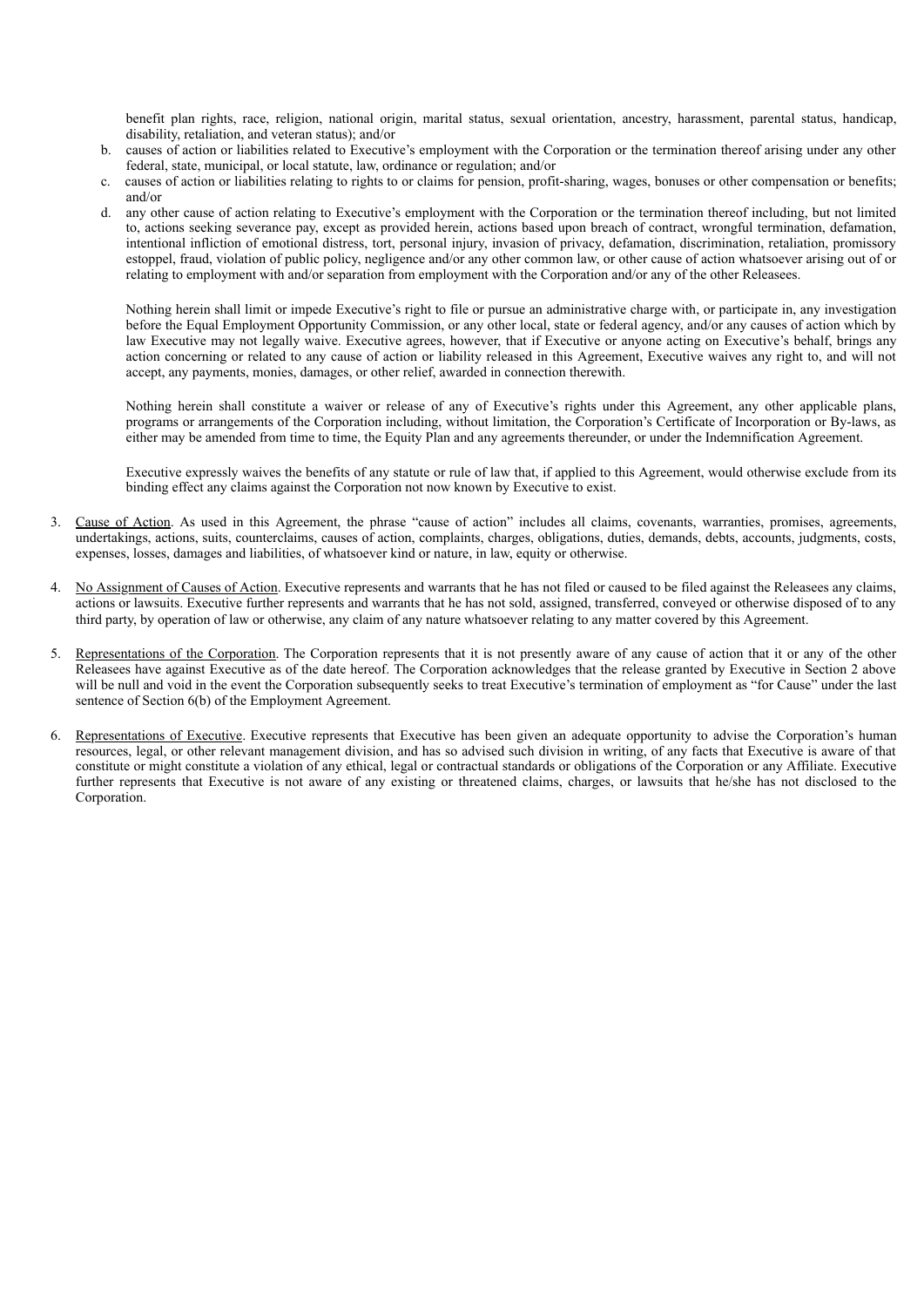benefit plan rights, race, religion, national origin, marital status, sexual orientation, ancestry, harassment, parental status, handicap, disability, retaliation, and veteran status); and/or

b. causes of action or liabilities related to Executive's employment with the Corporation or the termination thereof arising under any other federal, state, municipal, or local statute, law, ordinance or regulation; and/or

c. causes of action or liabilities relating to rights to or claims for pension, profit-sharing, wages, bonuses or other compensation or benefits; and/or

d. any other cause of action relating to Executive's employment with the Corporation or the termination thereof including, but not limited to, actions seeking severance pay, except as provided herein, actions based upon breach of contract, wrongful termination, defamation, intentional infliction of emotional distress, tort, personal injury, invasion of privacy, defamation, discrimination, retaliation, promissory estoppel, fraud, violation of public policy, negligence and/or any other common law, or other cause of action whatsoever arising out of or relating to employment with and/or separation from employment with the Corporation and/or any of the other Releasees.

Nothing herein shall limit or impede Executive's right to file or pursue an administrative charge with, or participate in, any investigation before the Equal Employment Opportunity Commission, or any other local, state or federal agency, and/or any causes of action which by law Executive may not legally waive. Executive agrees, however, that if Executive or anyone acting on Executive's behalf, brings any action concerning or related to any cause of action or liability released in this Agreement, Executive waives any right to, and will not accept, any payments, monies, damages, or other relief, awarded in connection therewith.

Nothing herein shall constitute a waiver or release of any of Executive's rights under this Agreement, any other applicable plans, programs or arrangements of the Corporation including, without limitation, the Corporation's Certificate of Incorporation or By-laws, as either may be amended from time to time, the Equity Plan and any agreements thereunder, or under the Indemnification Agreement.

Executive expressly waives the benefits of any statute or rule of law that, if applied to this Agreement, would otherwise exclude from its binding effect any claims against the Corporation not now known by Executive to exist.

3. Cause of Action. As used in this Agreement, the phrase "cause of action" includes all claims, covenants, warranties, promises, agreements, undertakings, actions, suits, counterclaims, causes of action, complaints, charges, obligations, duties, demands, debts, accounts, judgments, costs, expenses, losses, damages and liabilities, of whatsoever kind or nature, in law, equity or otherwise.

4. No Assignment of Causes of Action. Executive represents and warrants that he has not filed or caused to be filed against the Releasees any claims, actions or lawsuits. Executive further represents and warrants that he has not sold, assigned, transferred, conveyed or otherwise disposed of to any third party, by operation of law or otherwise, any claim of any nature whatsoever relating to any matter covered by this Agreement.

5. Representations of the Corporation. The Corporation represents that it is not presently aware of any cause of action that it or any of the other Releasees have against Executive as of the date hereof. The Corporation acknowledges that the release granted by Executive in Section 2 above will be null and void in the event the Corporation subsequently seeks to treat Executive's termination of employment as "for Cause" under the last sentence of Section 6(b) of the Employment Agreement.

6. Representations of Executive. Executive represents that Executive has been given an adequate opportunity to advise the Corporation's human resources, legal, or other relevant management division, and has so advised such division in writing, of any facts that Executive is aware of that constitute or might constitute a violation of any ethical, legal or contractual standards or obligations of the Corporation or any Affiliate. Executive further represents that Executive is not aware of any existing or threatened claims, charges, or lawsuits that he/she has not disclosed to the Corporation.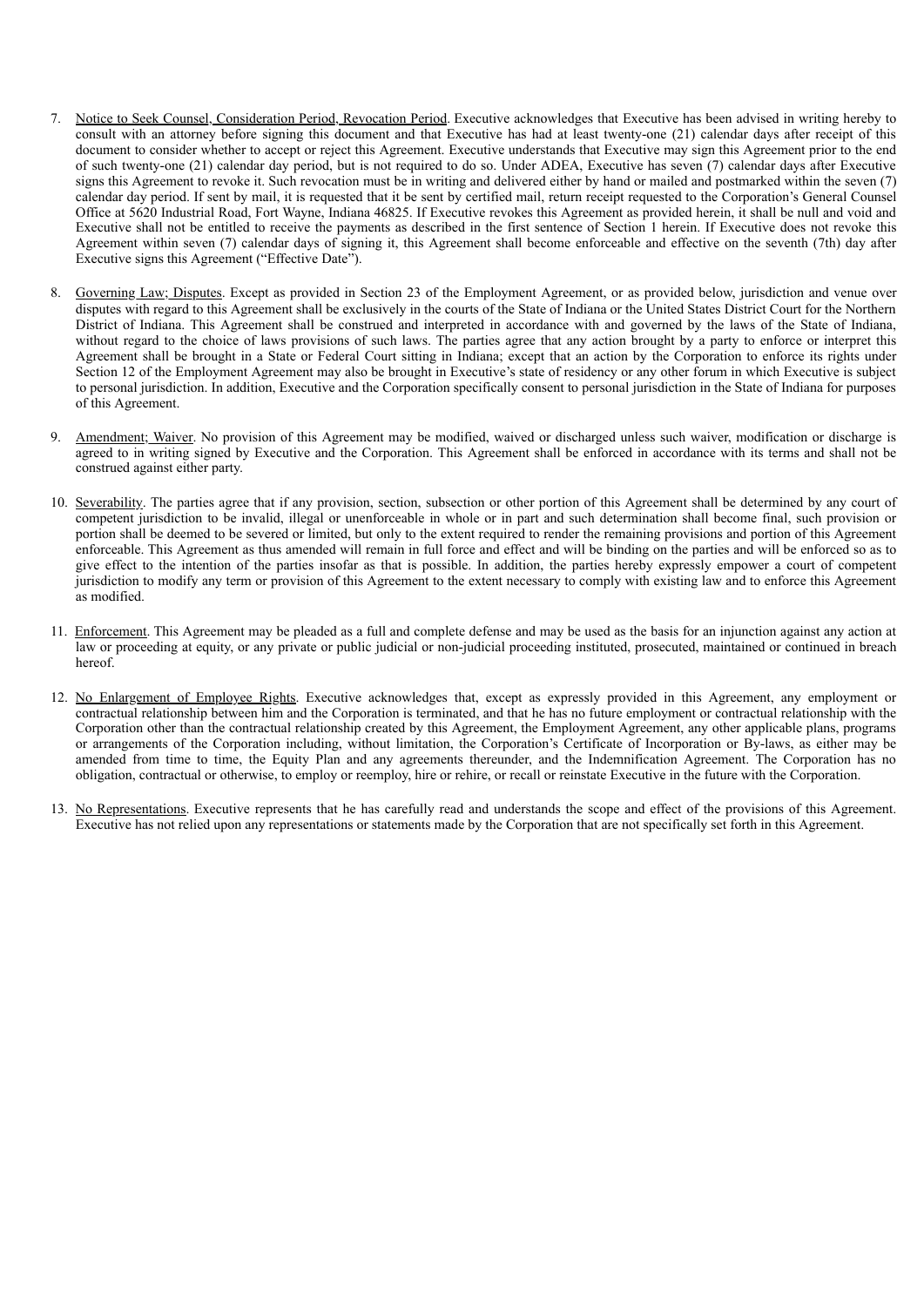7. Notice to Seek Counsel, Consideration Period, Revocation Period. Executive acknowledges that Executive has been advised in writing hereby to consult with an attorney before signing this document and that Executive has had at least twenty-one (21) calendar days after receipt of this document to consider whether to accept or reject this Agreement. Executive understands that Executive may sign this Agreement prior to the end of such twenty-one (21) calendar day period, but is not required to do so. Under ADEA, Executive has seven (7) calendar days after Executive signs this Agreement to revoke it. Such revocation must be in writing and delivered either by hand or mailed and postmarked within the seven (7) calendar day period. If sent by mail, it is requested that it be sent by certified mail, return receipt requested to the Corporation's General Counsel Office at 5620 Industrial Road, Fort Wayne, Indiana 46825. If Executive revokes this Agreement as provided herein, it shall be null and void and Executive shall not be entitled to receive the payments as described in the first sentence of Section 1 herein. If Executive does not revoke this Agreement within seven (7) calendar days of signing it, this Agreement shall become enforceable and effective on the seventh (7th) day after Executive signs this Agreement ("Effective Date").

8. Governing Law; Disputes. Except as provided in Section 23 of the Employment Agreement, or as provided below, jurisdiction and venue over disputes with regard to this Agreement shall be exclusively in the courts of the State of Indiana or the United States District Court for the Northern District of Indiana. This Agreement shall be construed and interpreted in accordance with and governed by the laws of the State of Indiana, without regard to the choice of laws provisions of such laws. The parties agree that any action brought by a party to enforce or interpret this Agreement shall be brought in a State or Federal Court sitting in Indiana; except that an action by the Corporation to enforce its rights under Section 12 of the Employment Agreement may also be brought in Executive's state of residency or any other forum in which Executive is subject to personal jurisdiction. In addition, Executive and the Corporation specifically consent to personal jurisdiction in the State of Indiana for purposes of this Agreement.

9. Amendment; Waiver. No provision of this Agreement may be modified, waived or discharged unless such waiver, modification or discharge is agreed to in writing signed by Executive and the Corporation. This Agreement shall be enforced in accordance with its terms and shall not be construed against either party.

10. Severability. The parties agree that if any provision, section, subsection or other portion of this Agreement shall be determined by any court of competent jurisdiction to be invalid, illegal or unenforceable in whole or in part and such determination shall become final, such provision or portion shall be deemed to be severed or limited, but only to the extent required to render the remaining provisions and portion of this Agreement enforceable. This Agreement as thus amended will remain in full force and effect and will be binding on the parties and will be enforced so as to give effect to the intention of the parties insofar as that is possible. In addition, the parties hereby expressly empower a court of competent jurisdiction to modify any term or provision of this Agreement to the extent necessary to comply with existing law and to enforce this Agreement as modified.

11. Enforcement. This Agreement may be pleaded as a full and complete defense and may be used as the basis for an injunction against any action at law or proceeding at equity, or any private or public judicial or non-judicial proceeding instituted, prosecuted, maintained or continued in breach hereof.

12. No Enlargement of Employee Rights. Executive acknowledges that, except as expressly provided in this Agreement, any employment or contractual relationship between him and the Corporation is terminated, and that he has no future employment or contractual relationship with the Corporation other than the contractual relationship created by this Agreement, the Employment Agreement, any other applicable plans, programs or arrangements of the Corporation including, without limitation, the Corporation's Certificate of Incorporation or By-laws, as either may be amended from time to time, the Equity Plan and any agreements thereunder, and the Indemnification Agreement. The Corporation has no obligation, contractual or otherwise, to employ or reemploy, hire or rehire, or recall or reinstate Executive in the future with the Corporation.

13. No Representations. Executive represents that he has carefully read and understands the scope and effect of the provisions of this Agreement. Executive has not relied upon any representations or statements made by the Corporation that are not specifically set forth in this Agreement.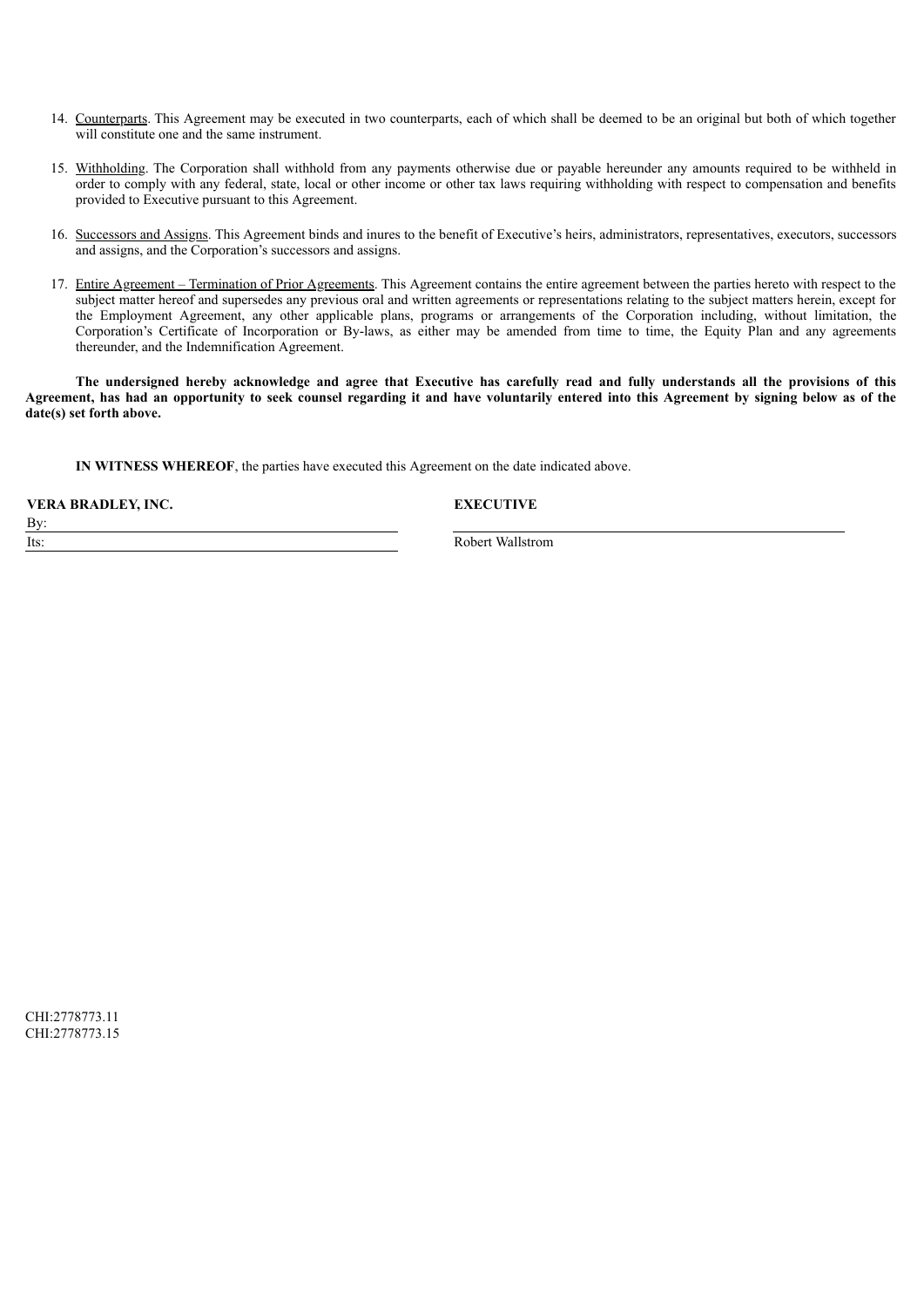14. Counterparts. This Agreement may be executed in two counterparts, each of which shall be deemed to be an original but both of which together will constitute one and the same instrument.

15. Withholding. The Corporation shall withhold from any payments otherwise due or payable hereunder any amounts required to be withheld in order to comply with any federal, state, local or other income or other tax laws requiring withholding with respect to compensation and benefits provided to Executive pursuant to this Agreement.

16. Successors and Assigns. This Agreement binds and inures to the benefit of Executive's heirs, administrators, representatives, executors, successors and assigns, and the Corporation's successors and assigns.

17. Entire Agreement – Termination of Prior Agreements. This Agreement contains the entire agreement between the parties hereto with respect to the subject matter hereof and supersedes any previous oral and written agreements or representations relating to the subject matters herein, except for the Employment Agreement, any other applicable plans, programs or arrangements of the Corporation including, without limitation, the Corporation's Certificate of Incorporation or By-laws, as either may be amended from time to time, the Equity Plan and any agreements thereunder, and the Indemnification Agreement.

**The undersigned hereby acknowledge and agree that Executive has carefully read and fully understands all the provisions of this Agreement, has had an opportunity to seek counsel regarding it and have voluntarily entered into this Agreement by signing below as of the date(s) set forth above.**

**IN WITNESS WHEREOF**, the parties have executed this Agreement on the date indicated above.

| **VERA BRADLEY, INC.** | **EXECUTIVE** |
|---|---|
| By: _______________________ | _______________________ |
| Its: _______________________ | Robert Wallstrom |

CHI:2778773.11
CHI:2778773.15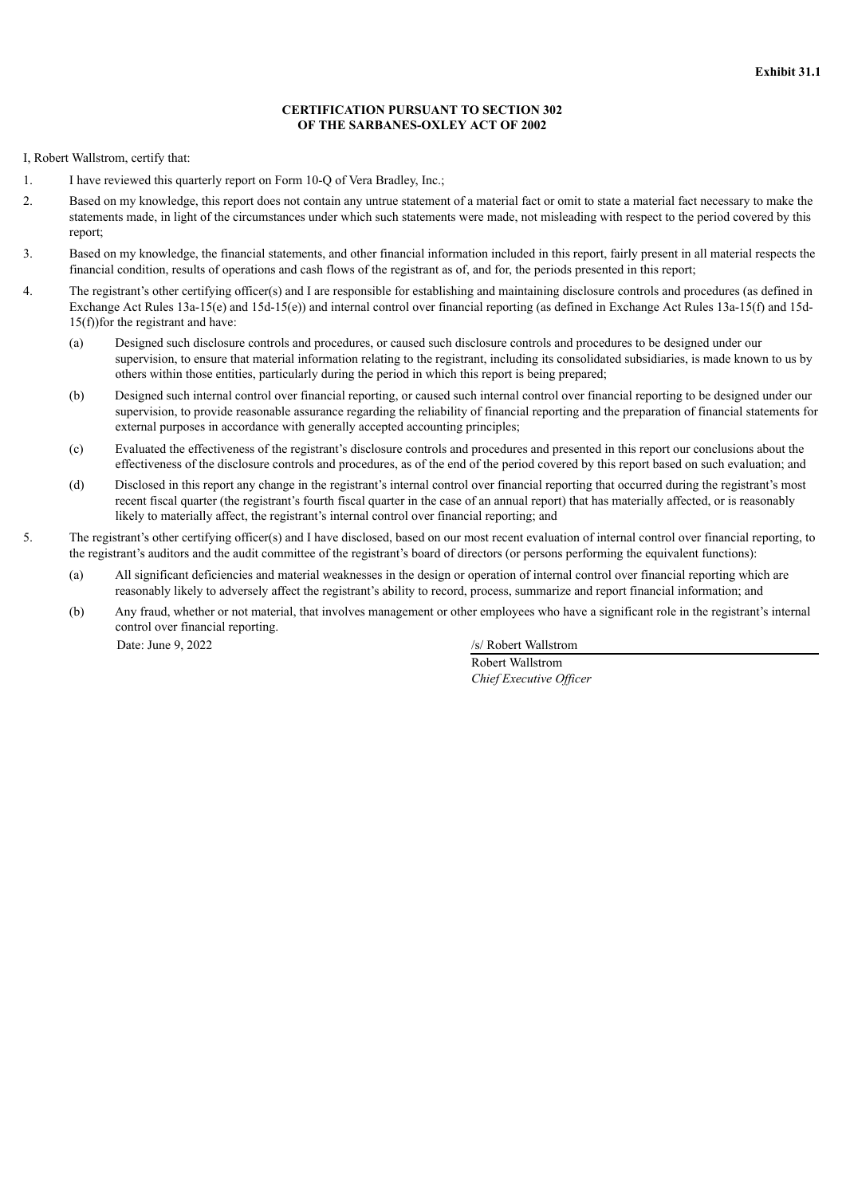**Exhibit 31.1**

**CERTIFICATION PURSUANT TO SECTION 302
OF THE SARBANES-OXLEY ACT OF 2002**

I, Robert Wallstrom, certify that:

1. I have reviewed this quarterly report on Form 10-Q of Vera Bradley, Inc.;
2. Based on my knowledge, this report does not contain any untrue statement of a material fact or omit to state a material fact necessary to make the statements made, in light of the circumstances under which such statements were made, not misleading with respect to the period covered by this report;
3. Based on my knowledge, the financial statements, and other financial information included in this report, fairly present in all material respects the financial condition, results of operations and cash flows of the registrant as of, and for, the periods presented in this report;
4. The registrant's other certifying officer(s) and I are responsible for establishing and maintaining disclosure controls and procedures (as defined in Exchange Act Rules 13a-15(e) and 15d-15(e)) and internal control over financial reporting (as defined in Exchange Act Rules 13a-15(f) and 15d-15(f))for the registrant and have:
   (a) Designed such disclosure controls and procedures, or caused such disclosure controls and procedures to be designed under our supervision, to ensure that material information relating to the registrant, including its consolidated subsidiaries, is made known to us by others within those entities, particularly during the period in which this report is being prepared;
   (b) Designed such internal control over financial reporting, or caused such internal control over financial reporting to be designed under our supervision, to provide reasonable assurance regarding the reliability of financial reporting and the preparation of financial statements for external purposes in accordance with generally accepted accounting principles;
   (c) Evaluated the effectiveness of the registrant's disclosure controls and procedures and presented in this report our conclusions about the effectiveness of the disclosure controls and procedures, as of the end of the period covered by this report based on such evaluation; and
   (d) Disclosed in this report any change in the registrant's internal control over financial reporting that occurred during the registrant's most recent fiscal quarter (the registrant's fourth fiscal quarter in the case of an annual report) that has materially affected, or is reasonably likely to materially affect, the registrant's internal control over financial reporting; and
5. The registrant's other certifying officer(s) and I have disclosed, based on our most recent evaluation of internal control over financial reporting, to the registrant's auditors and the audit committee of the registrant's board of directors (or persons performing the equivalent functions):
   (a) All significant deficiencies and material weaknesses in the design or operation of internal control over financial reporting which are reasonably likely to adversely affect the registrant's ability to record, process, summarize and report financial information; and
   (b) Any fraud, whether or not material, that involves management or other employees who have a significant role in the registrant's internal control over financial reporting.

Date: June 9, 2022

/s/ Robert Wallstrom
Robert Wallstrom
*Chief Executive Officer*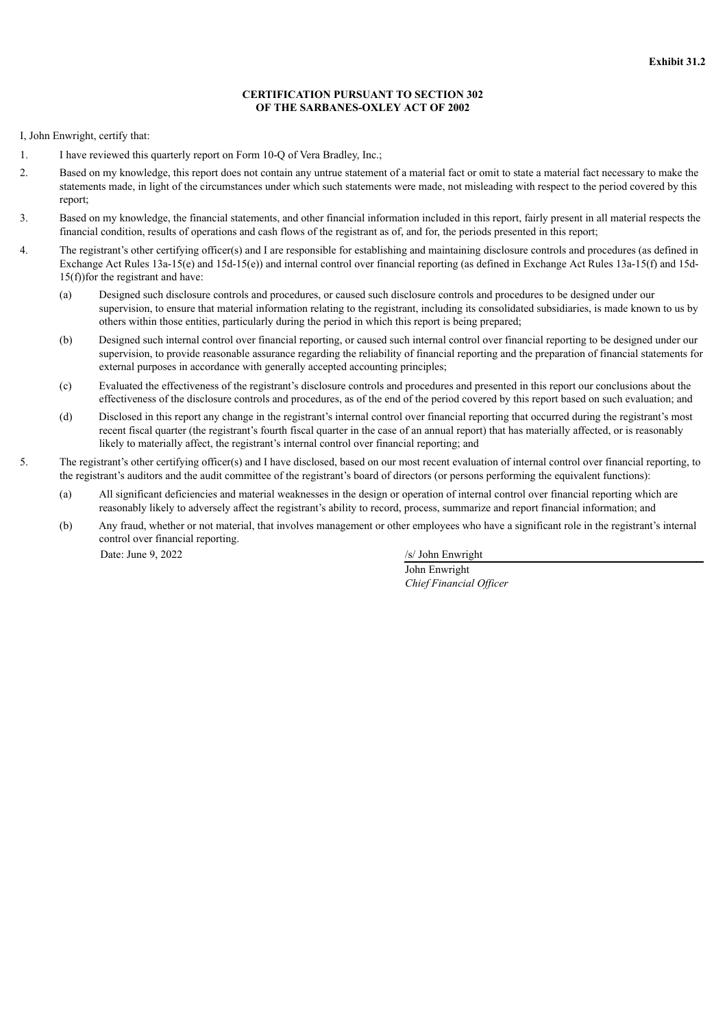**Exhibit 31.2**

**CERTIFICATION PURSUANT TO SECTION 302**
**OF THE SARBANES-OXLEY ACT OF 2002**

I, John Enwright, certify that:

1. I have reviewed this quarterly report on Form 10-Q of Vera Bradley, Inc.;

2. Based on my knowledge, this report does not contain any untrue statement of a material fact or omit to state a material fact necessary to make the statements made, in light of the circumstances under which such statements were made, not misleading with respect to the period covered by this report;

3. Based on my knowledge, the financial statements, and other financial information included in this report, fairly present in all material respects the financial condition, results of operations and cash flows of the registrant as of, and for, the periods presented in this report;

4. The registrant's other certifying officer(s) and I are responsible for establishing and maintaining disclosure controls and procedures (as defined in Exchange Act Rules 13a-15(e) and 15d-15(e)) and internal control over financial reporting (as defined in Exchange Act Rules 13a-15(f) and 15d-15(f))for the registrant and have:

   (a) Designed such disclosure controls and procedures, or caused such disclosure controls and procedures to be designed under our supervision, to ensure that material information relating to the registrant, including its consolidated subsidiaries, is made known to us by others within those entities, particularly during the period in which this report is being prepared;

   (b) Designed such internal control over financial reporting, or caused such internal control over financial reporting to be designed under our supervision, to provide reasonable assurance regarding the reliability of financial reporting and the preparation of financial statements for external purposes in accordance with generally accepted accounting principles;

   (c) Evaluated the effectiveness of the registrant's disclosure controls and procedures and presented in this report our conclusions about the effectiveness of the disclosure controls and procedures, as of the end of the period covered by this report based on such evaluation; and

   (d) Disclosed in this report any change in the registrant's internal control over financial reporting that occurred during the registrant's most recent fiscal quarter (the registrant's fourth fiscal quarter in the case of an annual report) that has materially affected, or is reasonably likely to materially affect, the registrant's internal control over financial reporting; and

5. The registrant's other certifying officer(s) and I have disclosed, based on our most recent evaluation of internal control over financial reporting, to the registrant's auditors and the audit committee of the registrant's board of directors (or persons performing the equivalent functions):

   (a) All significant deficiencies and material weaknesses in the design or operation of internal control over financial reporting which are reasonably likely to adversely affect the registrant's ability to record, process, summarize and report financial information; and

   (b) Any fraud, whether or not material, that involves management or other employees who have a significant role in the registrant's internal control over financial reporting.

Date: June 9, 2022

/s/ John Enwright

John Enwright
*Chief Financial Officer*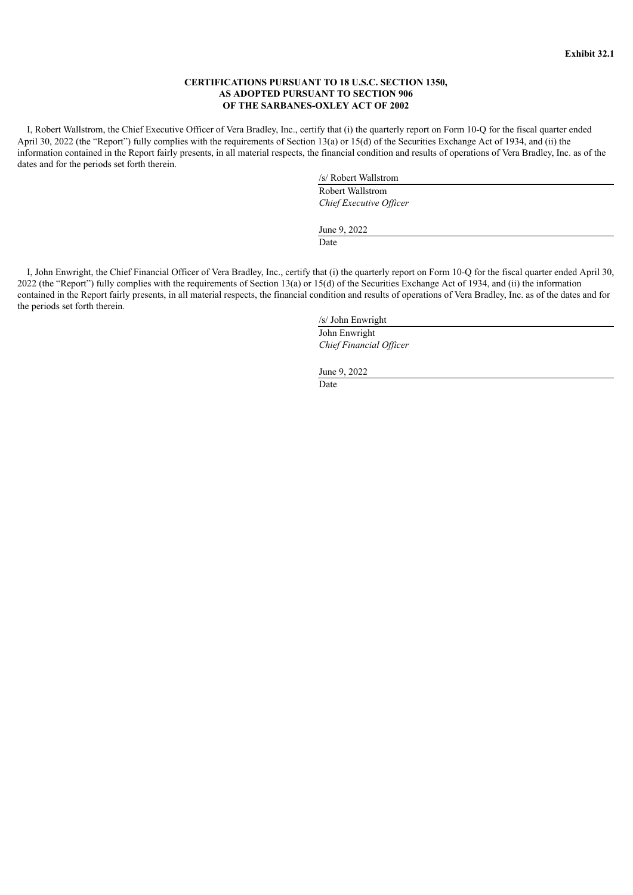**Exhibit 32.1**

**CERTIFICATIONS PURSUANT TO 18 U.S.C. SECTION 1350,
AS ADOPTED PURSUANT TO SECTION 906
OF THE SARBANES-OXLEY ACT OF 2002**

I, Robert Wallstrom, the Chief Executive Officer of Vera Bradley, Inc., certify that (i) the quarterly report on Form 10-Q for the fiscal quarter ended April 30, 2022 (the "Report") fully complies with the requirements of Section 13(a) or 15(d) of the Securities Exchange Act of 1934, and (ii) the information contained in the Report fairly presents, in all material respects, the financial condition and results of operations of Vera Bradley, Inc. as of the dates and for the periods set forth therein.

/s/ Robert Wallstrom

Robert Wallstrom
*Chief Executive Officer*

June 9, 2022

Date

I, John Enwright, the Chief Financial Officer of Vera Bradley, Inc., certify that (i) the quarterly report on Form 10-Q for the fiscal quarter ended April 30, 2022 (the "Report") fully complies with the requirements of Section 13(a) or 15(d) of the Securities Exchange Act of 1934, and (ii) the information contained in the Report fairly presents, in all material respects, the financial condition and results of operations of Vera Bradley, Inc. as of the dates and for the periods set forth therein.

/s/ John Enwright

John Enwright
*Chief Financial Officer*

June 9, 2022

Date